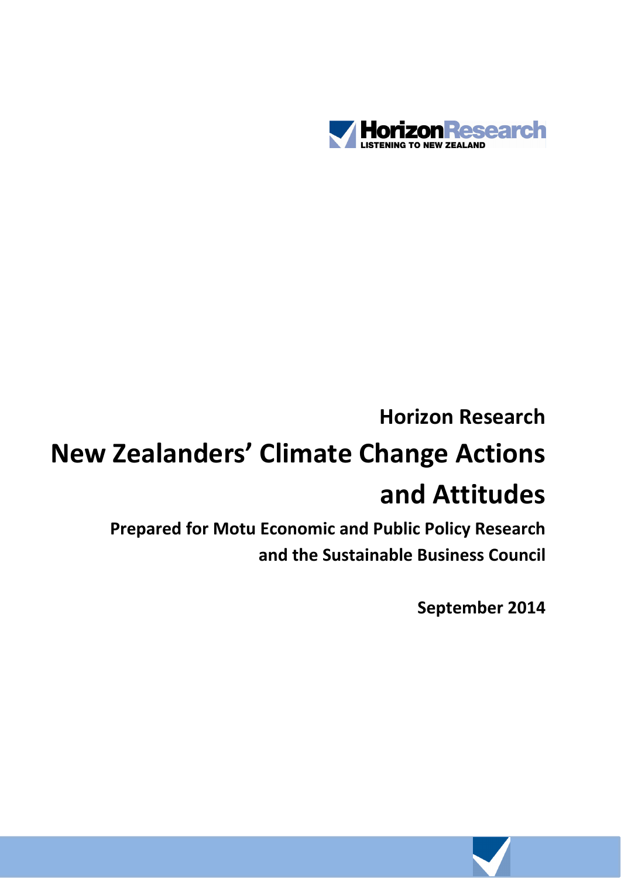Horizon Research

# New Zealanders' Climate Change Actions and Attitudes

**Prepared for Motu Economic and Public Policy Research and the Sustainable Business Council**

**September 2014**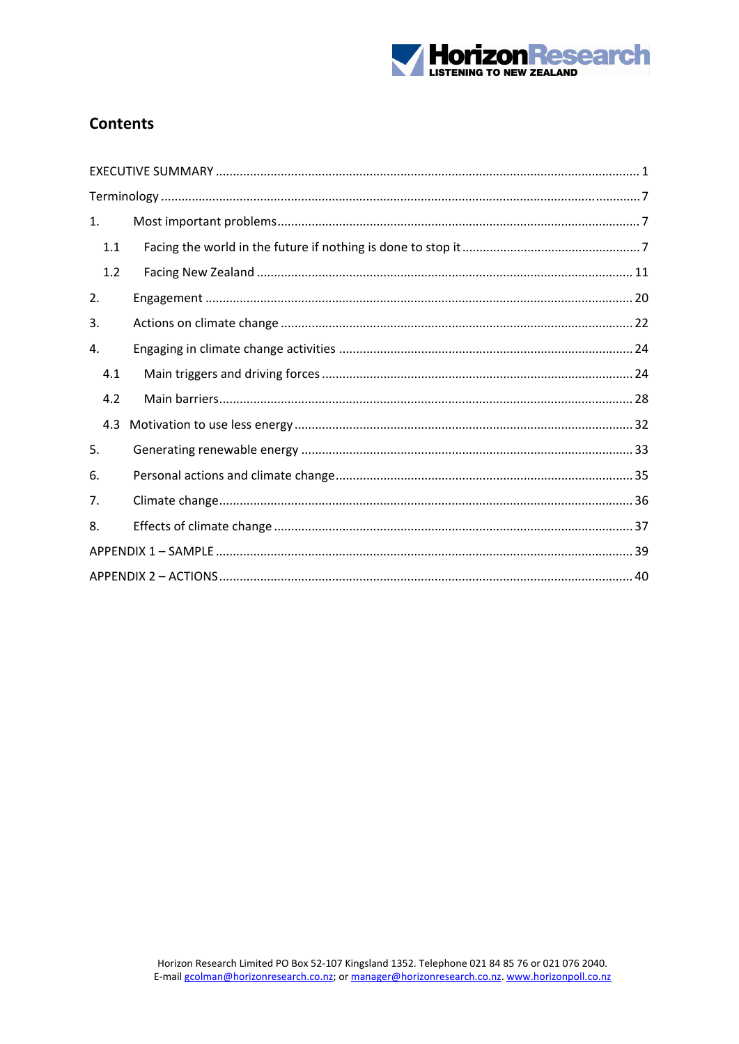## Contents

EXECUTIVE SUMMARY ..... 1

Terminology ..... 7

1. Most important problems ..... 7
   - 1.1 Facing the world in the future if nothing is done to stop it ..... 7
   - 1.2 Facing New Zealand ..... 11
2. Engagement ..... 20
3. Actions on climate change ..... 22
4. Engaging in climate change activities ..... 24
   - 4.1 Main triggers and driving forces ..... 24
   - 4.2 Main barriers ..... 28
   - 4.3 Motivation to use less energy ..... 32
5. Generating renewable energy ..... 33
6. Personal actions and climate change ..... 35
7. Climate change ..... 36
8. Effects of climate change ..... 37

APPENDIX 1 – SAMPLE ..... 39

APPENDIX 2 – ACTIONS ..... 40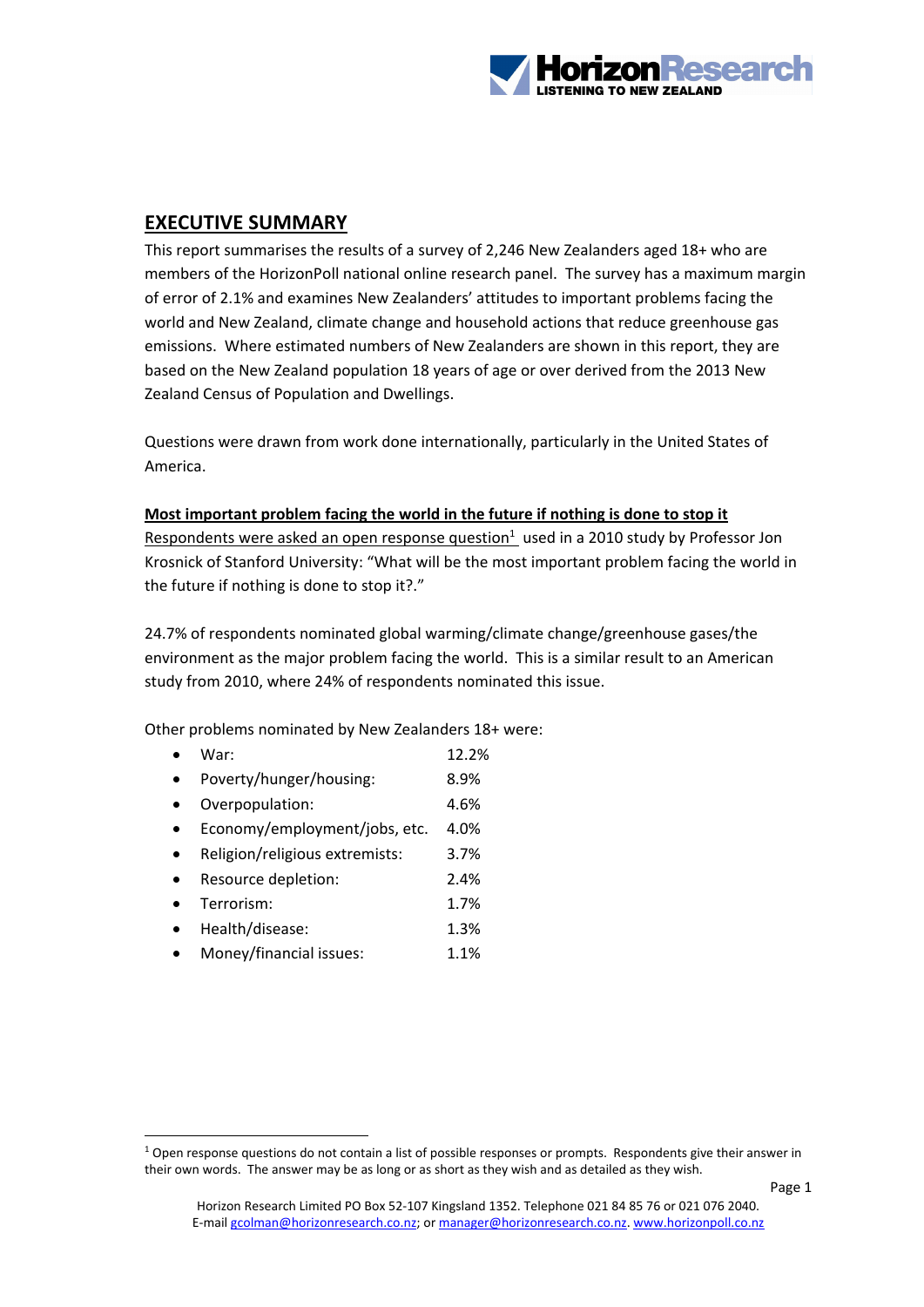## EXECUTIVE SUMMARY

This report summarises the results of a survey of 2,246 New Zealanders aged 18+ who are members of the HorizonPoll national online research panel. The survey has a maximum margin of error of 2.1% and examines New Zealanders' attitudes to important problems facing the world and New Zealand, climate change and household actions that reduce greenhouse gas emissions. Where estimated numbers of New Zealanders are shown in this report, they are based on the New Zealand population 18 years of age or over derived from the 2013 New Zealand Census of Population and Dwellings.

Questions were drawn from work done internationally, particularly in the United States of America.

**Most important problem facing the world in the future if nothing is done to stop it**

Respondents were asked an open response question[1] used in a 2010 study by Professor Jon Krosnick of Stanford University: "What will be the most important problem facing the world in the future if nothing is done to stop it?."

24.7% of respondents nominated global warming/climate change/greenhouse gases/the environment as the major problem facing the world. This is a similar result to an American study from 2010, where 24% of respondents nominated this issue.

Other problems nominated by New Zealanders 18+ were:

- War: 12.2%
- Poverty/hunger/housing: 8.9%
- Overpopulation: 4.6%
- Economy/employment/jobs, etc. 4.0%
- Religion/religious extremists: 3.7%
- Resource depletion: 2.4%
- Terrorism: 1.7%
- Health/disease: 1.3%
- Money/financial issues: 1.1%

[1] Open response questions do not contain a list of possible responses or prompts. Respondents give their answer in their own words. The answer may be as long or as short as they wish and as detailed as they wish.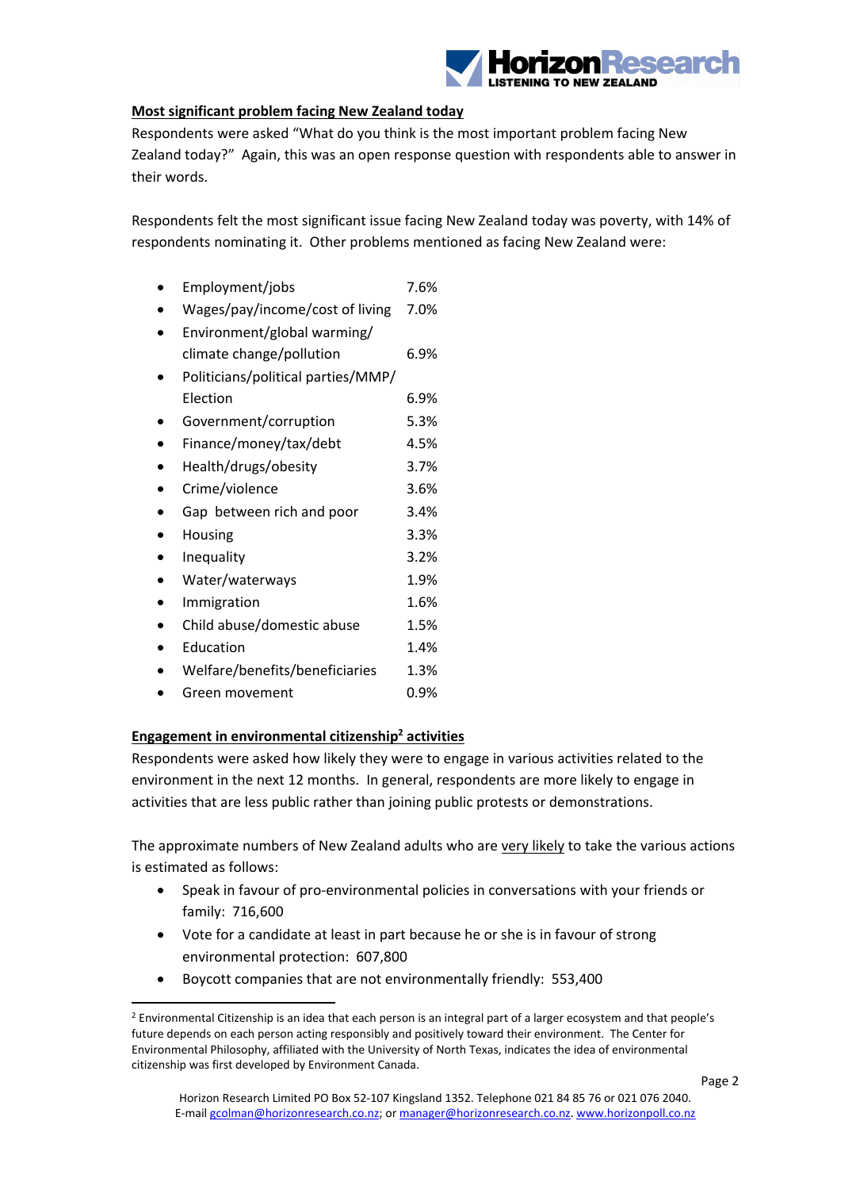## Most significant problem facing New Zealand today

Respondents were asked "What do you think is the most important problem facing New Zealand today?" Again, this was an open response question with respondents able to answer in their words.

Respondents felt the most significant issue facing New Zealand today was poverty, with 14% of respondents nominating it. Other problems mentioned as facing New Zealand were:

- Employment/jobs 7.6%
- Wages/pay/income/cost of living 7.0%
- Environment/global warming/ climate change/pollution 6.9%
- Politicians/political parties/MMP/ Election 6.9%
- Government/corruption 5.3%
- Finance/money/tax/debt 4.5%
- Health/drugs/obesity 3.7%
- Crime/violence 3.6%
- Gap between rich and poor 3.4%
- Housing 3.3%
- Inequality 3.2%
- Water/waterways 1.9%
- Immigration 1.6%
- Child abuse/domestic abuse 1.5%
- Education 1.4%
- Welfare/benefits/beneficiaries 1.3%
- Green movement 0.9%

## Engagement in environmental citizenship[2] activities

Respondents were asked how likely they were to engage in various activities related to the environment in the next 12 months. In general, respondents are more likely to engage in activities that are less public rather than joining public protests or demonstrations.

The approximate numbers of New Zealand adults who are very likely to take the various actions is estimated as follows:

- Speak in favour of pro-environmental policies in conversations with your friends or family: 716,600
- Vote for a candidate at least in part because he or she is in favour of strong environmental protection: 607,800
- Boycott companies that are not environmentally friendly: 553,400

[2] Environmental Citizenship is an idea that each person is an integral part of a larger ecosystem and that people's future depends on each person acting responsibly and positively toward their environment. The Center for Environmental Philosophy, affiliated with the University of North Texas, indicates the idea of environmental citizenship was first developed by Environment Canada.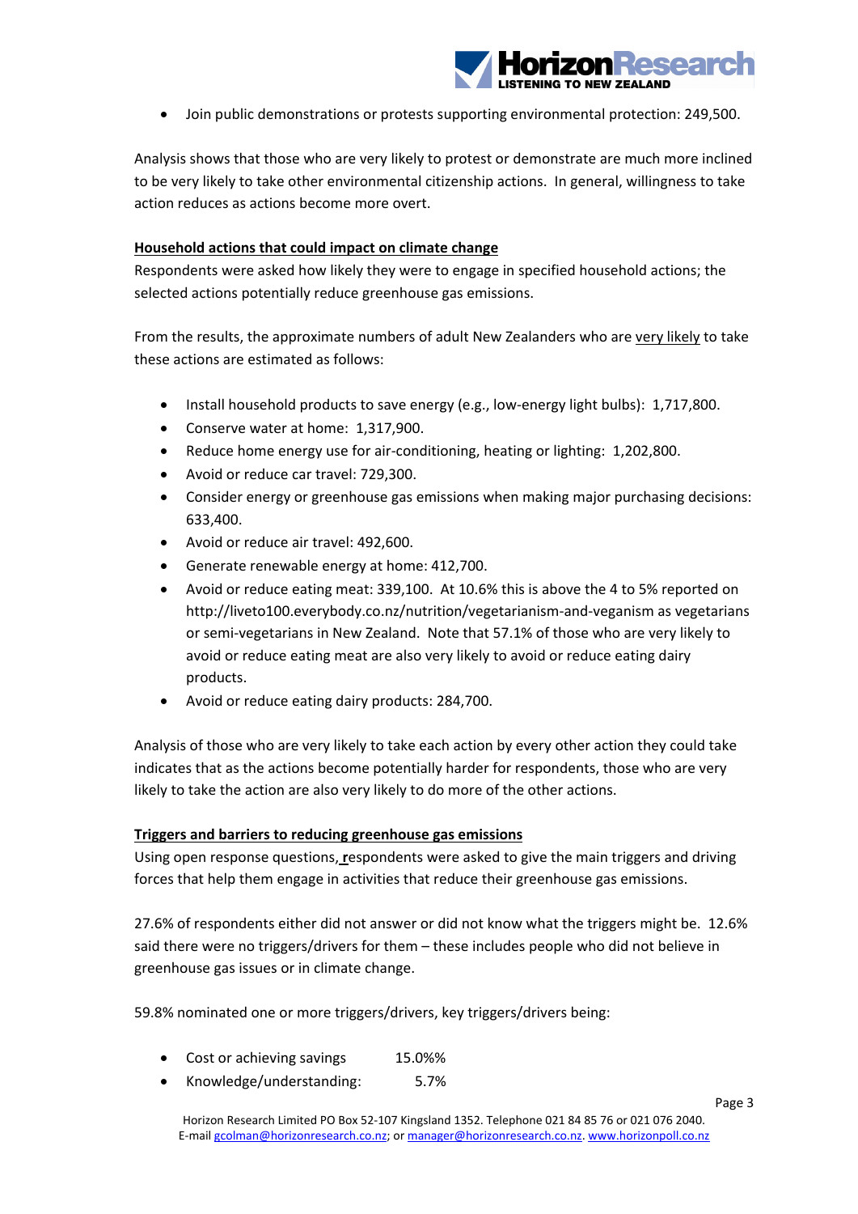- Join public demonstrations or protests supporting environmental protection: 249,500.

Analysis shows that those who are very likely to protest or demonstrate are much more inclined to be very likely to take other environmental citizenship actions. In general, willingness to take action reduces as actions become more overt.

**Household actions that could impact on climate change**

Respondents were asked how likely they were to engage in specified household actions; the selected actions potentially reduce greenhouse gas emissions.

From the results, the approximate numbers of adult New Zealanders who are very likely to take these actions are estimated as follows:

- Install household products to save energy (e.g., low-energy light bulbs): 1,717,800.
- Conserve water at home: 1,317,900.
- Reduce home energy use for air-conditioning, heating or lighting: 1,202,800.
- Avoid or reduce car travel: 729,300.
- Consider energy or greenhouse gas emissions when making major purchasing decisions: 633,400.
- Avoid or reduce air travel: 492,600.
- Generate renewable energy at home: 412,700.
- Avoid or reduce eating meat: 339,100. At 10.6% this is above the 4 to 5% reported on http://liveto100.everybody.co.nz/nutrition/vegetarianism-and-veganism as vegetarians or semi-vegetarians in New Zealand. Note that 57.1% of those who are very likely to avoid or reduce eating meat are also very likely to avoid or reduce eating dairy products.
- Avoid or reduce eating dairy products: 284,700.

Analysis of those who are very likely to take each action by every other action they could take indicates that as the actions become potentially harder for respondents, those who are very likely to take the action are also very likely to do more of the other actions.

**Triggers and barriers to reducing greenhouse gas emissions**

Using open response questions, respondents were asked to give the main triggers and driving forces that help them engage in activities that reduce their greenhouse gas emissions.

27.6% of respondents either did not answer or did not know what the triggers might be. 12.6% said there were no triggers/drivers for them – these includes people who did not believe in greenhouse gas issues or in climate change.

59.8% nominated one or more triggers/drivers, key triggers/drivers being:

- Cost or achieving savings 15.0%%
- Knowledge/understanding: 5.7%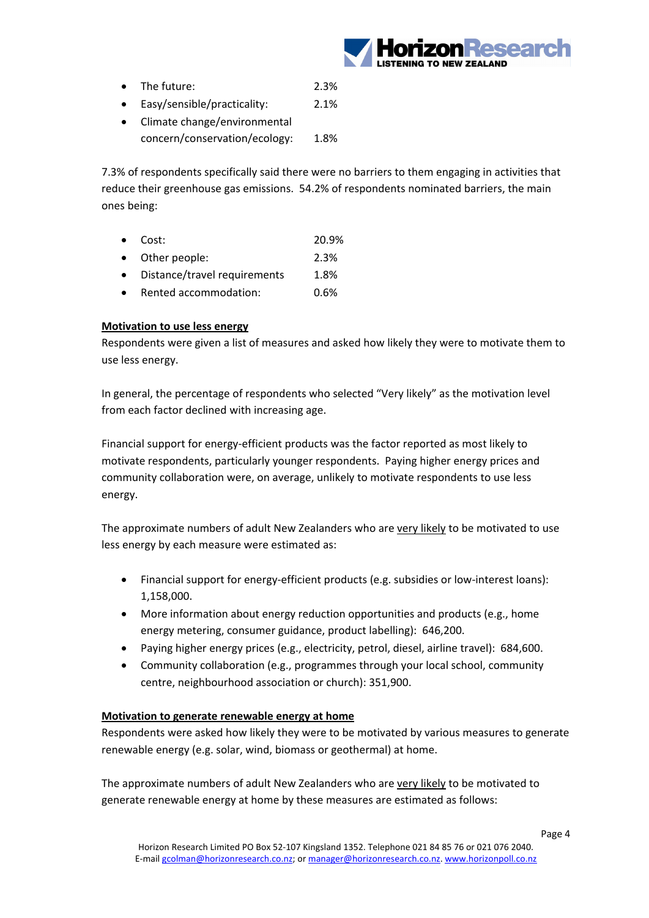- The future: 2.3%
- Easy/sensible/practicality: 2.1%
- Climate change/environmental concern/conservation/ecology: 1.8%

7.3% of respondents specifically said there were no barriers to them engaging in activities that reduce their greenhouse gas emissions. 54.2% of respondents nominated barriers, the main ones being:

- Cost: 20.9%
- Other people: 2.3%
- Distance/travel requirements 1.8%
- Rented accommodation: 0.6%

**Motivation to use less energy**

Respondents were given a list of measures and asked how likely they were to motivate them to use less energy.

In general, the percentage of respondents who selected "Very likely" as the motivation level from each factor declined with increasing age.

Financial support for energy-efficient products was the factor reported as most likely to motivate respondents, particularly younger respondents. Paying higher energy prices and community collaboration were, on average, unlikely to motivate respondents to use less energy.

The approximate numbers of adult New Zealanders who are very likely to be motivated to use less energy by each measure were estimated as:

- Financial support for energy-efficient products (e.g. subsidies or low-interest loans): 1,158,000.
- More information about energy reduction opportunities and products (e.g., home energy metering, consumer guidance, product labelling): 646,200.
- Paying higher energy prices (e.g., electricity, petrol, diesel, airline travel): 684,600.
- Community collaboration (e.g., programmes through your local school, community centre, neighbourhood association or church): 351,900.

**Motivation to generate renewable energy at home**

Respondents were asked how likely they were to be motivated by various measures to generate renewable energy (e.g. solar, wind, biomass or geothermal) at home.

The approximate numbers of adult New Zealanders who are very likely to be motivated to generate renewable energy at home by these measures are estimated as follows: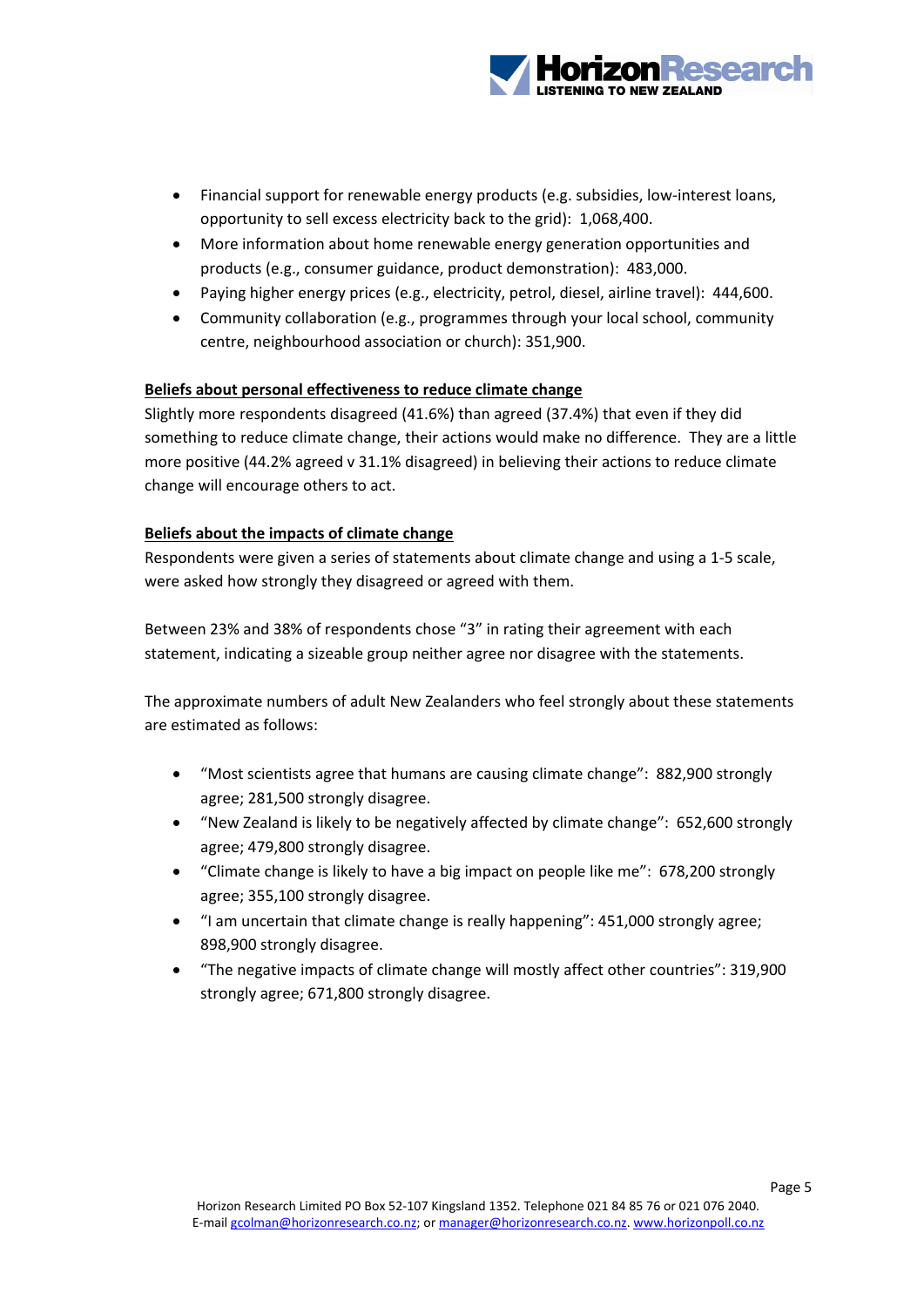- Financial support for renewable energy products (e.g. subsidies, low-interest loans, opportunity to sell excess electricity back to the grid): 1,068,400.
- More information about home renewable energy generation opportunities and products (e.g., consumer guidance, product demonstration): 483,000.
- Paying higher energy prices (e.g., electricity, petrol, diesel, airline travel): 444,600.
- Community collaboration (e.g., programmes through your local school, community centre, neighbourhood association or church): 351,900.

**Beliefs about personal effectiveness to reduce climate change**

Slightly more respondents disagreed (41.6%) than agreed (37.4%) that even if they did something to reduce climate change, their actions would make no difference. They are a little more positive (44.2% agreed v 31.1% disagreed) in believing their actions to reduce climate change will encourage others to act.

**Beliefs about the impacts of climate change**

Respondents were given a series of statements about climate change and using a 1-5 scale, were asked how strongly they disagreed or agreed with them.

Between 23% and 38% of respondents chose "3" in rating their agreement with each statement, indicating a sizeable group neither agree nor disagree with the statements.

The approximate numbers of adult New Zealanders who feel strongly about these statements are estimated as follows:

- "Most scientists agree that humans are causing climate change": 882,900 strongly agree; 281,500 strongly disagree.
- "New Zealand is likely to be negatively affected by climate change": 652,600 strongly agree; 479,800 strongly disagree.
- "Climate change is likely to have a big impact on people like me": 678,200 strongly agree; 355,100 strongly disagree.
- "I am uncertain that climate change is really happening": 451,000 strongly agree; 898,900 strongly disagree.
- "The negative impacts of climate change will mostly affect other countries": 319,900 strongly agree; 671,800 strongly disagree.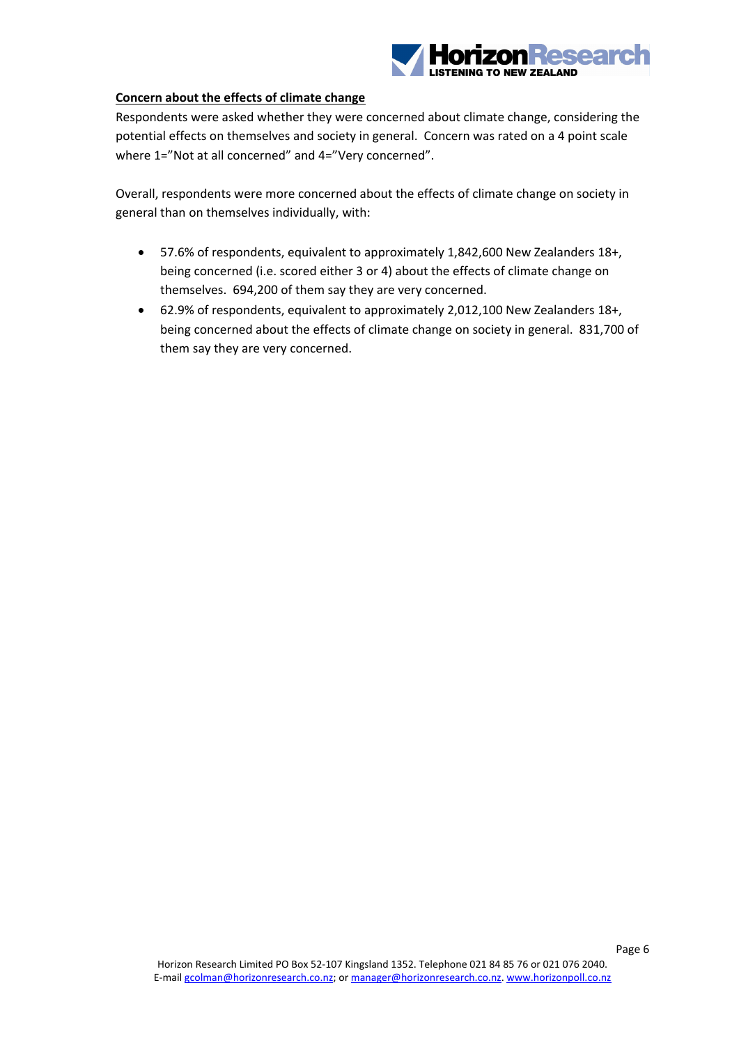**Concern about the effects of climate change**

Respondents were asked whether they were concerned about climate change, considering the potential effects on themselves and society in general. Concern was rated on a 4 point scale where 1="Not at all concerned" and 4="Very concerned".

Overall, respondents were more concerned about the effects of climate change on society in general than on themselves individually, with:

- 57.6% of respondents, equivalent to approximately 1,842,600 New Zealanders 18+, being concerned (i.e. scored either 3 or 4) about the effects of climate change on themselves. 694,200 of them say they are very concerned.
- 62.9% of respondents, equivalent to approximately 2,012,100 New Zealanders 18+, being concerned about the effects of climate change on society in general. 831,700 of them say they are very concerned.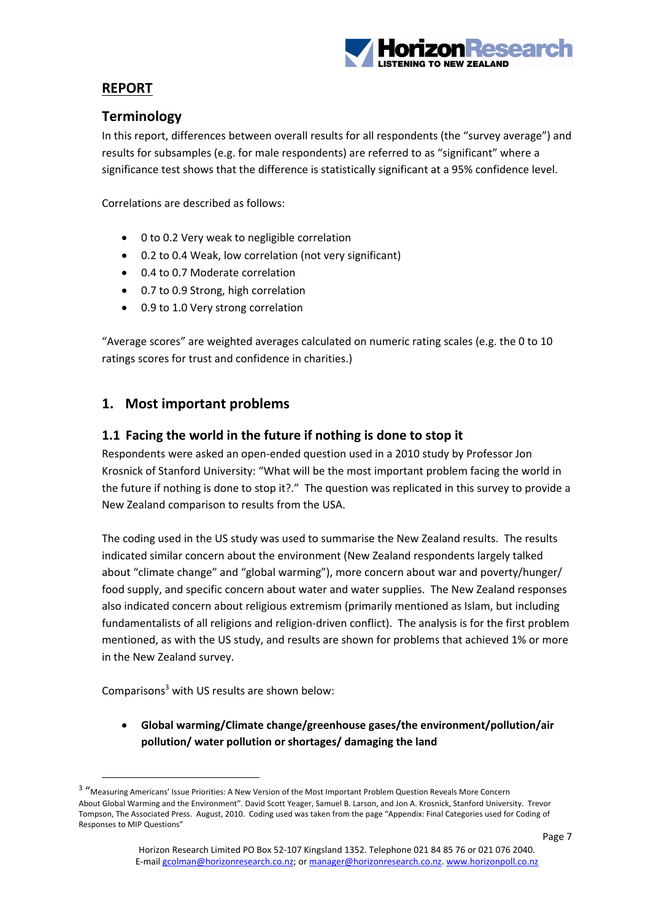## REPORT

### Terminology

In this report, differences between overall results for all respondents (the "survey average") and results for subsamples (e.g. for male respondents) are referred to as "significant" where a significance test shows that the difference is statistically significant at a 95% confidence level.

Correlations are described as follows:

- 0 to 0.2 Very weak to negligible correlation
- 0.2 to 0.4 Weak, low correlation (not very significant)
- 0.4 to 0.7 Moderate correlation
- 0.7 to 0.9 Strong, high correlation
- 0.9 to 1.0 Very strong correlation

"Average scores" are weighted averages calculated on numeric rating scales (e.g. the 0 to 10 ratings scores for trust and confidence in charities.)

## 1. Most important problems

### 1.1 Facing the world in the future if nothing is done to stop it

Respondents were asked an open-ended question used in a 2010 study by Professor Jon Krosnick of Stanford University: "What will be the most important problem facing the world in the future if nothing is done to stop it?." The question was replicated in this survey to provide a New Zealand comparison to results from the USA.

The coding used in the US study was used to summarise the New Zealand results. The results indicated similar concern about the environment (New Zealand respondents largely talked about "climate change" and "global warming"), more concern about war and poverty/hunger/ food supply, and specific concern about water and water supplies. The New Zealand responses also indicated concern about religious extremism (primarily mentioned as Islam, but including fundamentalists of all religions and religion-driven conflict). The analysis is for the first problem mentioned, as with the US study, and results are shown for problems that achieved 1% or more in the New Zealand survey.

Comparisons[3] with US results are shown below:

- **Global warming/Climate change/greenhouse gases/the environment/pollution/air pollution/ water pollution or shortages/ damaging the land**

[3] "Measuring Americans' Issue Priorities: A New Version of the Most Important Problem Question Reveals More Concern About Global Warming and the Environment". David Scott Yeager, Samuel B. Larson, and Jon A. Krosnick, Stanford University. Trevor Tompson, The Associated Press. August, 2010. Coding used was taken from the page "Appendix: Final Categories used for Coding of Responses to MIP Questions"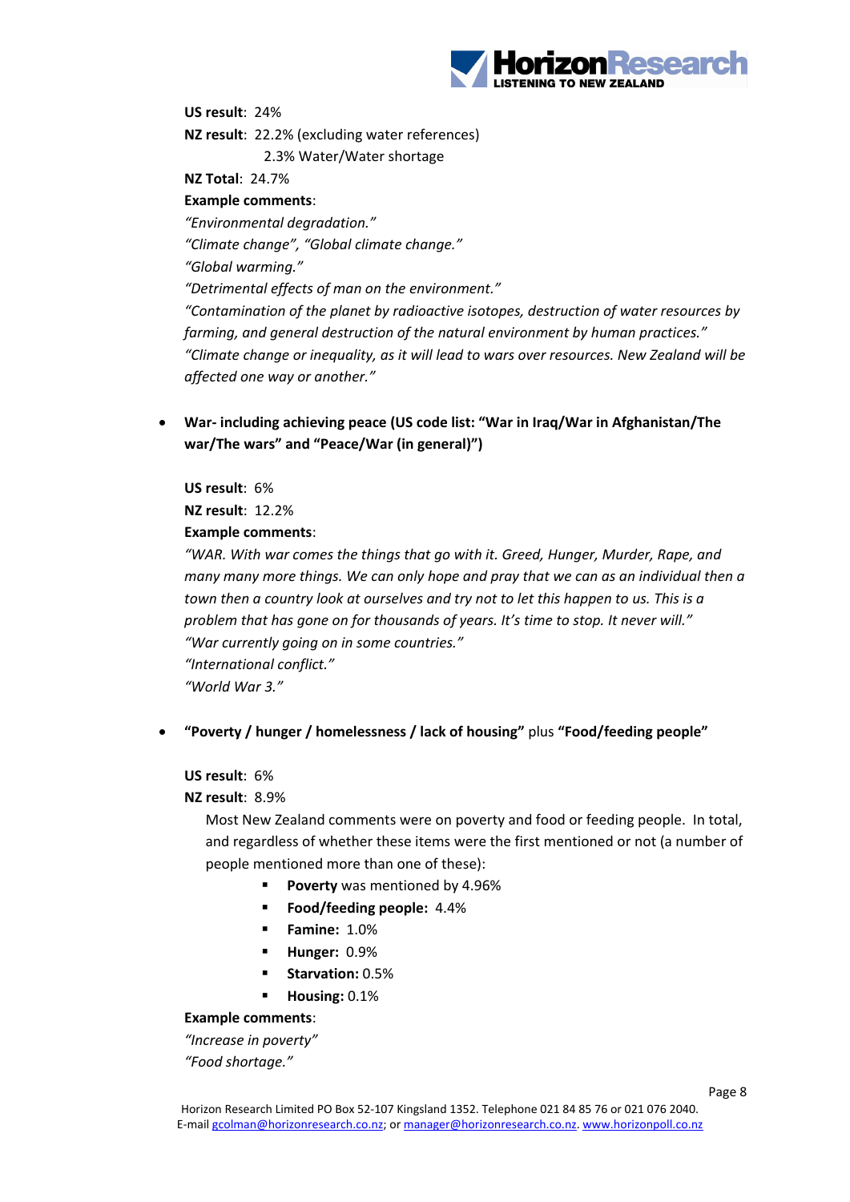**US result**: 24%

**NZ result**: 22.2% (excluding water references)

2.3% Water/Water shortage

**NZ Total**: 24.7%

**Example comments**:

*"Environmental degradation."*

*"Climate change", "Global climate change."*

*"Global warming."*

*"Detrimental effects of man on the environment."*

*"Contamination of the planet by radioactive isotopes, destruction of water resources by farming, and general destruction of the natural environment by human practices."*

*"Climate change or inequality, as it will lead to wars over resources. New Zealand will be affected one way or another."*

- **War- including achieving peace (US code list: "War in Iraq/War in Afghanistan/The war/The wars" and "Peace/War (in general)")**

**US result**: 6%

**NZ result**: 12.2%

**Example comments**:

*"WAR. With war comes the things that go with it. Greed, Hunger, Murder, Rape, and many many more things. We can only hope and pray that we can as an individual then a town then a country look at ourselves and try not to let this happen to us. This is a problem that has gone on for thousands of years. It's time to stop. It never will."*

*"War currently going on in some countries."*

*"International conflict."*

*"World War 3."*

- **"Poverty / hunger / homelessness / lack of housing"** plus **"Food/feeding people"**

**US result**: 6%

**NZ result**: 8.9%

Most New Zealand comments were on poverty and food or feeding people. In total, and regardless of whether these items were the first mentioned or not (a number of people mentioned more than one of these):

- **Poverty** was mentioned by 4.96%
- **Food/feeding people:** 4.4%
- **Famine:** 1.0%
- **Hunger:** 0.9%
- **Starvation:** 0.5%
- **Housing:** 0.1%

**Example comments**:

*"Increase in poverty"*

*"Food shortage."*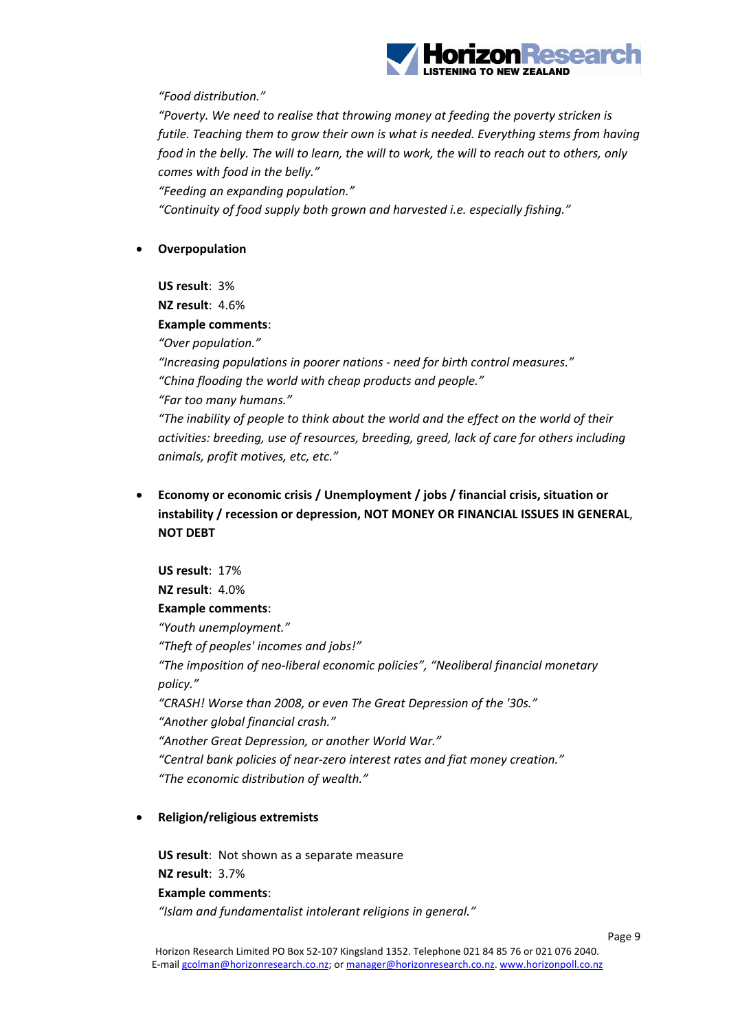*"Food distribution."*

*"Poverty. We need to realise that throwing money at feeding the poverty stricken is futile. Teaching them to grow their own is what is needed. Everything stems from having food in the belly. The will to learn, the will to work, the will to reach out to others, only comes with food in the belly."*

*"Feeding an expanding population."*

*"Continuity of food supply both grown and harvested i.e. especially fishing."*

- **Overpopulation**

  **US result**: 3%
  **NZ result**: 4.6%
  **Example comments**:
  *"Over population."*
  *"Increasing populations in poorer nations - need for birth control measures."*
  *"China flooding the world with cheap products and people."*
  *"Far too many humans."*
  *"The inability of people to think about the world and the effect on the world of their activities: breeding, use of resources, breeding, greed, lack of care for others including animals, profit motives, etc, etc."*

- **Economy or economic crisis / Unemployment / jobs / financial crisis, situation or instability / recession or depression, NOT MONEY OR FINANCIAL ISSUES IN GENERAL**, **NOT DEBT**

  **US result**: 17%
  **NZ result**: 4.0%
  **Example comments**:
  *"Youth unemployment."*
  *"Theft of peoples' incomes and jobs!"*
  *"The imposition of neo-liberal economic policies", "Neoliberal financial monetary policy."*
  *"CRASH! Worse than 2008, or even The Great Depression of the '30s."*
  *"Another global financial crash."*
  *"Another Great Depression, or another World War."*
  *"Central bank policies of near-zero interest rates and fiat money creation."*
  *"The economic distribution of wealth."*

- **Religion/religious extremists**

  **US result**: Not shown as a separate measure
  **NZ result**: 3.7%
  **Example comments**:
  *"Islam and fundamentalist intolerant religions in general."*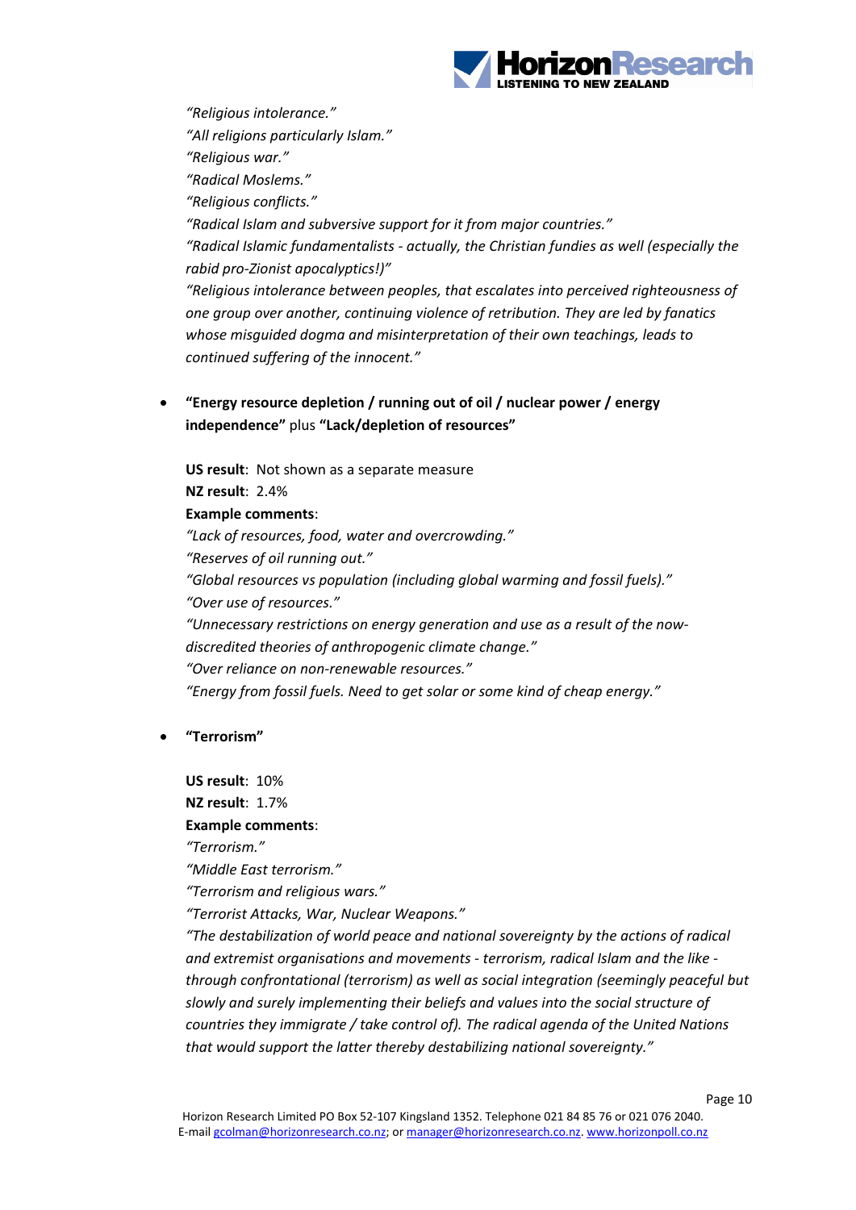*"Religious intolerance."*
*"All religions particularly Islam."*
*"Religious war."*
*"Radical Moslems."*
*"Religious conflicts."*
*"Radical Islam and subversive support for it from major countries."*
*"Radical Islamic fundamentalists - actually, the Christian fundies as well (especially the rabid pro-Zionist apocalyptics!)"*
*"Religious intolerance between peoples, that escalates into perceived righteousness of one group over another, continuing violence of retribution. They are led by fanatics whose misguided dogma and misinterpretation of their own teachings, leads to continued suffering of the innocent."*

- **"Energy resource depletion / running out of oil / nuclear power / energy independence"** plus **"Lack/depletion of resources"**

  **US result**: Not shown as a separate measure
  **NZ result**: 2.4%
  **Example comments**:
  *"Lack of resources, food, water and overcrowding."*
  *"Reserves of oil running out."*
  *"Global resources vs population (including global warming and fossil fuels)."*
  *"Over use of resources."*
  *"Unnecessary restrictions on energy generation and use as a result of the now-discredited theories of anthropogenic climate change."*
  *"Over reliance on non-renewable resources."*
  *"Energy from fossil fuels. Need to get solar or some kind of cheap energy."*

- **"Terrorism"**

  **US result**: 10%
  **NZ result**: 1.7%
  **Example comments**:
  *"Terrorism."*
  *"Middle East terrorism."*
  *"Terrorism and religious wars."*
  *"Terrorist Attacks, War, Nuclear Weapons."*
  *"The destabilization of world peace and national sovereignty by the actions of radical and extremist organisations and movements - terrorism, radical Islam and the like - through confrontational (terrorism) as well as social integration (seemingly peaceful but slowly and surely implementing their beliefs and values into the social structure of countries they immigrate / take control of). The radical agenda of the United Nations that would support the latter thereby destabilizing national sovereignty."*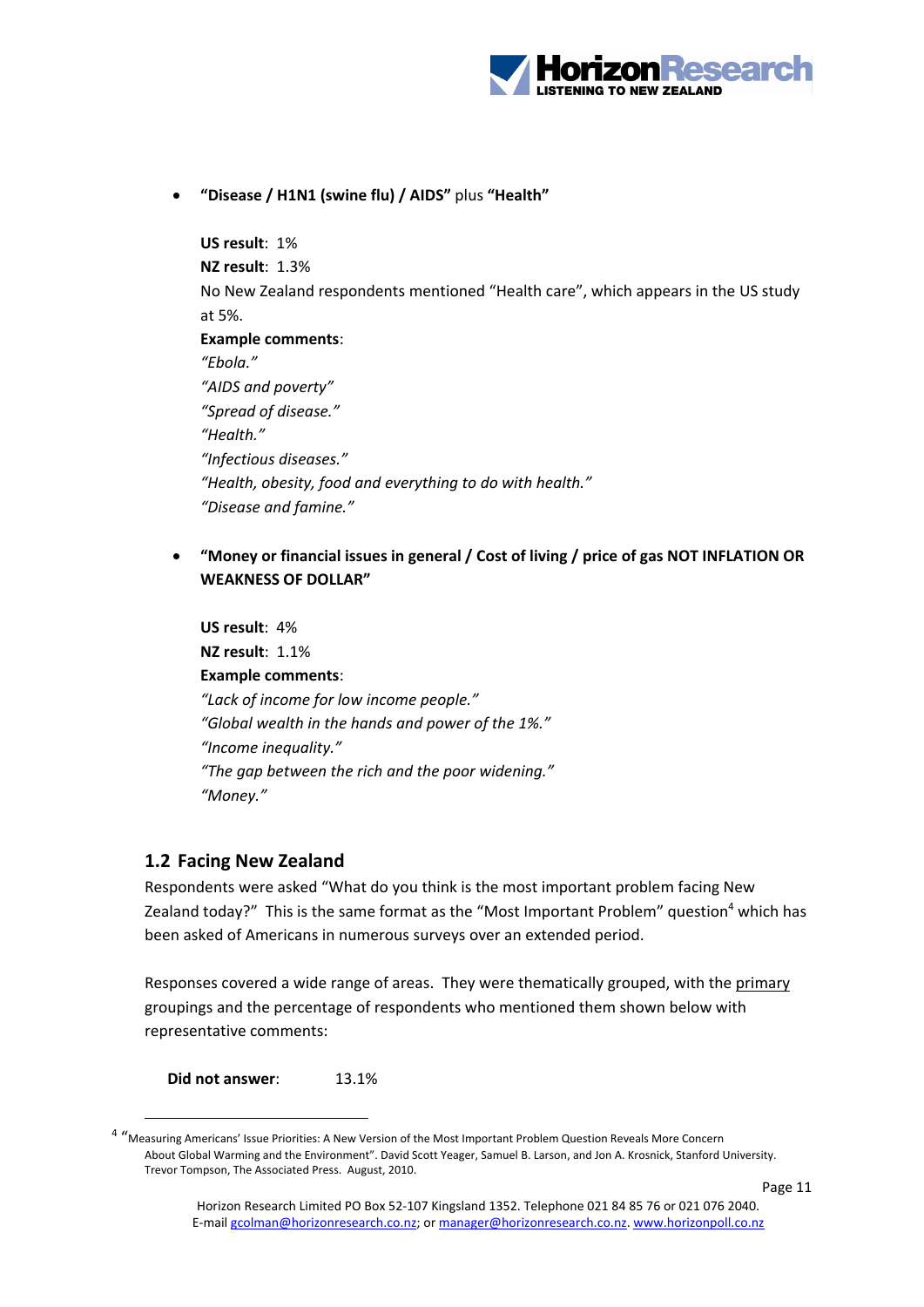- **"Disease / H1N1 (swine flu) / AIDS"** plus **"Health"**

  **US result**: 1%
  **NZ result**: 1.3%
  No New Zealand respondents mentioned "Health care", which appears in the US study at 5%.
  **Example comments**:
  *"Ebola."*
  *"AIDS and poverty"*
  *"Spread of disease."*
  *"Health."*
  *"Infectious diseases."*
  *"Health, obesity, food and everything to do with health."*
  *"Disease and famine."*

- **"Money or financial issues in general / Cost of living / price of gas NOT INFLATION OR WEAKNESS OF DOLLAR"**

  **US result**: 4%
  **NZ result**: 1.1%
  **Example comments**:
  *"Lack of income for low income people."*
  *"Global wealth in the hands and power of the 1%."*
  *"Income inequality."*
  *"The gap between the rich and the poor widening."*
  *"Money."*

## 1.2 Facing New Zealand

Respondents were asked "What do you think is the most important problem facing New Zealand today?" This is the same format as the "Most Important Problem" question[4] which has been asked of Americans in numerous surveys over an extended period.

Responses covered a wide range of areas. They were thematically grouped, with the primary groupings and the percentage of respondents who mentioned them shown below with representative comments:

**Did not answer**: 13.1%

[4] "Measuring Americans' Issue Priorities: A New Version of the Most Important Problem Question Reveals More Concern About Global Warming and the Environment". David Scott Yeager, Samuel B. Larson, and Jon A. Krosnick, Stanford University. Trevor Tompson, The Associated Press. August, 2010.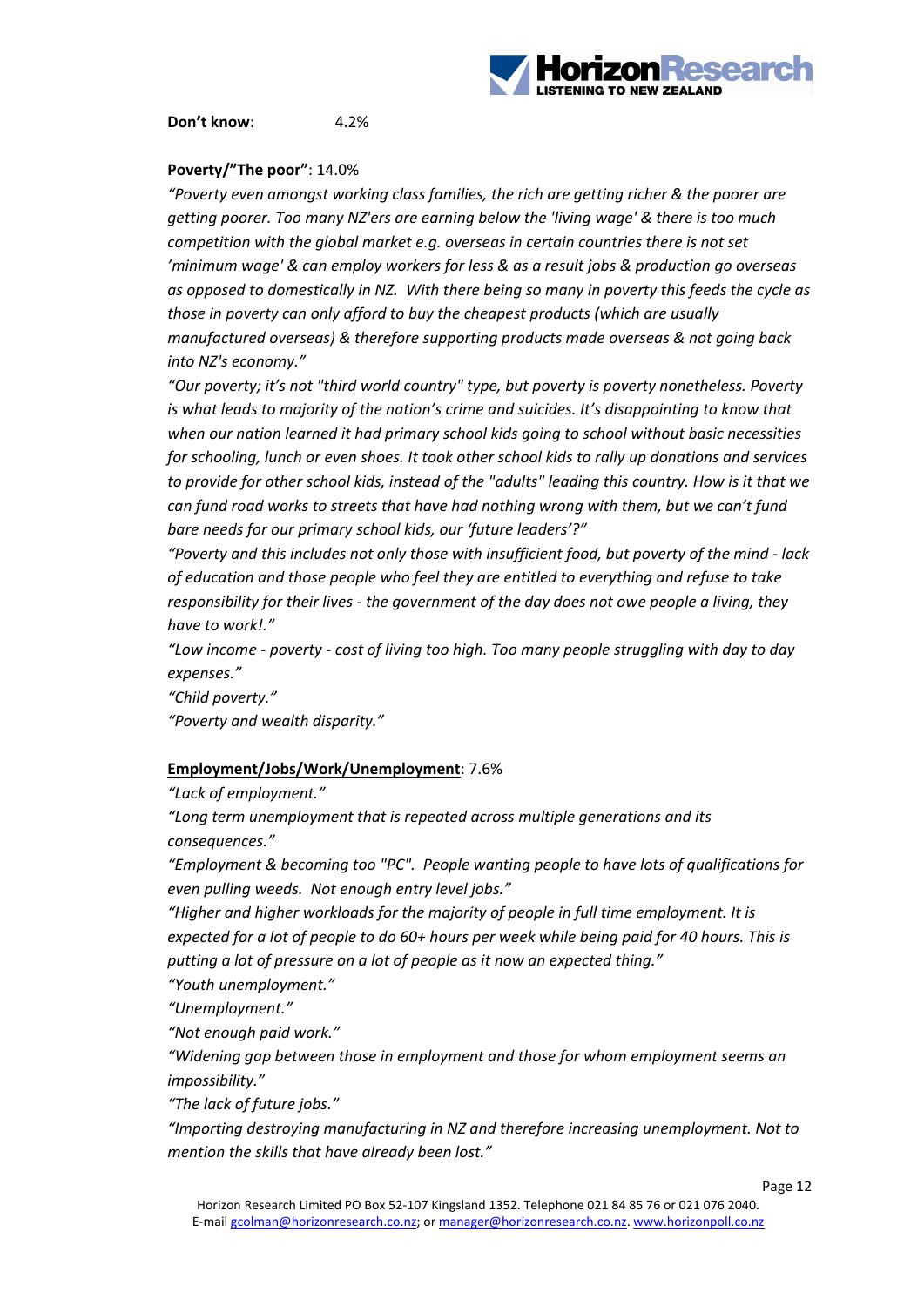**Don't know**: 4.2%

**<u>Poverty/"The poor"</u>**: 14.0%

*"Poverty even amongst working class families, the rich are getting richer & the poorer are getting poorer. Too many NZ'ers are earning below the 'living wage' & there is too much competition with the global market e.g. overseas in certain countries there is not set 'minimum wage' & can employ workers for less & as a result jobs & production go overseas as opposed to domestically in NZ. With there being so many in poverty this feeds the cycle as those in poverty can only afford to buy the cheapest products (which are usually manufactured overseas) & therefore supporting products made overseas & not going back into NZ's economy."*

*"Our poverty; it's not "third world country" type, but poverty is poverty nonetheless. Poverty is what leads to majority of the nation's crime and suicides. It's disappointing to know that when our nation learned it had primary school kids going to school without basic necessities for schooling, lunch or even shoes. It took other school kids to rally up donations and services to provide for other school kids, instead of the "adults" leading this country. How is it that we can fund road works to streets that have had nothing wrong with them, but we can't fund bare needs for our primary school kids, our 'future leaders'?"*

*"Poverty and this includes not only those with insufficient food, but poverty of the mind - lack of education and those people who feel they are entitled to everything and refuse to take responsibility for their lives - the government of the day does not owe people a living, they have to work!."*

*"Low income - poverty - cost of living too high. Too many people struggling with day to day expenses."*

*"Child poverty."*

*"Poverty and wealth disparity."*

**<u>Employment/Jobs/Work/Unemployment</u>**: 7.6%

*"Lack of employment."*

*"Long term unemployment that is repeated across multiple generations and its consequences."*

*"Employment & becoming too "PC". People wanting people to have lots of qualifications for even pulling weeds. Not enough entry level jobs."*

*"Higher and higher workloads for the majority of people in full time employment. It is expected for a lot of people to do 60+ hours per week while being paid for 40 hours. This is putting a lot of pressure on a lot of people as it now an expected thing."*

*"Youth unemployment."*

*"Unemployment."*

*"Not enough paid work."*

*"Widening gap between those in employment and those for whom employment seems an impossibility."*

*"The lack of future jobs."*

*"Importing destroying manufacturing in NZ and therefore increasing unemployment. Not to mention the skills that have already been lost."*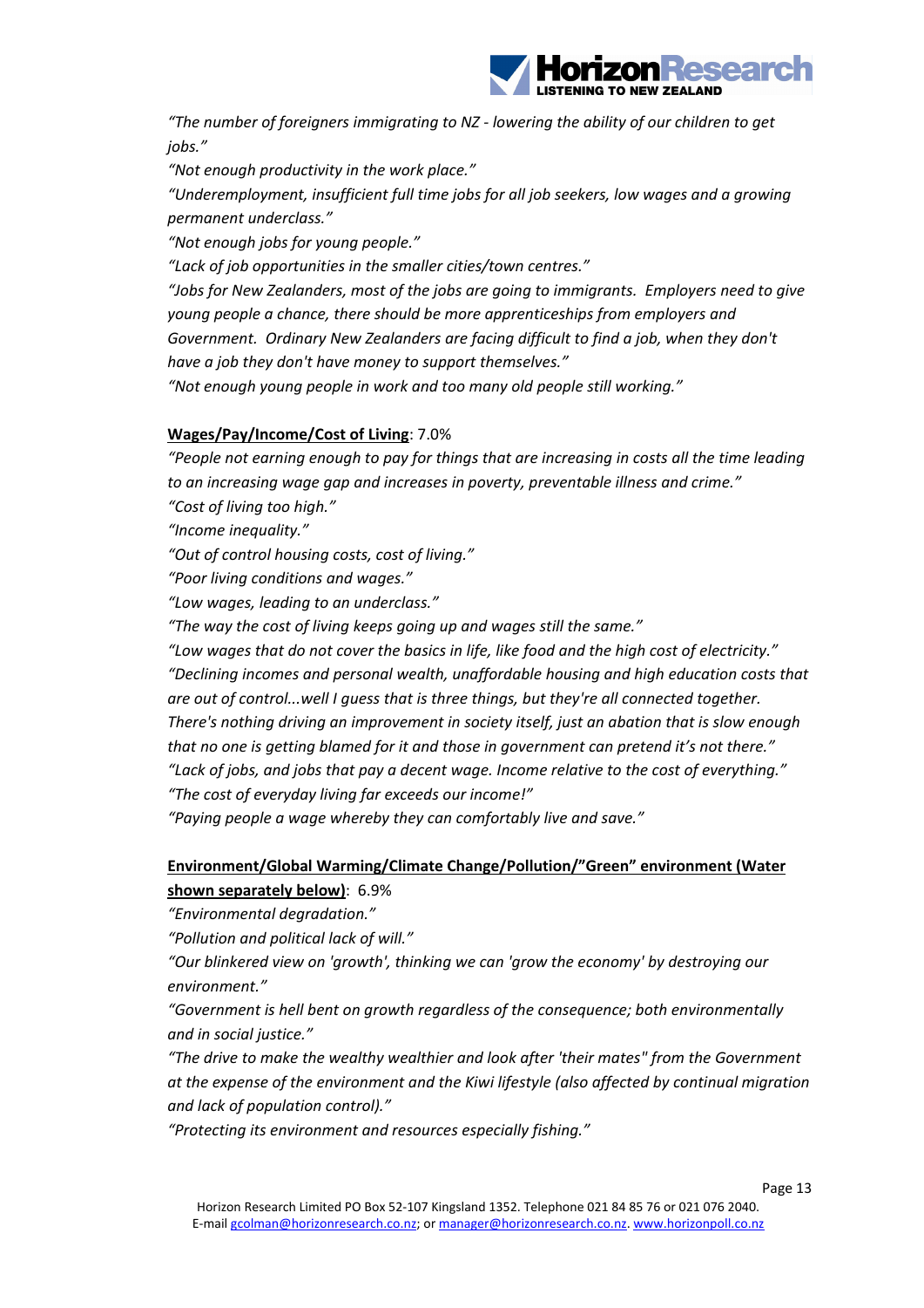*"The number of foreigners immigrating to NZ - lowering the ability of our children to get jobs."*

*"Not enough productivity in the work place."*

*"Underemployment, insufficient full time jobs for all job seekers, low wages and a growing permanent underclass."*

*"Not enough jobs for young people."*

*"Lack of job opportunities in the smaller cities/town centres."*

*"Jobs for New Zealanders, most of the jobs are going to immigrants. Employers need to give young people a chance, there should be more apprenticeships from employers and Government. Ordinary New Zealanders are facing difficult to find a job, when they don't have a job they don't have money to support themselves."*

*"Not enough young people in work and too many old people still working."*

**Wages/Pay/Income/Cost of Living**: 7.0%

*"People not earning enough to pay for things that are increasing in costs all the time leading to an increasing wage gap and increases in poverty, preventable illness and crime."*

*"Cost of living too high."*

*"Income inequality."*

*"Out of control housing costs, cost of living."*

*"Poor living conditions and wages."*

*"Low wages, leading to an underclass."*

*"The way the cost of living keeps going up and wages still the same."*

*"Low wages that do not cover the basics in life, like food and the high cost of electricity."*

*"Declining incomes and personal wealth, unaffordable housing and high education costs that are out of control...well I guess that is three things, but they're all connected together. There's nothing driving an improvement in society itself, just an abation that is slow enough that no one is getting blamed for it and those in government can pretend it's not there."*

*"Lack of jobs, and jobs that pay a decent wage. Income relative to the cost of everything."*

*"The cost of everyday living far exceeds our income!"*

*"Paying people a wage whereby they can comfortably live and save."*

**Environment/Global Warming/Climate Change/Pollution/"Green" environment (Water shown separately below)**: 6.9%

*"Environmental degradation."*

*"Pollution and political lack of will."*

*"Our blinkered view on 'growth', thinking we can 'grow the economy' by destroying our environment."*

*"Government is hell bent on growth regardless of the consequence; both environmentally and in social justice."*

*"The drive to make the wealthy wealthier and look after 'their mates" from the Government at the expense of the environment and the Kiwi lifestyle (also affected by continual migration and lack of population control)."*

*"Protecting its environment and resources especially fishing."*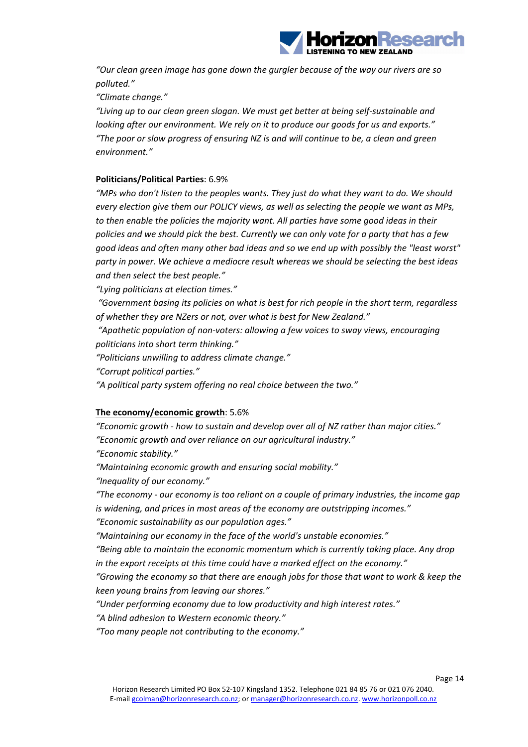*"Our clean green image has gone down the gurgler because of the way our rivers are so polluted."*

*"Climate change."*

*"Living up to our clean green slogan. We must get better at being self-sustainable and looking after our environment. We rely on it to produce our goods for us and exports."*

*"The poor or slow progress of ensuring NZ is and will continue to be, a clean and green environment."*

**Politicians/Political Parties**: 6.9%

*"MPs who don't listen to the peoples wants. They just do what they want to do. We should every election give them our POLICY views, as well as selecting the people we want as MPs, to then enable the policies the majority want. All parties have some good ideas in their policies and we should pick the best. Currently we can only vote for a party that has a few good ideas and often many other bad ideas and so we end up with possibly the "least worst" party in power. We achieve a mediocre result whereas we should be selecting the best ideas and then select the best people."*

*"Lying politicians at election times."*

*"Government basing its policies on what is best for rich people in the short term, regardless of whether they are NZers or not, over what is best for New Zealand."*

*"Apathetic population of non-voters: allowing a few voices to sway views, encouraging politicians into short term thinking."*

*"Politicians unwilling to address climate change."*

*"Corrupt political parties."*

*"A political party system offering no real choice between the two."*

**The economy/economic growth**: 5.6%

*"Economic growth - how to sustain and develop over all of NZ rather than major cities."*

*"Economic growth and over reliance on our agricultural industry."*

*"Economic stability."*

*"Maintaining economic growth and ensuring social mobility."*

*"Inequality of our economy."*

*"The economy - our economy is too reliant on a couple of primary industries, the income gap is widening, and prices in most areas of the economy are outstripping incomes."*

*"Economic sustainability as our population ages."*

*"Maintaining our economy in the face of the world's unstable economies."*

*"Being able to maintain the economic momentum which is currently taking place. Any drop in the export receipts at this time could have a marked effect on the economy."*

*"Growing the economy so that there are enough jobs for those that want to work & keep the keen young brains from leaving our shores."*

*"Under performing economy due to low productivity and high interest rates."*

*"A blind adhesion to Western economic theory."*

*"Too many people not contributing to the economy."*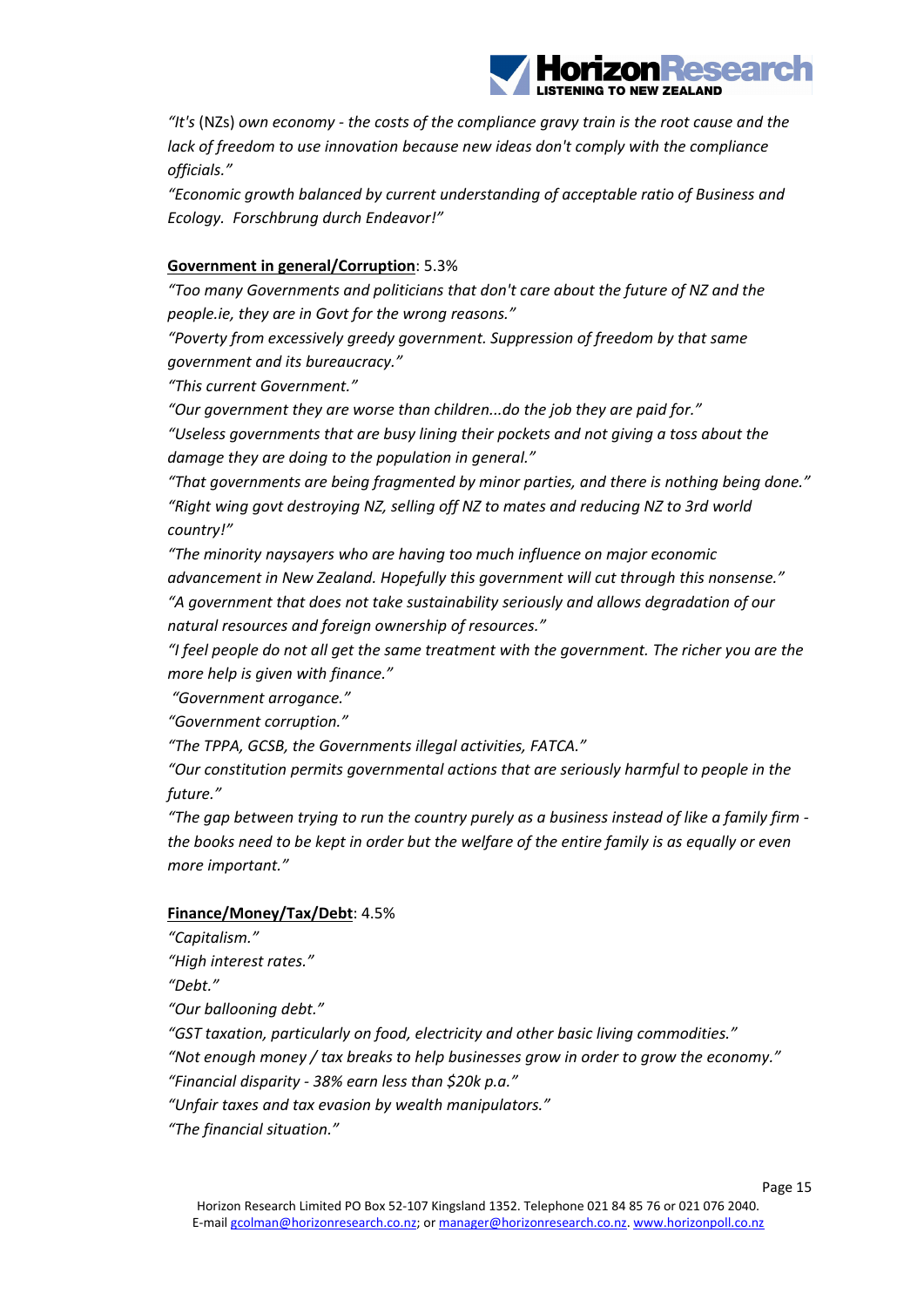*"It's* (NZs) *own economy - the costs of the compliance gravy train is the root cause and the lack of freedom to use innovation because new ideas don't comply with the compliance officials."*

*"Economic growth balanced by current understanding of acceptable ratio of Business and Ecology. Forschbrung durch Endeavor!"*

**Government in general/Corruption**: 5.3%

*"Too many Governments and politicians that don't care about the future of NZ and the people.ie, they are in Govt for the wrong reasons."*

*"Poverty from excessively greedy government. Suppression of freedom by that same government and its bureaucracy."*

*"This current Government."*

*"Our government they are worse than children...do the job they are paid for."*

*"Useless governments that are busy lining their pockets and not giving a toss about the damage they are doing to the population in general."*

*"That governments are being fragmented by minor parties, and there is nothing being done."*

*"Right wing govt destroying NZ, selling off NZ to mates and reducing NZ to 3rd world country!"*

*"The minority naysayers who are having too much influence on major economic advancement in New Zealand. Hopefully this government will cut through this nonsense."*

*"A government that does not take sustainability seriously and allows degradation of our natural resources and foreign ownership of resources."*

*"I feel people do not all get the same treatment with the government. The richer you are the more help is given with finance."*

*"Government arrogance."*

*"Government corruption."*

*"The TPPA, GCSB, the Governments illegal activities, FATCA."*

*"Our constitution permits governmental actions that are seriously harmful to people in the future."*

*"The gap between trying to run the country purely as a business instead of like a family firm - the books need to be kept in order but the welfare of the entire family is as equally or even more important."*

**Finance/Money/Tax/Debt**: 4.5%

*"Capitalism."*

*"High interest rates."*

*"Debt."*

*"Our ballooning debt."*

*"GST taxation, particularly on food, electricity and other basic living commodities."*

*"Not enough money / tax breaks to help businesses grow in order to grow the economy."*

*"Financial disparity - 38% earn less than $20k p.a."*

*"Unfair taxes and tax evasion by wealth manipulators."*

*"The financial situation."*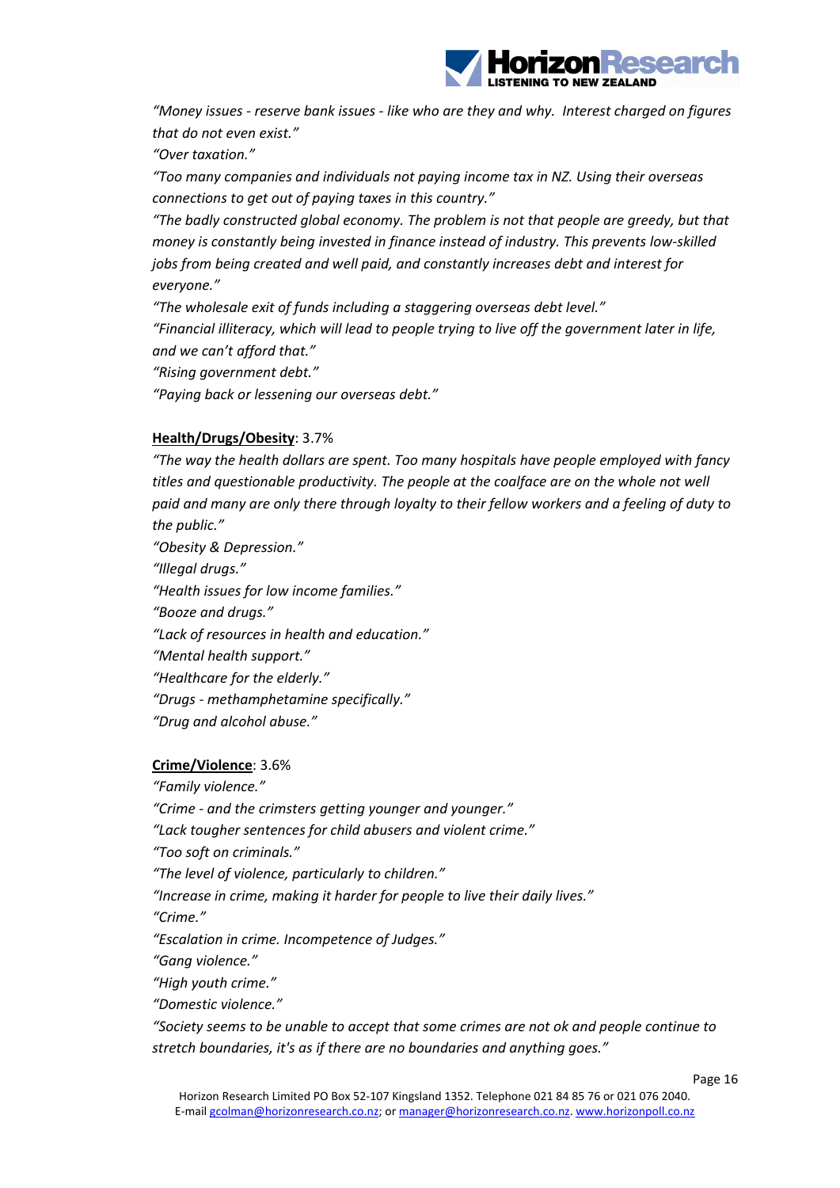*"Money issues - reserve bank issues - like who are they and why. Interest charged on figures that do not even exist."*

*"Over taxation."*

*"Too many companies and individuals not paying income tax in NZ. Using their overseas connections to get out of paying taxes in this country."*

*"The badly constructed global economy. The problem is not that people are greedy, but that money is constantly being invested in finance instead of industry. This prevents low-skilled jobs from being created and well paid, and constantly increases debt and interest for everyone."*

*"The wholesale exit of funds including a staggering overseas debt level."*

*"Financial illiteracy, which will lead to people trying to live off the government later in life, and we can't afford that."*

*"Rising government debt."*

*"Paying back or lessening our overseas debt."*

<u>**Health/Drugs/Obesity**</u>: 3.7%

*"The way the health dollars are spent. Too many hospitals have people employed with fancy titles and questionable productivity. The people at the coalface are on the whole not well paid and many are only there through loyalty to their fellow workers and a feeling of duty to the public."*

*"Obesity & Depression."*

*"Illegal drugs."*

*"Health issues for low income families."*

*"Booze and drugs."*

*"Lack of resources in health and education."*

*"Mental health support."*

*"Healthcare for the elderly."*

*"Drugs - methamphetamine specifically."*

*"Drug and alcohol abuse."*

<u>**Crime/Violence**</u>: 3.6%

*"Family violence."*

*"Crime - and the crimsters getting younger and younger."*

*"Lack tougher sentences for child abusers and violent crime."*

*"Too soft on criminals."*

*"The level of violence, particularly to children."*

*"Increase in crime, making it harder for people to live their daily lives."*

*"Crime."*

*"Escalation in crime. Incompetence of Judges."*

*"Gang violence."*

*"High youth crime."*

*"Domestic violence."*

*"Society seems to be unable to accept that some crimes are not ok and people continue to stretch boundaries, it's as if there are no boundaries and anything goes."*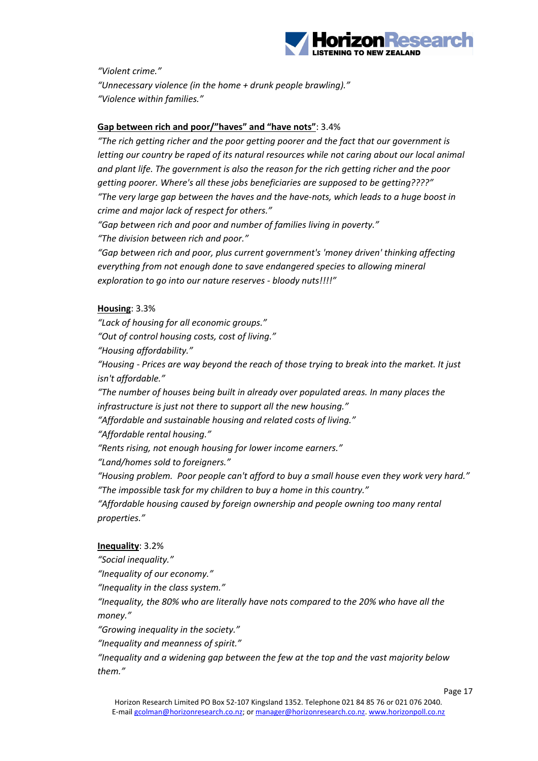*"Violent crime."*
*"Unnecessary violence (in the home + drunk people brawling)."*
*"Violence within families."*

**Gap between rich and poor/"haves" and "have nots"**: 3.4%

*"The rich getting richer and the poor getting poorer and the fact that our government is letting our country be raped of its natural resources while not caring about our local animal and plant life. The government is also the reason for the rich getting richer and the poor getting poorer. Where's all these jobs beneficiaries are supposed to be getting????"*
*"The very large gap between the haves and the have-nots, which leads to a huge boost in crime and major lack of respect for others."*
*"Gap between rich and poor and number of families living in poverty."*
*"The division between rich and poor."*
*"Gap between rich and poor, plus current government's 'money driven' thinking affecting everything from not enough done to save endangered species to allowing mineral exploration to go into our nature reserves - bloody nuts!!!!"*

**Housing**: 3.3%

*"Lack of housing for all economic groups."*
*"Out of control housing costs, cost of living."*
*"Housing affordability."*
*"Housing - Prices are way beyond the reach of those trying to break into the market. It just isn't affordable."*
*"The number of houses being built in already over populated areas. In many places the infrastructure is just not there to support all the new housing."*
*"Affordable and sustainable housing and related costs of living."*
*"Affordable rental housing."*
*"Rents rising, not enough housing for lower income earners."*
*"Land/homes sold to foreigners."*
*"Housing problem. Poor people can't afford to buy a small house even they work very hard."*
*"The impossible task for my children to buy a home in this country."*
*"Affordable housing caused by foreign ownership and people owning too many rental properties."*

**Inequality**: 3.2%

*"Social inequality."*
*"Inequality of our economy."*
*"Inequality in the class system."*
*"Inequality, the 80% who are literally have nots compared to the 20% who have all the money."*
*"Growing inequality in the society."*
*"Inequality and meanness of spirit."*
*"Inequality and a widening gap between the few at the top and the vast majority below them."*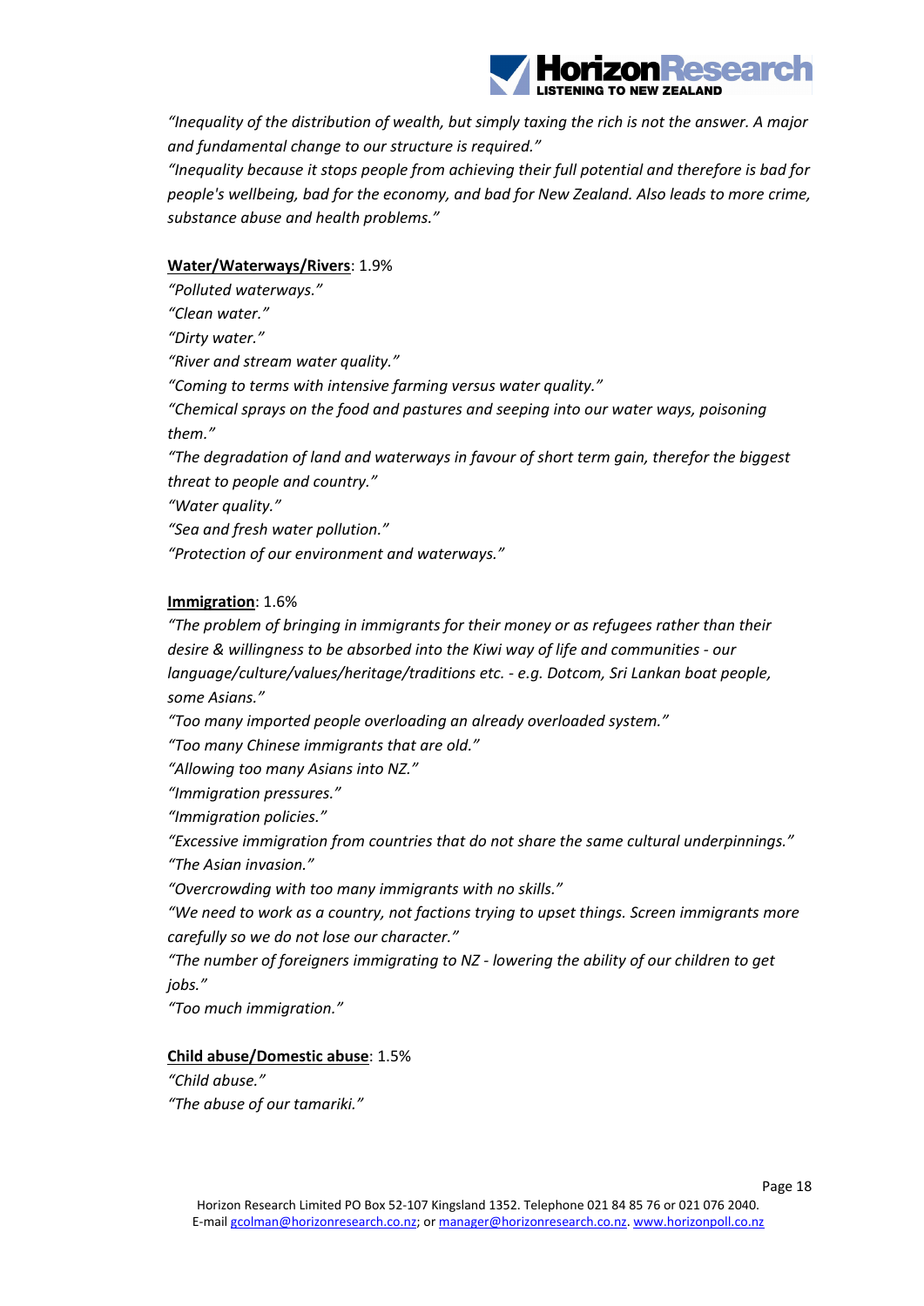*"Inequality of the distribution of wealth, but simply taxing the rich is not the answer. A major and fundamental change to our structure is required."*
*"Inequality because it stops people from achieving their full potential and therefore is bad for people's wellbeing, bad for the economy, and bad for New Zealand. Also leads to more crime, substance abuse and health problems."*

**Water/Waterways/Rivers**: 1.9%

*"Polluted waterways."*
*"Clean water."*
*"Dirty water."*
*"River and stream water quality."*
*"Coming to terms with intensive farming versus water quality."*
*"Chemical sprays on the food and pastures and seeping into our water ways, poisoning them."*
*"The degradation of land and waterways in favour of short term gain, therefor the biggest threat to people and country."*
*"Water quality."*
*"Sea and fresh water pollution."*
*"Protection of our environment and waterways."*

**Immigration**: 1.6%

*"The problem of bringing in immigrants for their money or as refugees rather than their desire & willingness to be absorbed into the Kiwi way of life and communities - our language/culture/values/heritage/traditions etc. - e.g. Dotcom, Sri Lankan boat people, some Asians."*
*"Too many imported people overloading an already overloaded system."*
*"Too many Chinese immigrants that are old."*
*"Allowing too many Asians into NZ."*
*"Immigration pressures."*
*"Immigration policies."*
*"Excessive immigration from countries that do not share the same cultural underpinnings."*
*"The Asian invasion."*
*"Overcrowding with too many immigrants with no skills."*
*"We need to work as a country, not factions trying to upset things. Screen immigrants more carefully so we do not lose our character."*
*"The number of foreigners immigrating to NZ - lowering the ability of our children to get jobs."*
*"Too much immigration."*

**Child abuse/Domestic abuse**: 1.5%

*"Child abuse."*
*"The abuse of our tamariki."*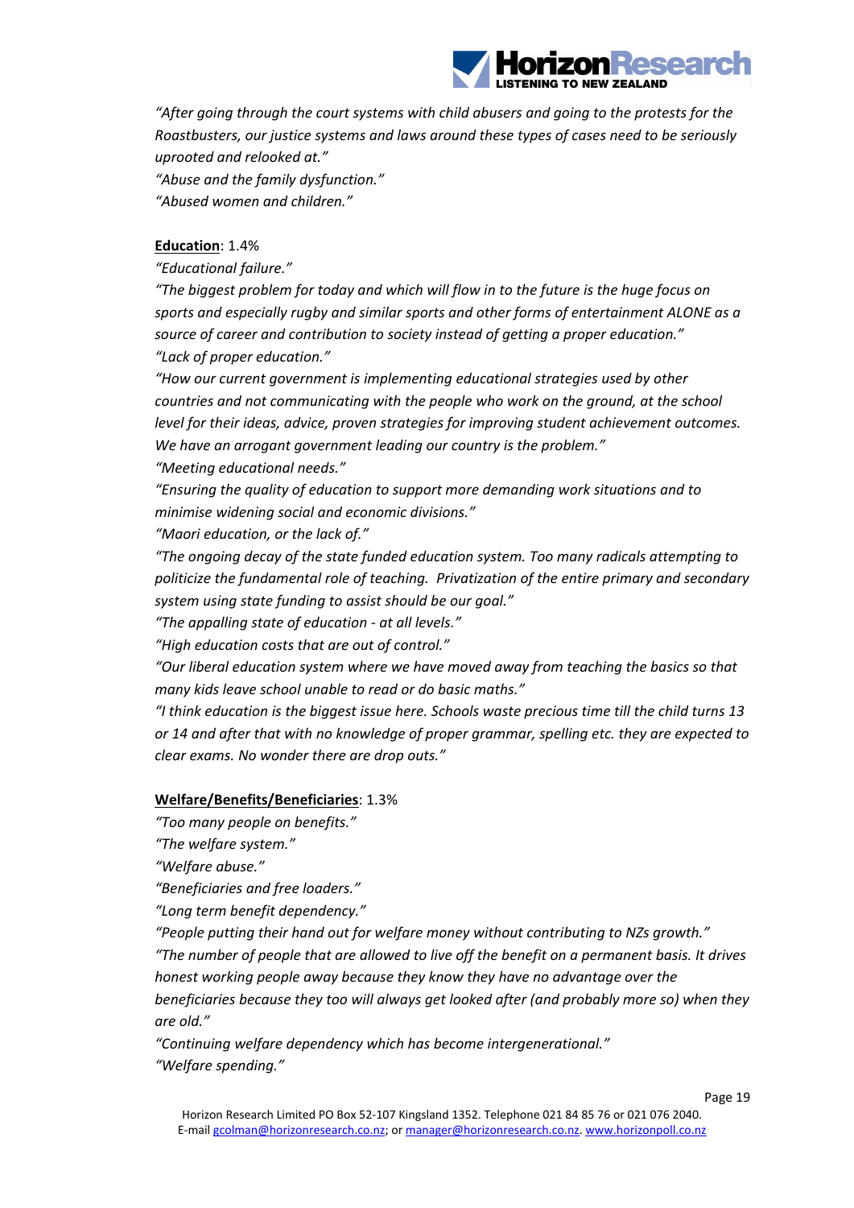*"After going through the court systems with child abusers and going to the protests for the Roastbusters, our justice systems and laws around these types of cases need to be seriously uprooted and relooked at."*
*"Abuse and the family dysfunction."*
*"Abused women and children."*

**Education**: 1.4%

*"Educational failure."*
*"The biggest problem for today and which will flow in to the future is the huge focus on sports and especially rugby and similar sports and other forms of entertainment ALONE as a source of career and contribution to society instead of getting a proper education."*
*"Lack of proper education."*
*"How our current government is implementing educational strategies used by other countries and not communicating with the people who work on the ground, at the school level for their ideas, advice, proven strategies for improving student achievement outcomes. We have an arrogant government leading our country is the problem."*
*"Meeting educational needs."*
*"Ensuring the quality of education to support more demanding work situations and to minimise widening social and economic divisions."*
*"Maori education, or the lack of."*
*"The ongoing decay of the state funded education system. Too many radicals attempting to politicize the fundamental role of teaching. Privatization of the entire primary and secondary system using state funding to assist should be our goal."*
*"The appalling state of education - at all levels."*
*"High education costs that are out of control."*
*"Our liberal education system where we have moved away from teaching the basics so that many kids leave school unable to read or do basic maths."*
*"I think education is the biggest issue here. Schools waste precious time till the child turns 13 or 14 and after that with no knowledge of proper grammar, spelling etc. they are expected to clear exams. No wonder there are drop outs."*

**Welfare/Benefits/Beneficiaries**: 1.3%

*"Too many people on benefits."*
*"The welfare system."*
*"Welfare abuse."*
*"Beneficiaries and free loaders."*
*"Long term benefit dependency."*
*"People putting their hand out for welfare money without contributing to NZs growth."*
*"The number of people that are allowed to live off the benefit on a permanent basis. It drives honest working people away because they know they have no advantage over the beneficiaries because they too will always get looked after (and probably more so) when they are old."*
*"Continuing welfare dependency which has become intergenerational."*
*"Welfare spending."*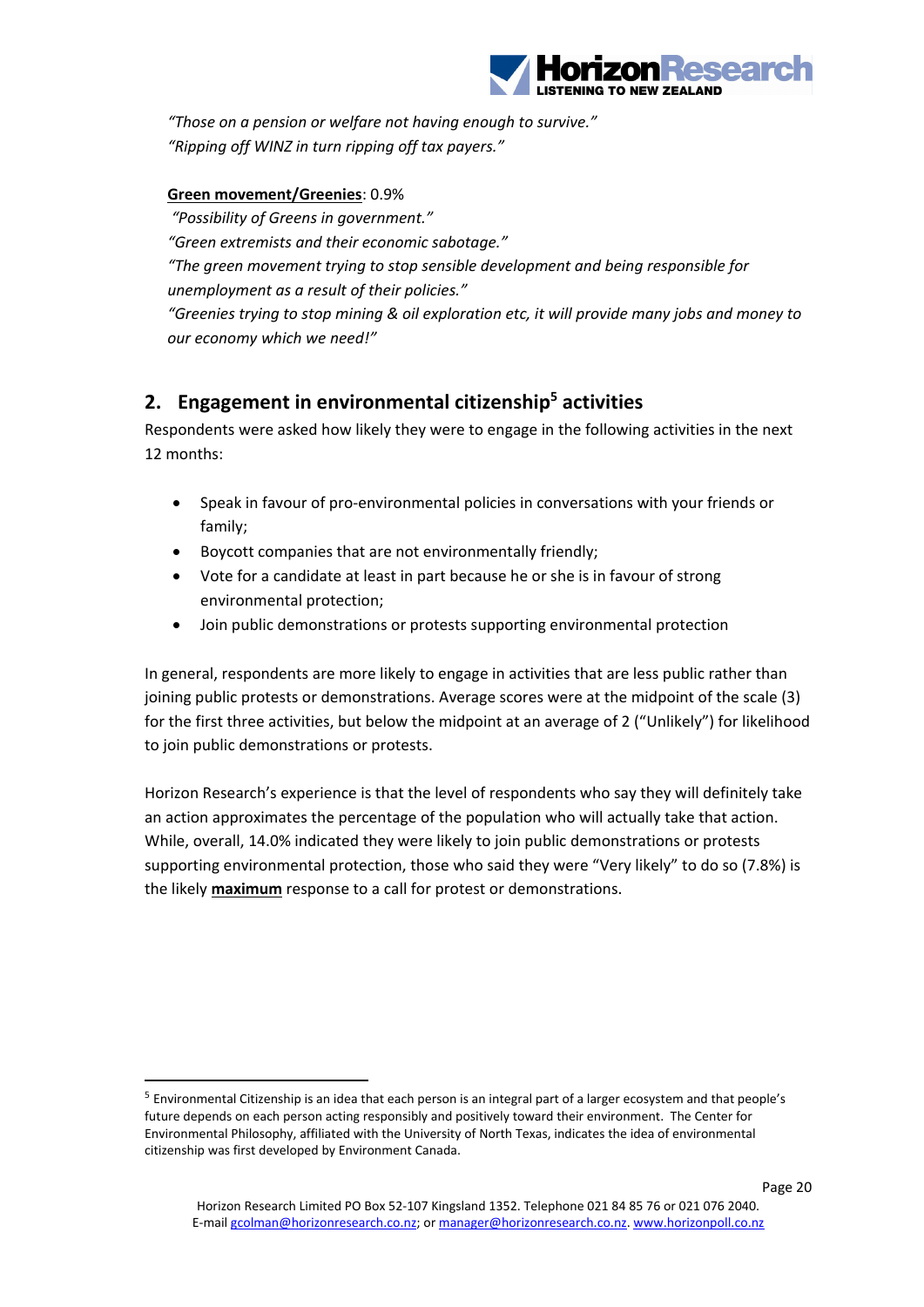*"Those on a pension or welfare not having enough to survive."*
*"Ripping off WINZ in turn ripping off tax payers."*

**Green movement/Greenies**: 0.9%
*"Possibility of Greens in government."*
*"Green extremists and their economic sabotage."*
*"The green movement trying to stop sensible development and being responsible for unemployment as a result of their policies."*
*"Greenies trying to stop mining & oil exploration etc, it will provide many jobs and money to our economy which we need!"*

## 2. Engagement in environmental citizenship[5] activities

Respondents were asked how likely they were to engage in the following activities in the next 12 months:

- Speak in favour of pro-environmental policies in conversations with your friends or family;
- Boycott companies that are not environmentally friendly;
- Vote for a candidate at least in part because he or she is in favour of strong environmental protection;
- Join public demonstrations or protests supporting environmental protection

In general, respondents are more likely to engage in activities that are less public rather than joining public protests or demonstrations. Average scores were at the midpoint of the scale (3) for the first three activities, but below the midpoint at an average of 2 ("Unlikely") for likelihood to join public demonstrations or protests.

Horizon Research's experience is that the level of respondents who say they will definitely take an action approximates the percentage of the population who will actually take that action. While, overall, 14.0% indicated they were likely to join public demonstrations or protests supporting environmental protection, those who said they were "Very likely" to do so (7.8%) is the likely **maximum** response to a call for protest or demonstrations.

[5] Environmental Citizenship is an idea that each person is an integral part of a larger ecosystem and that people's future depends on each person acting responsibly and positively toward their environment. The Center for Environmental Philosophy, affiliated with the University of North Texas, indicates the idea of environmental citizenship was first developed by Environment Canada.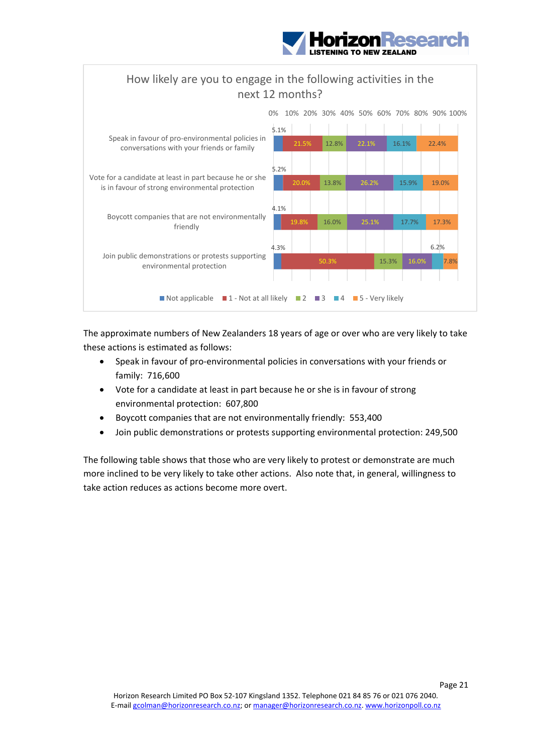**How likely are you to engage in the following activities in the next 12 months?**

| Activity | Not applicable | 1 - Not at all likely | 2 | 3 | 4 | 5 - Very likely |
|---|---|---|---|---|---|---|
| Speak in favour of pro-environmental policies in conversations with your friends or family | 5.1% | 21.5% | 12.8% | 22.1% | 16.1% | 22.4% |
| Vote for a candidate at least in part because he or she is in favour of strong environmental protection | 5.2% | 20.0% | 13.8% | 26.2% | 15.9% | 19.0% |
| Boycott companies that are not environmentally friendly | 4.1% | 19.8% | 16.0% | 25.1% | 17.7% | 17.3% |
| Join public demonstrations or protests supporting environmental protection | 4.3% | 50.3% | 15.3% | 16.0% | 6.2% | 7.8% |

The approximate numbers of New Zealanders 18 years of age or over who are very likely to take these actions is estimated as follows:

- Speak in favour of pro-environmental policies in conversations with your friends or family: 716,600
- Vote for a candidate at least in part because he or she is in favour of strong environmental protection: 607,800
- Boycott companies that are not environmentally friendly: 553,400
- Join public demonstrations or protests supporting environmental protection: 249,500

The following table shows that those who are very likely to protest or demonstrate are much more inclined to be very likely to take other actions. Also note that, in general, willingness to take action reduces as actions become more overt.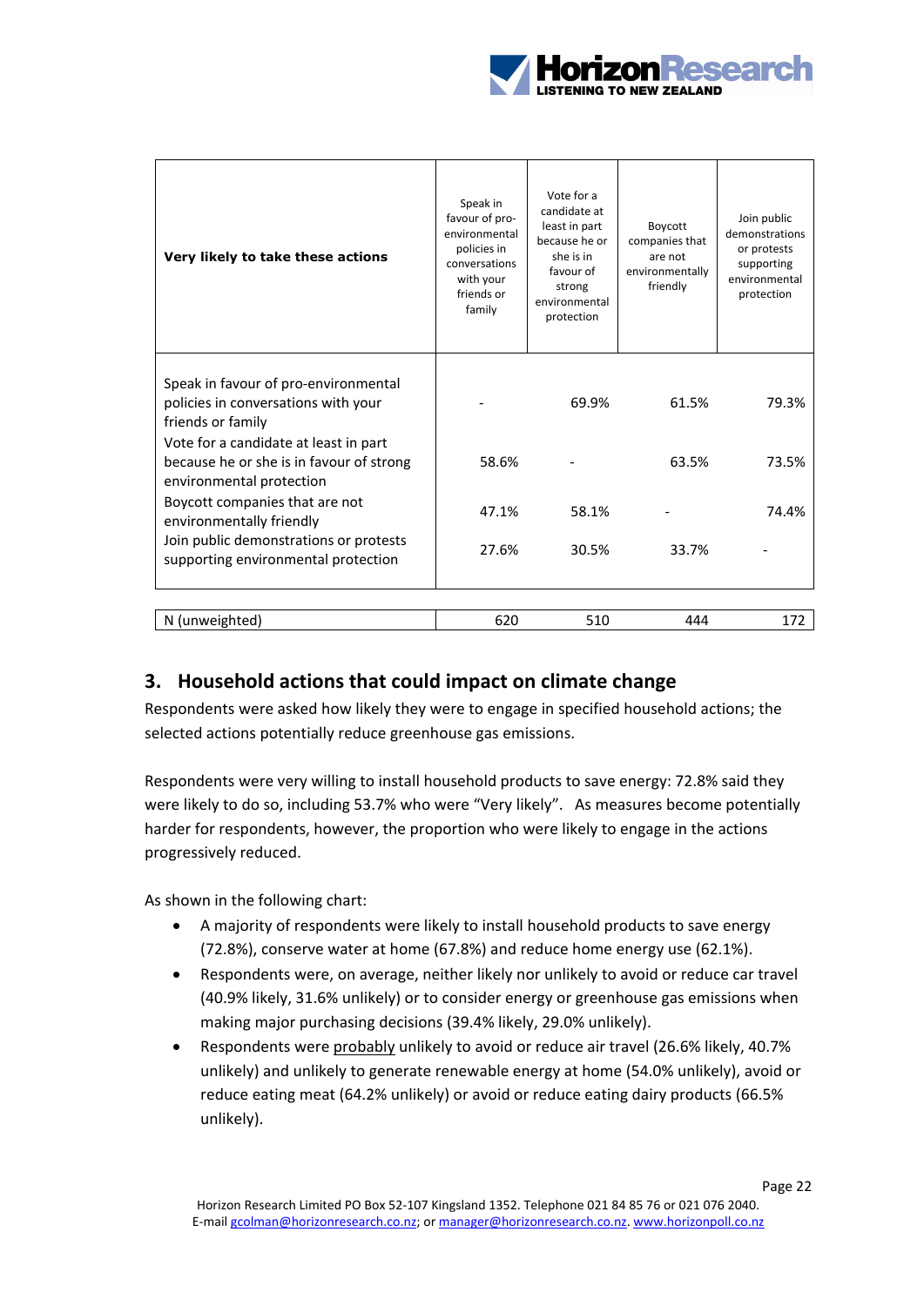| Very likely to take these actions | Speak in favour of pro-environmental policies in conversations with your friends or family | Vote for a candidate at least in part because he or she is in favour of strong environmental protection | Boycott companies that are not environmentally friendly | Join public demonstrations or protests supporting environmental protection |
|---|---|---|---|---|
| Speak in favour of pro-environmental policies in conversations with your friends or family | - | 69.9% | 61.5% | 79.3% |
| Vote for a candidate at least in part because he or she is in favour of strong environmental protection | 58.6% | - | 63.5% | 73.5% |
| Boycott companies that are not environmentally friendly | 47.1% | 58.1% | - | 74.4% |
| Join public demonstrations or protests supporting environmental protection | 27.6% | 30.5% | 33.7% | - |
| N (unweighted) | 620 | 510 | 444 | 172 |

## 3. Household actions that could impact on climate change

Respondents were asked how likely they were to engage in specified household actions; the selected actions potentially reduce greenhouse gas emissions.

Respondents were very willing to install household products to save energy: 72.8% said they were likely to do so, including 53.7% who were "Very likely". As measures become potentially harder for respondents, however, the proportion who were likely to engage in the actions progressively reduced.

As shown in the following chart:

- A majority of respondents were likely to install household products to save energy (72.8%), conserve water at home (67.8%) and reduce home energy use (62.1%).
- Respondents were, on average, neither likely nor unlikely to avoid or reduce car travel (40.9% likely, 31.6% unlikely) or to consider energy or greenhouse gas emissions when making major purchasing decisions (39.4% likely, 29.0% unlikely).
- Respondents were probably unlikely to avoid or reduce air travel (26.6% likely, 40.7% unlikely) and unlikely to generate renewable energy at home (54.0% unlikely), avoid or reduce eating meat (64.2% unlikely) or avoid or reduce eating dairy products (66.5% unlikely).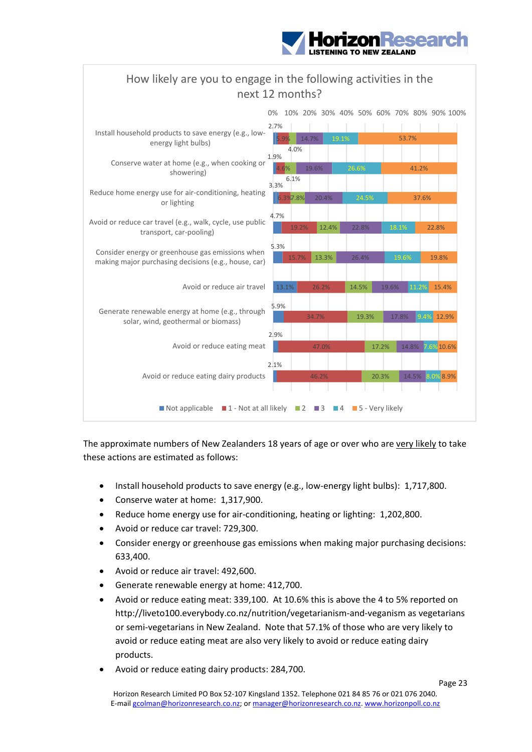## How likely are you to engage in the following activities in the next 12 months?

| Activity | Not applicable | 1 - Not at all likely | 2 | 3 | 4 | 5 - Very likely |
|---|---|---|---|---|---|---|
| Install household products to save energy (e.g., low-energy light bulbs) | 2.7% | 5.9% | 4.0% | 14.7% | 19.1% | 53.7% |
| Conserve water at home (e.g., when cooking or showering) | 1.9% | 4.6% | 6.1% | 19.6% | 26.6% | 41.2% |
| Reduce home energy use for air-conditioning, heating or lighting | 3.3% | 6.3% | 7.8% | 20.4% | 24.5% | 37.6% |
| Avoid or reduce car travel (e.g., walk, cycle, use public transport, car-pooling) | 4.7% | 19.2% | 12.4% | 22.8% | 18.1% | 22.8% |
| Consider energy or greenhouse gas emissions when making major purchasing decisions (e.g., house, car) | 5.3% | 15.7% | 13.3% | 26.4% | 19.6% | 19.8% |
| Avoid or reduce air travel | 13.1% | 26.2% | 14.5% | 19.6% | 11.2% | 15.4% |
| Generate renewable energy at home (e.g., through solar, wind, geothermal or biomass) | 5.9% | 34.7% | 19.3% | 17.8% | 9.4% | 12.9% |
| Avoid or reduce eating meat | 2.9% | 47.0% | 17.2% | 14.8% | 7.6% | 10.6% |
| Avoid or reduce eating dairy products | 2.1% | 46.2% | 20.3% | 14.5% | 8.0% | 8.9% |

The approximate numbers of New Zealanders 18 years of age or over who are very likely to take these actions are estimated as follows:

- Install household products to save energy (e.g., low-energy light bulbs): 1,717,800.
- Conserve water at home: 1,317,900.
- Reduce home energy use for air-conditioning, heating or lighting: 1,202,800.
- Avoid or reduce car travel: 729,300.
- Consider energy or greenhouse gas emissions when making major purchasing decisions: 633,400.
- Avoid or reduce air travel: 492,600.
- Generate renewable energy at home: 412,700.
- Avoid or reduce eating meat: 339,100. At 10.6% this is above the 4 to 5% reported on http://liveto100.everybody.co.nz/nutrition/vegetarianism-and-veganism as vegetarians or semi-vegetarians in New Zealand. Note that 57.1% of those who are very likely to avoid or reduce eating meat are also very likely to avoid or reduce eating dairy products.
- Avoid or reduce eating dairy products: 284,700.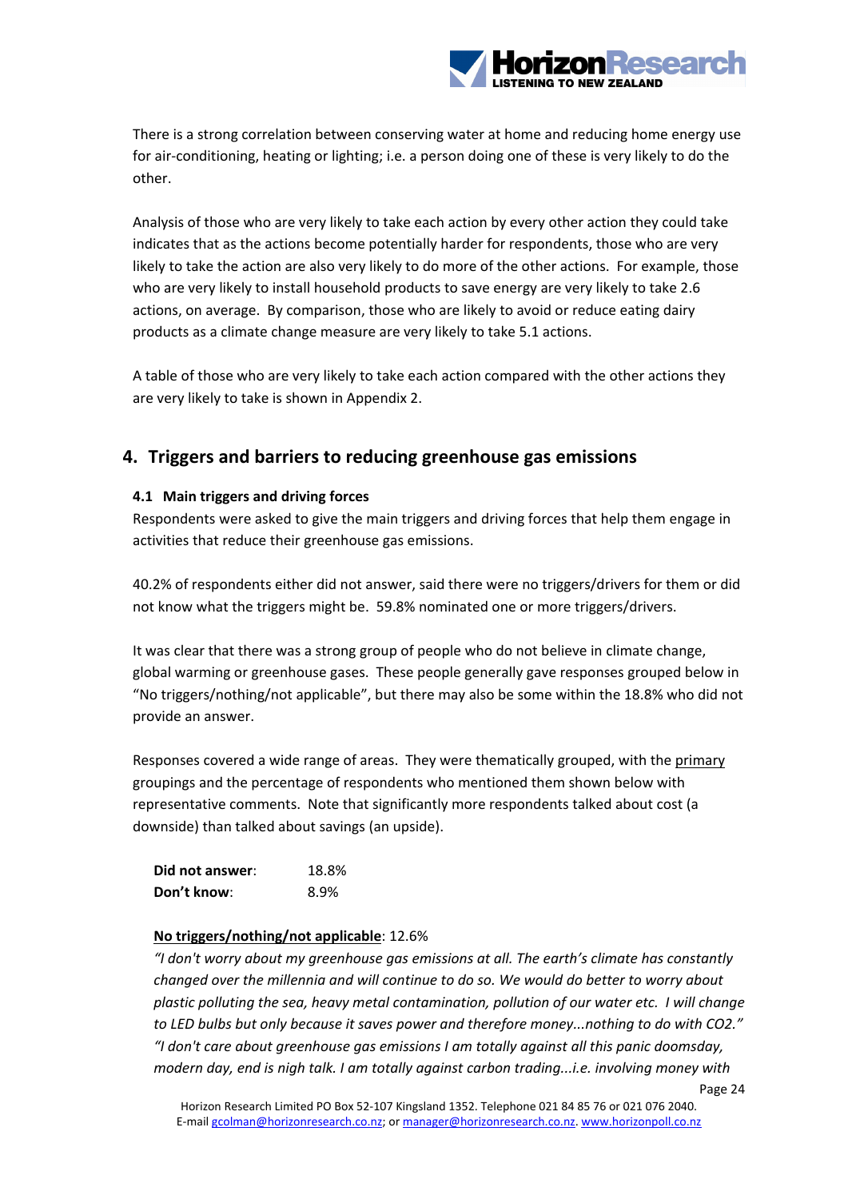There is a strong correlation between conserving water at home and reducing home energy use for air-conditioning, heating or lighting; i.e. a person doing one of these is very likely to do the other.

Analysis of those who are very likely to take each action by every other action they could take indicates that as the actions become potentially harder for respondents, those who are very likely to take the action are also very likely to do more of the other actions. For example, those who are very likely to install household products to save energy are very likely to take 2.6 actions, on average. By comparison, those who are likely to avoid or reduce eating dairy products as a climate change measure are very likely to take 5.1 actions.

A table of those who are very likely to take each action compared with the other actions they are very likely to take is shown in Appendix 2.

## 4. Triggers and barriers to reducing greenhouse gas emissions

### 4.1 Main triggers and driving forces

Respondents were asked to give the main triggers and driving forces that help them engage in activities that reduce their greenhouse gas emissions.

40.2% of respondents either did not answer, said there were no triggers/drivers for them or did not know what the triggers might be. 59.8% nominated one or more triggers/drivers.

It was clear that there was a strong group of people who do not believe in climate change, global warming or greenhouse gases. These people generally gave responses grouped below in "No triggers/nothing/not applicable", but there may also be some within the 18.8% who did not provide an answer.

Responses covered a wide range of areas. They were thematically grouped, with the primary groupings and the percentage of respondents who mentioned them shown below with representative comments. Note that significantly more respondents talked about cost (a downside) than talked about savings (an upside).

**Did not answer**: 18.8%
**Don't know**: 8.9%

**No triggers/nothing/not applicable**: 12.6%

*"I don't worry about my greenhouse gas emissions at all. The earth's climate has constantly changed over the millennia and will continue to do so. We would do better to worry about plastic polluting the sea, heavy metal contamination, pollution of our water etc. I will change to LED bulbs but only because it saves power and therefore money...nothing to do with CO2."*
*"I don't care about greenhouse gas emissions I am totally against all this panic doomsday, modern day, end is nigh talk. I am totally against carbon trading...i.e. involving money with*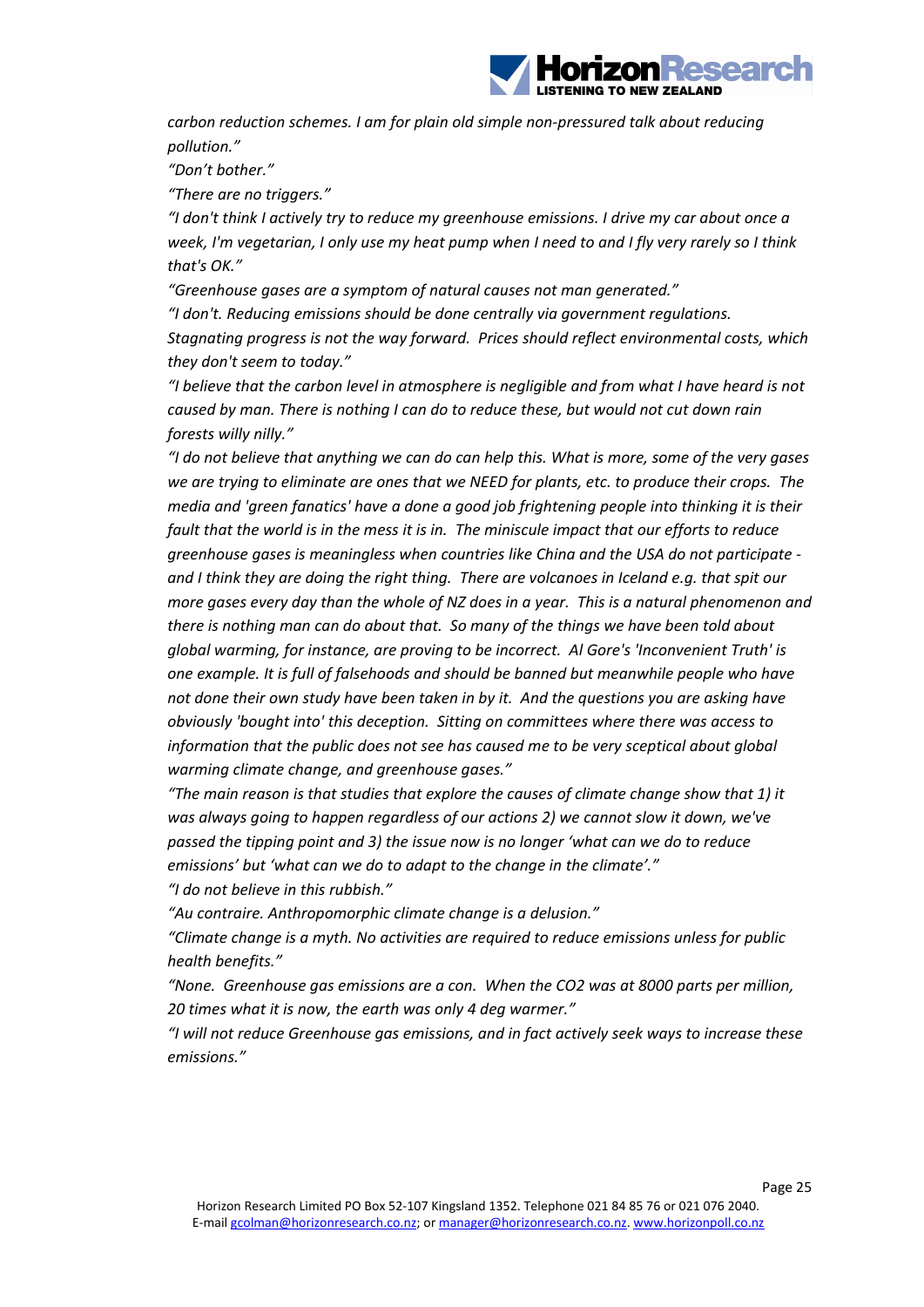*carbon reduction schemes. I am for plain old simple non-pressured talk about reducing pollution."*

*"Don't bother."*

*"There are no triggers."*

*"I don't think I actively try to reduce my greenhouse emissions. I drive my car about once a week, I'm vegetarian, I only use my heat pump when I need to and I fly very rarely so I think that's OK."*

*"Greenhouse gases are a symptom of natural causes not man generated."*

*"I don't. Reducing emissions should be done centrally via government regulations. Stagnating progress is not the way forward. Prices should reflect environmental costs, which they don't seem to today."*

*"I believe that the carbon level in atmosphere is negligible and from what I have heard is not caused by man. There is nothing I can do to reduce these, but would not cut down rain forests willy nilly."*

*"I do not believe that anything we can do can help this. What is more, some of the very gases we are trying to eliminate are ones that we NEED for plants, etc. to produce their crops. The media and 'green fanatics' have a done a good job frightening people into thinking it is their fault that the world is in the mess it is in. The miniscule impact that our efforts to reduce greenhouse gases is meaningless when countries like China and the USA do not participate - and I think they are doing the right thing. There are volcanoes in Iceland e.g. that spit our more gases every day than the whole of NZ does in a year. This is a natural phenomenon and there is nothing man can do about that. So many of the things we have been told about global warming, for instance, are proving to be incorrect. Al Gore's 'Inconvenient Truth' is one example. It is full of falsehoods and should be banned but meanwhile people who have not done their own study have been taken in by it. And the questions you are asking have obviously 'bought into' this deception. Sitting on committees where there was access to information that the public does not see has caused me to be very sceptical about global warming climate change, and greenhouse gases."*

*"The main reason is that studies that explore the causes of climate change show that 1) it was always going to happen regardless of our actions 2) we cannot slow it down, we've passed the tipping point and 3) the issue now is no longer 'what can we do to reduce emissions' but 'what can we do to adapt to the change in the climate'."*

*"I do not believe in this rubbish."*

*"Au contraire. Anthropomorphic climate change is a delusion."*

*"Climate change is a myth. No activities are required to reduce emissions unless for public health benefits."*

*"None. Greenhouse gas emissions are a con. When the CO2 was at 8000 parts per million, 20 times what it is now, the earth was only 4 deg warmer."*

*"I will not reduce Greenhouse gas emissions, and in fact actively seek ways to increase these emissions."*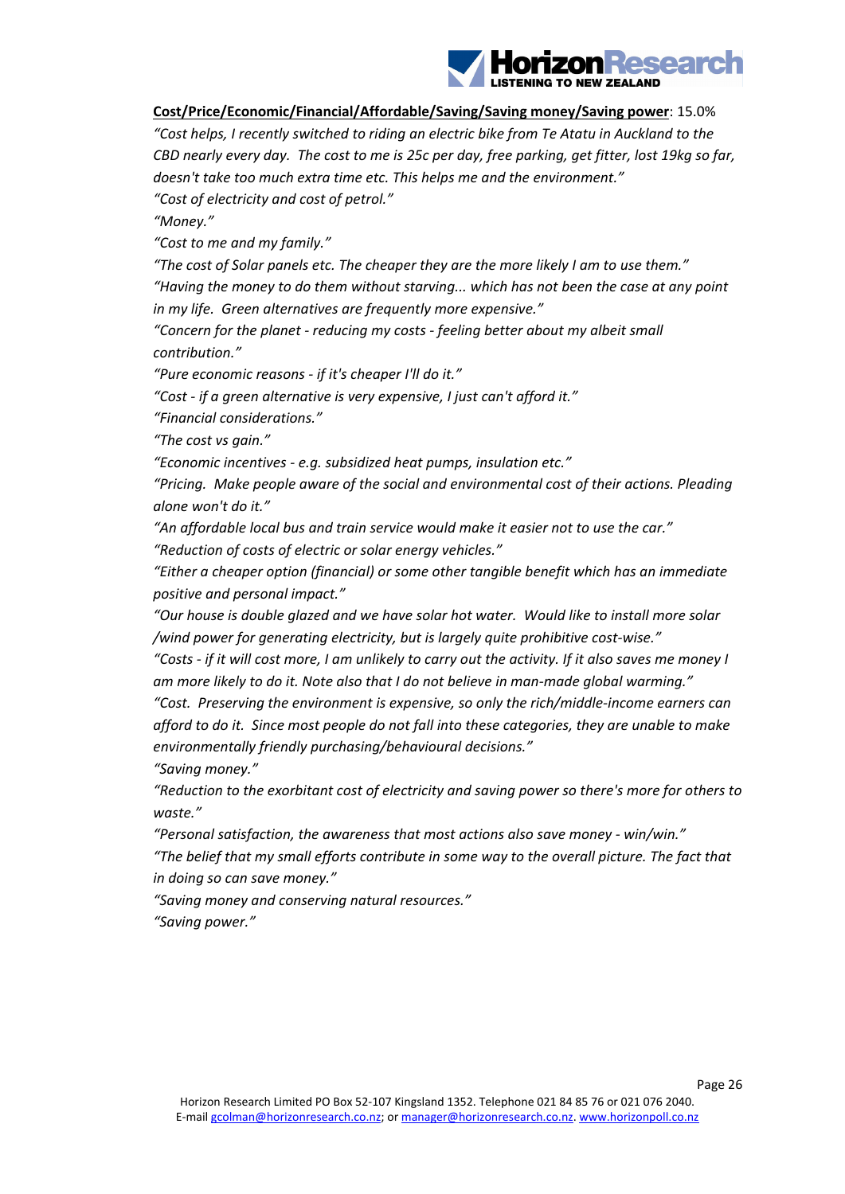<u>**Cost/Price/Economic/Financial/Affordable/Saving/Saving money/Saving power**</u>: 15.0%

*"Cost helps, I recently switched to riding an electric bike from Te Atatu in Auckland to the CBD nearly every day. The cost to me is 25c per day, free parking, get fitter, lost 19kg so far, doesn't take too much extra time etc. This helps me and the environment."*

*"Cost of electricity and cost of petrol."*

*"Money."*

*"Cost to me and my family."*

*"The cost of Solar panels etc. The cheaper they are the more likely I am to use them."*

*"Having the money to do them without starving... which has not been the case at any point in my life. Green alternatives are frequently more expensive."*

*"Concern for the planet - reducing my costs - feeling better about my albeit small contribution."*

*"Pure economic reasons - if it's cheaper I'll do it."*

*"Cost - if a green alternative is very expensive, I just can't afford it."*

*"Financial considerations."*

*"The cost vs gain."*

*"Economic incentives - e.g. subsidized heat pumps, insulation etc."*

*"Pricing. Make people aware of the social and environmental cost of their actions. Pleading alone won't do it."*

*"An affordable local bus and train service would make it easier not to use the car."*

*"Reduction of costs of electric or solar energy vehicles."*

*"Either a cheaper option (financial) or some other tangible benefit which has an immediate positive and personal impact."*

*"Our house is double glazed and we have solar hot water. Would like to install more solar /wind power for generating electricity, but is largely quite prohibitive cost-wise."*

*"Costs - if it will cost more, I am unlikely to carry out the activity. If it also saves me money I am more likely to do it. Note also that I do not believe in man-made global warming."*

*"Cost. Preserving the environment is expensive, so only the rich/middle-income earners can afford to do it. Since most people do not fall into these categories, they are unable to make environmentally friendly purchasing/behavioural decisions."*

*"Saving money."*

*"Reduction to the exorbitant cost of electricity and saving power so there's more for others to waste."*

*"Personal satisfaction, the awareness that most actions also save money - win/win."*

*"The belief that my small efforts contribute in some way to the overall picture. The fact that in doing so can save money."*

*"Saving money and conserving natural resources."*

*"Saving power."*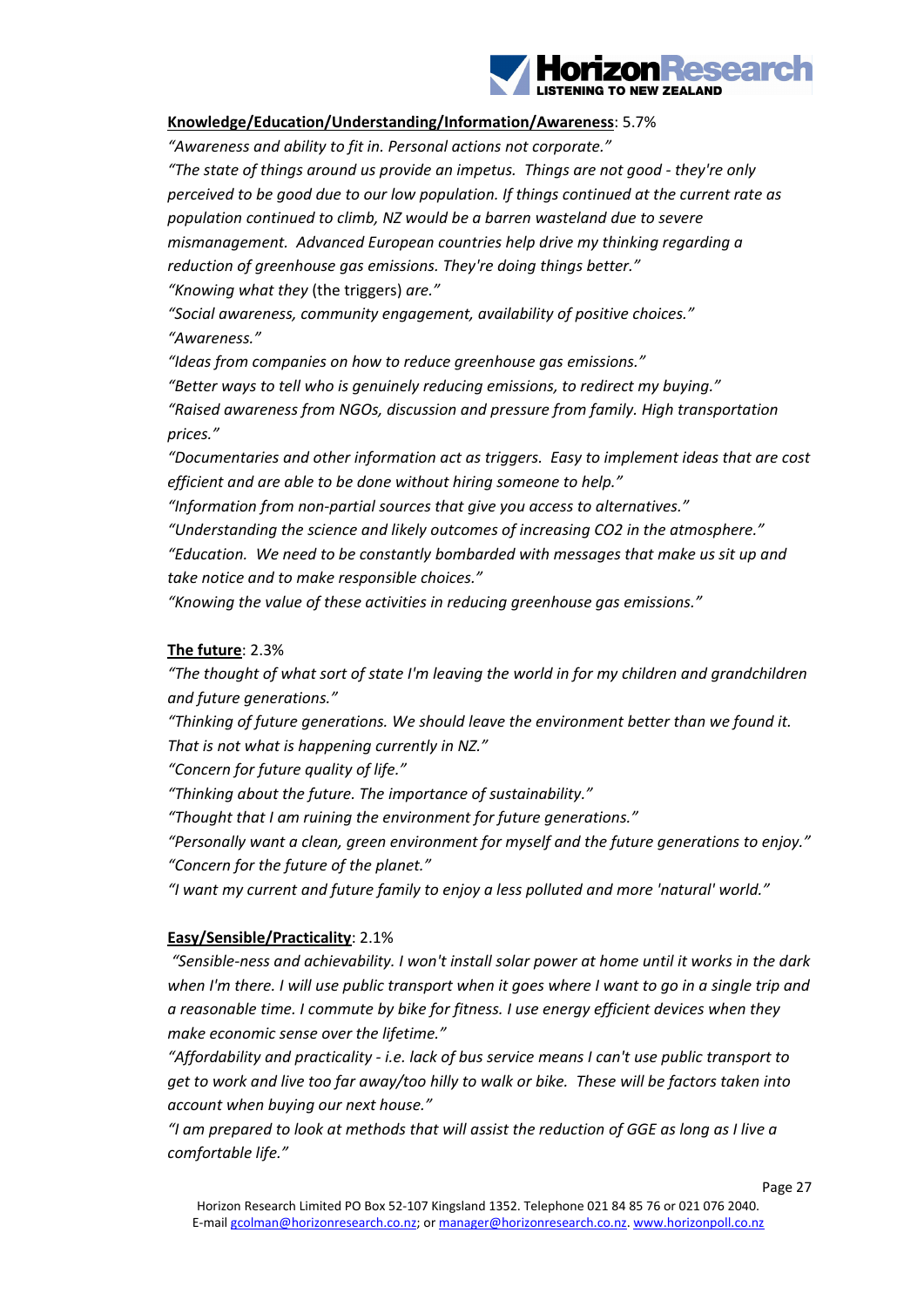**<u>Knowledge/Education/Understanding/Information/Awareness</u>**: 5.7%

*"Awareness and ability to fit in. Personal actions not corporate."*

*"The state of things around us provide an impetus. Things are not good - they're only perceived to be good due to our low population. If things continued at the current rate as population continued to climb, NZ would be a barren wasteland due to severe mismanagement. Advanced European countries help drive my thinking regarding a reduction of greenhouse gas emissions. They're doing things better."*

*"Knowing what they* (the triggers) *are."*

*"Social awareness, community engagement, availability of positive choices."*

*"Awareness."*

*"Ideas from companies on how to reduce greenhouse gas emissions."*

*"Better ways to tell who is genuinely reducing emissions, to redirect my buying."*

*"Raised awareness from NGOs, discussion and pressure from family. High transportation prices."*

*"Documentaries and other information act as triggers. Easy to implement ideas that are cost efficient and are able to be done without hiring someone to help."*

*"Information from non-partial sources that give you access to alternatives."*

*"Understanding the science and likely outcomes of increasing CO2 in the atmosphere."*

*"Education. We need to be constantly bombarded with messages that make us sit up and take notice and to make responsible choices."*

*"Knowing the value of these activities in reducing greenhouse gas emissions."*

**<u>The future</u>**: 2.3%

*"The thought of what sort of state I'm leaving the world in for my children and grandchildren and future generations."*

*"Thinking of future generations. We should leave the environment better than we found it. That is not what is happening currently in NZ."*

*"Concern for future quality of life."*

*"Thinking about the future. The importance of sustainability."*

*"Thought that I am ruining the environment for future generations."*

*"Personally want a clean, green environment for myself and the future generations to enjoy."*

*"Concern for the future of the planet."*

*"I want my current and future family to enjoy a less polluted and more 'natural' world."*

**<u>Easy/Sensible/Practicality</u>**: 2.1%

*"Sensible-ness and achievability. I won't install solar power at home until it works in the dark when I'm there. I will use public transport when it goes where I want to go in a single trip and a reasonable time. I commute by bike for fitness. I use energy efficient devices when they make economic sense over the lifetime."*

*"Affordability and practicality - i.e. lack of bus service means I can't use public transport to get to work and live too far away/too hilly to walk or bike. These will be factors taken into account when buying our next house."*

*"I am prepared to look at methods that will assist the reduction of GGE as long as I live a comfortable life."*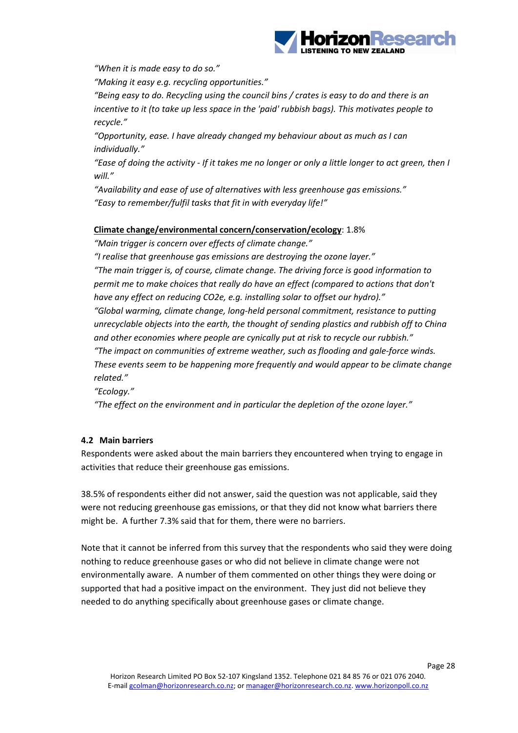*"When it is made easy to do so."*

*"Making it easy e.g. recycling opportunities."*

*"Being easy to do. Recycling using the council bins / crates is easy to do and there is an incentive to it (to take up less space in the 'paid' rubbish bags). This motivates people to recycle."*

*"Opportunity, ease. I have already changed my behaviour about as much as I can individually."*

*"Ease of doing the activity - If it takes me no longer or only a little longer to act green, then I will."*

*"Availability and ease of use of alternatives with less greenhouse gas emissions."*

*"Easy to remember/fulfil tasks that fit in with everyday life!"*

**Climate change/environmental concern/conservation/ecology**: 1.8%

*"Main trigger is concern over effects of climate change."*

*"I realise that greenhouse gas emissions are destroying the ozone layer."*

*"The main trigger is, of course, climate change. The driving force is good information to permit me to make choices that really do have an effect (compared to actions that don't have any effect on reducing CO2e, e.g. installing solar to offset our hydro)."*

*"Global warming, climate change, long-held personal commitment, resistance to putting unrecyclable objects into the earth, the thought of sending plastics and rubbish off to China and other economies where people are cynically put at risk to recycle our rubbish."*

*"The impact on communities of extreme weather, such as flooding and gale-force winds. These events seem to be happening more frequently and would appear to be climate change related."*

*"Ecology."*

*"The effect on the environment and in particular the depletion of the ozone layer."*

### 4.2 Main barriers

Respondents were asked about the main barriers they encountered when trying to engage in activities that reduce their greenhouse gas emissions.

38.5% of respondents either did not answer, said the question was not applicable, said they were not reducing greenhouse gas emissions, or that they did not know what barriers there might be. A further 7.3% said that for them, there were no barriers.

Note that it cannot be inferred from this survey that the respondents who said they were doing nothing to reduce greenhouse gases or who did not believe in climate change were not environmentally aware. A number of them commented on other things they were doing or supported that had a positive impact on the environment. They just did not believe they needed to do anything specifically about greenhouse gases or climate change.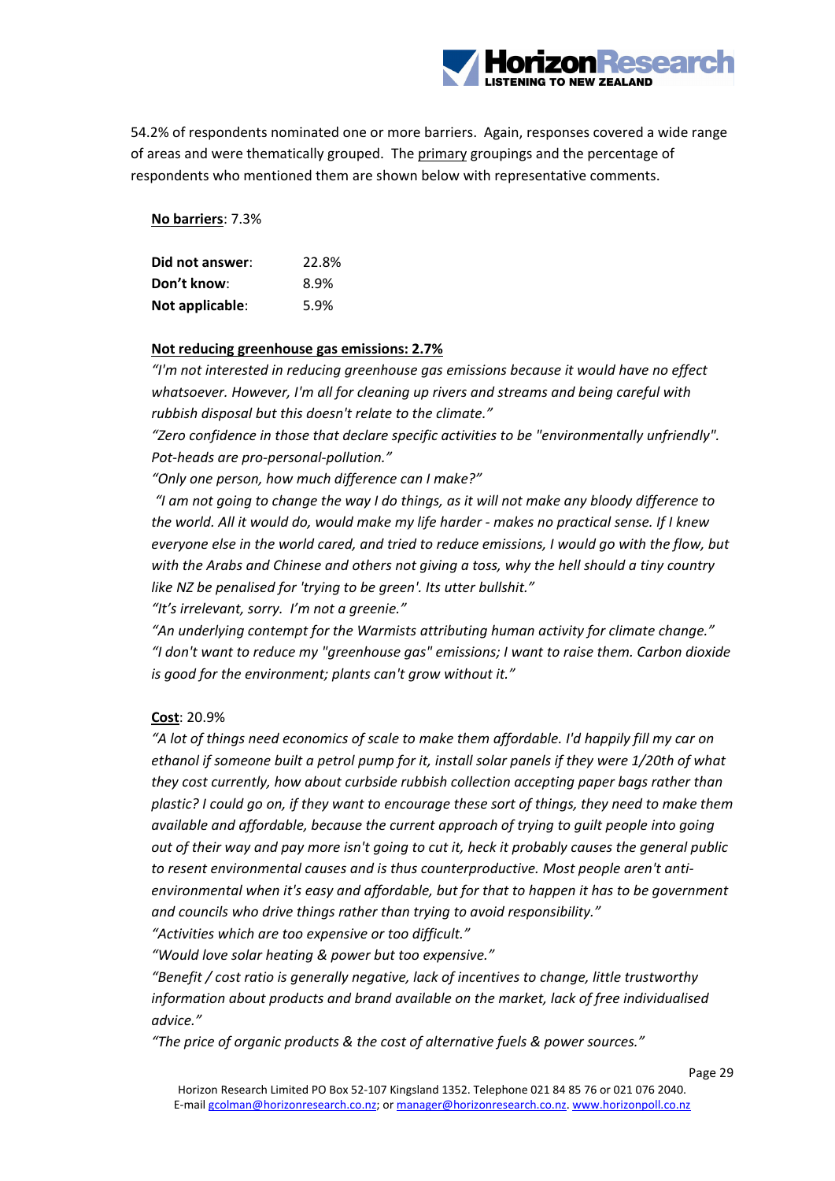54.2% of respondents nominated one or more barriers. Again, responses covered a wide range of areas and were thematically grouped. The primary groupings and the percentage of respondents who mentioned them are shown below with representative comments.

**No barriers**: 7.3%

| | |
|---|---|
| **Did not answer**: | 22.8% |
| **Don't know**: | 8.9% |
| **Not applicable**: | 5.9% |

**Not reducing greenhouse gas emissions: 2.7%**

*"I'm not interested in reducing greenhouse gas emissions because it would have no effect whatsoever. However, I'm all for cleaning up rivers and streams and being careful with rubbish disposal but this doesn't relate to the climate."*

*"Zero confidence in those that declare specific activities to be "environmentally unfriendly". Pot-heads are pro-personal-pollution."*

*"Only one person, how much difference can I make?"*

*"I am not going to change the way I do things, as it will not make any bloody difference to the world. All it would do, would make my life harder - makes no practical sense. If I knew everyone else in the world cared, and tried to reduce emissions, I would go with the flow, but with the Arabs and Chinese and others not giving a toss, why the hell should a tiny country like NZ be penalised for 'trying to be green'. Its utter bullshit."*

*"It's irrelevant, sorry. I'm not a greenie."*

*"An underlying contempt for the Warmists attributing human activity for climate change."*

*"I don't want to reduce my "greenhouse gas" emissions; I want to raise them. Carbon dioxide is good for the environment; plants can't grow without it."*

**Cost**: 20.9%

*"A lot of things need economics of scale to make them affordable. I'd happily fill my car on ethanol if someone built a petrol pump for it, install solar panels if they were 1/20th of what they cost currently, how about curbside rubbish collection accepting paper bags rather than plastic? I could go on, if they want to encourage these sort of things, they need to make them available and affordable, because the current approach of trying to guilt people into going out of their way and pay more isn't going to cut it, heck it probably causes the general public to resent environmental causes and is thus counterproductive. Most people aren't anti-environmental when it's easy and affordable, but for that to happen it has to be government and councils who drive things rather than trying to avoid responsibility."*

*"Activities which are too expensive or too difficult."*

*"Would love solar heating & power but too expensive."*

*"Benefit / cost ratio is generally negative, lack of incentives to change, little trustworthy information about products and brand available on the market, lack of free individualised advice."*

*"The price of organic products & the cost of alternative fuels & power sources."*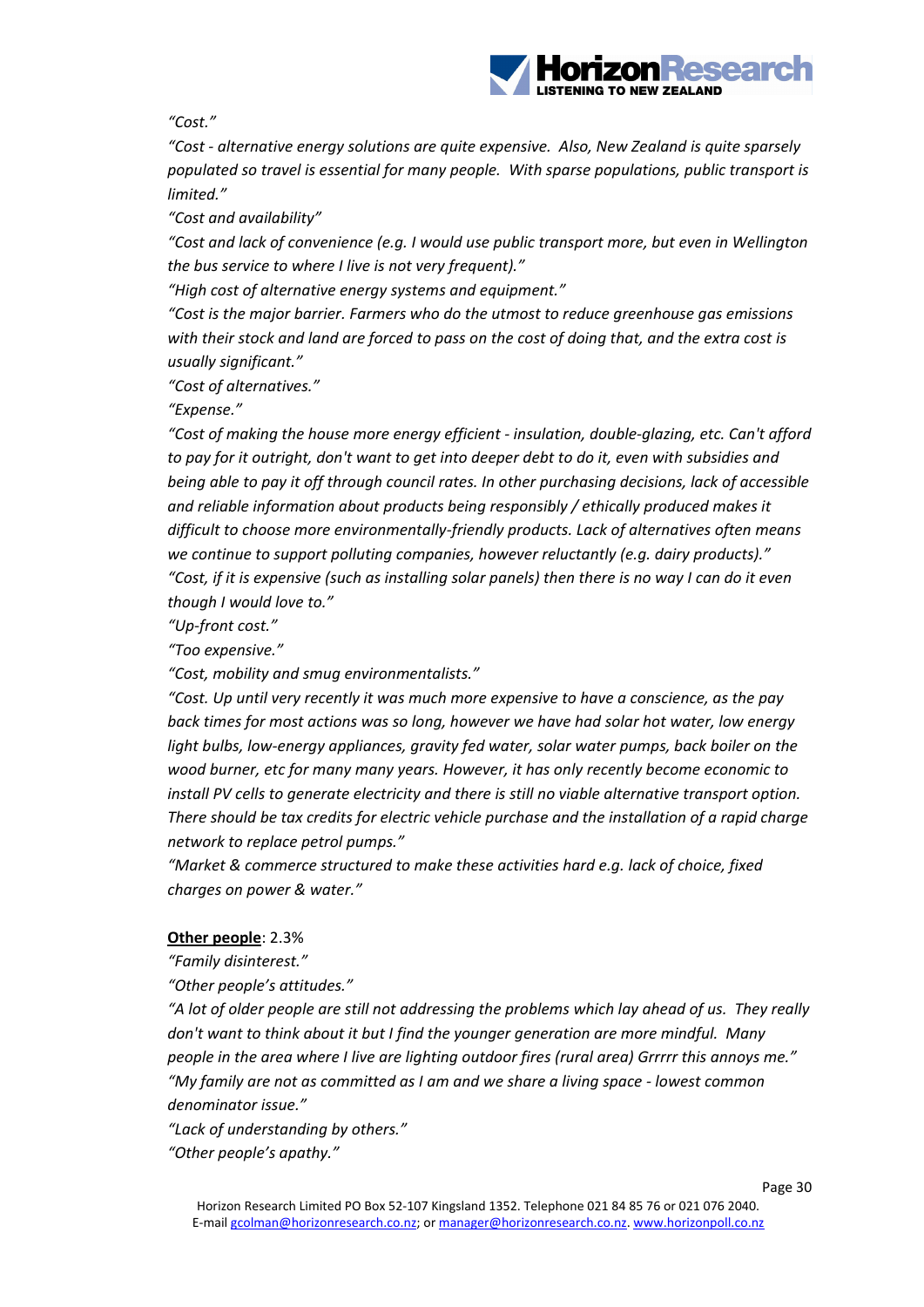*"Cost."*

*"Cost - alternative energy solutions are quite expensive. Also, New Zealand is quite sparsely populated so travel is essential for many people. With sparse populations, public transport is limited."*

*"Cost and availability"*

*"Cost and lack of convenience (e.g. I would use public transport more, but even in Wellington the bus service to where I live is not very frequent)."*

*"High cost of alternative energy systems and equipment."*

*"Cost is the major barrier. Farmers who do the utmost to reduce greenhouse gas emissions with their stock and land are forced to pass on the cost of doing that, and the extra cost is usually significant."*

*"Cost of alternatives."*

*"Expense."*

*"Cost of making the house more energy efficient - insulation, double-glazing, etc. Can't afford to pay for it outright, don't want to get into deeper debt to do it, even with subsidies and being able to pay it off through council rates. In other purchasing decisions, lack of accessible and reliable information about products being responsibly / ethically produced makes it difficult to choose more environmentally-friendly products. Lack of alternatives often means we continue to support polluting companies, however reluctantly (e.g. dairy products)."*

*"Cost, if it is expensive (such as installing solar panels) then there is no way I can do it even though I would love to."*

*"Up-front cost."*

*"Too expensive."*

*"Cost, mobility and smug environmentalists."*

*"Cost. Up until very recently it was much more expensive to have a conscience, as the pay back times for most actions was so long, however we have had solar hot water, low energy light bulbs, low-energy appliances, gravity fed water, solar water pumps, back boiler on the wood burner, etc for many many years. However, it has only recently become economic to install PV cells to generate electricity and there is still no viable alternative transport option. There should be tax credits for electric vehicle purchase and the installation of a rapid charge network to replace petrol pumps."*

*"Market & commerce structured to make these activities hard e.g. lack of choice, fixed charges on power & water."*

**Other people**: 2.3%

*"Family disinterest."*

*"Other people's attitudes."*

*"A lot of older people are still not addressing the problems which lay ahead of us. They really don't want to think about it but I find the younger generation are more mindful. Many people in the area where I live are lighting outdoor fires (rural area) Grrrrr this annoys me."*

*"My family are not as committed as I am and we share a living space - lowest common denominator issue."*

*"Lack of understanding by others."*

*"Other people's apathy."*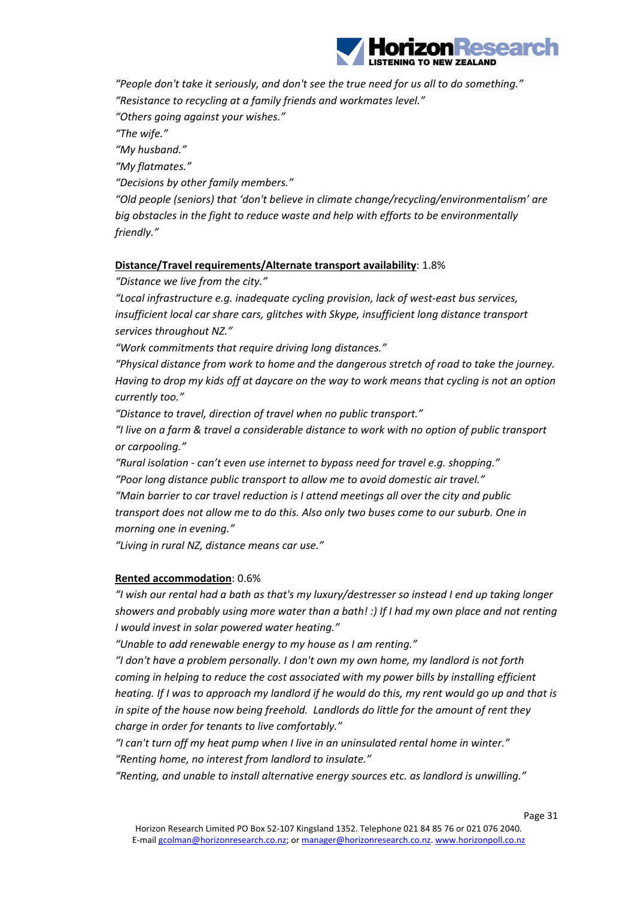*"People don't take it seriously, and don't see the true need for us all to do something."*
*"Resistance to recycling at a family friends and workmates level."*
*"Others going against your wishes."*
*"The wife."*
*"My husband."*
*"My flatmates."*
*"Decisions by other family members."*
*"Old people (seniors) that 'don't believe in climate change/recycling/environmentalism' are big obstacles in the fight to reduce waste and help with efforts to be environmentally friendly."*

**Distance/Travel requirements/Alternate transport availability**: 1.8%
*"Distance we live from the city."*
*"Local infrastructure e.g. inadequate cycling provision, lack of west-east bus services, insufficient local car share cars, glitches with Skype, insufficient long distance transport services throughout NZ."*
*"Work commitments that require driving long distances."*
*"Physical distance from work to home and the dangerous stretch of road to take the journey. Having to drop my kids off at daycare on the way to work means that cycling is not an option currently too."*
*"Distance to travel, direction of travel when no public transport."*
*"I live on a farm & travel a considerable distance to work with no option of public transport or carpooling."*
*"Rural isolation - can't even use internet to bypass need for travel e.g. shopping."*
*"Poor long distance public transport to allow me to avoid domestic air travel."*
*"Main barrier to car travel reduction is I attend meetings all over the city and public transport does not allow me to do this. Also only two buses come to our suburb. One in morning one in evening."*
*"Living in rural NZ, distance means car use."*

**Rented accommodation**: 0.6%
*"I wish our rental had a bath as that's my luxury/destresser so instead I end up taking longer showers and probably using more water than a bath! :) If I had my own place and not renting I would invest in solar powered water heating."*
*"Unable to add renewable energy to my house as I am renting."*
*"I don't have a problem personally. I don't own my own home, my landlord is not forth coming in helping to reduce the cost associated with my power bills by installing efficient heating. If I was to approach my landlord if he would do this, my rent would go up and that is in spite of the house now being freehold. Landlords do little for the amount of rent they charge in order for tenants to live comfortably."*
*"I can't turn off my heat pump when I live in an uninsulated rental home in winter."*
*"Renting home, no interest from landlord to insulate."*
*"Renting, and unable to install alternative energy sources etc. as landlord is unwilling."*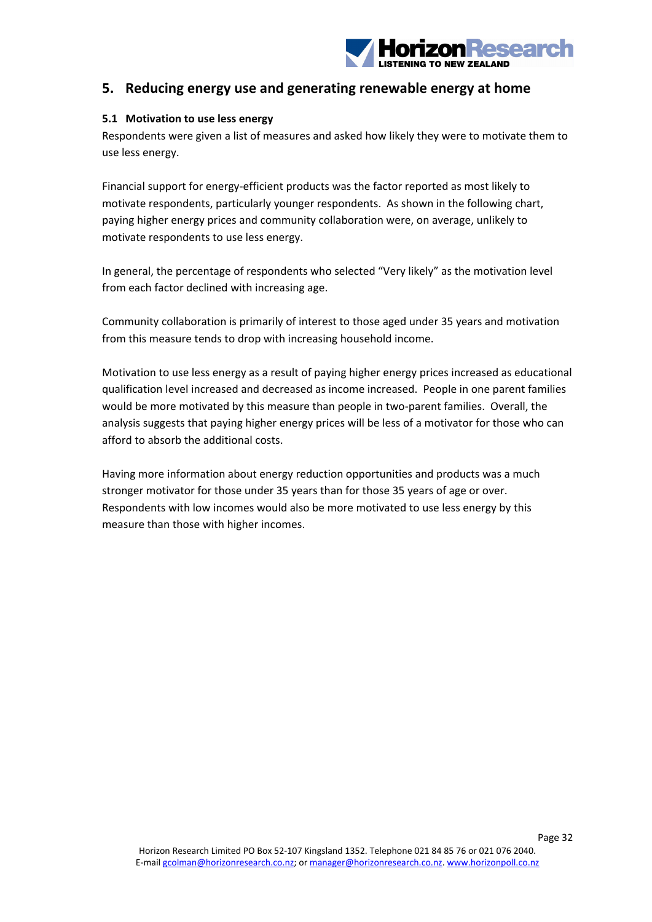## 5. Reducing energy use and generating renewable energy at home

### 5.1 Motivation to use less energy

Respondents were given a list of measures and asked how likely they were to motivate them to use less energy.

Financial support for energy-efficient products was the factor reported as most likely to motivate respondents, particularly younger respondents. As shown in the following chart, paying higher energy prices and community collaboration were, on average, unlikely to motivate respondents to use less energy.

In general, the percentage of respondents who selected "Very likely" as the motivation level from each factor declined with increasing age.

Community collaboration is primarily of interest to those aged under 35 years and motivation from this measure tends to drop with increasing household income.

Motivation to use less energy as a result of paying higher energy prices increased as educational qualification level increased and decreased as income increased. People in one parent families would be more motivated by this measure than people in two-parent families. Overall, the analysis suggests that paying higher energy prices will be less of a motivator for those who can afford to absorb the additional costs.

Having more information about energy reduction opportunities and products was a much stronger motivator for those under 35 years than for those 35 years of age or over. Respondents with low incomes would also be more motivated to use less energy by this measure than those with higher incomes.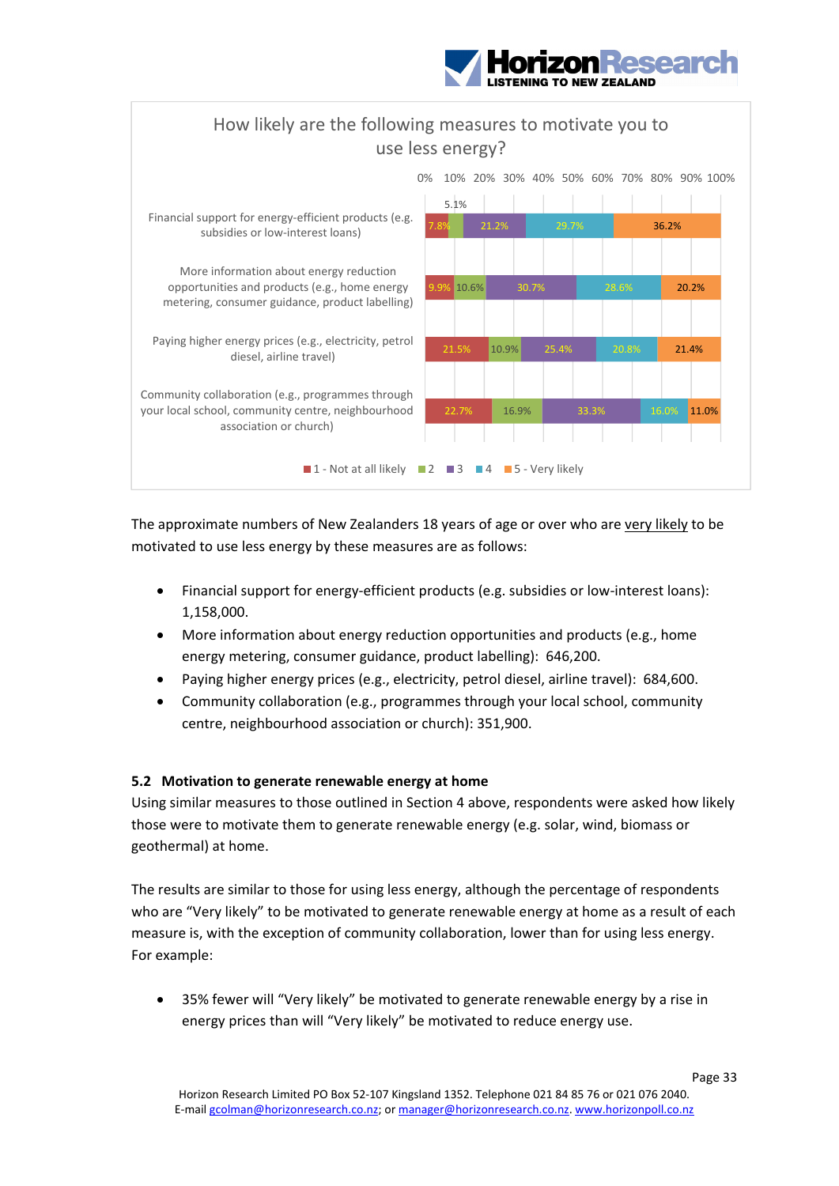How likely are the following measures to motivate you to use less energy?

| Measure | 1 - Not at all likely | 2 | 3 | 4 | 5 - Very likely |
|---|---|---|---|---|---|
| Financial support for energy-efficient products (e.g. subsidies or low-interest loans) | 7.8% | 5.1% | 21.2% | 29.7% | 36.2% |
| More information about energy reduction opportunities and products (e.g., home energy metering, consumer guidance, product labelling) | 9.9% | 10.6% | 30.7% | 28.6% | 20.2% |
| Paying higher energy prices (e.g., electricity, petrol diesel, airline travel) | 21.5% | 10.9% | 25.4% | 20.8% | 21.4% |
| Community collaboration (e.g., programmes through your local school, community centre, neighbourhood association or church) | 22.7% | 16.9% | 33.3% | 16.0% | 11.0% |

The approximate numbers of New Zealanders 18 years of age or over who are very likely to be motivated to use less energy by these measures are as follows:

- Financial support for energy-efficient products (e.g. subsidies or low-interest loans): 1,158,000.
- More information about energy reduction opportunities and products (e.g., home energy metering, consumer guidance, product labelling): 646,200.
- Paying higher energy prices (e.g., electricity, petrol diesel, airline travel): 684,600.
- Community collaboration (e.g., programmes through your local school, community centre, neighbourhood association or church): 351,900.

### 5.2 Motivation to generate renewable energy at home

Using similar measures to those outlined in Section 4 above, respondents were asked how likely those were to motivate them to generate renewable energy (e.g. solar, wind, biomass or geothermal) at home.

The results are similar to those for using less energy, although the percentage of respondents who are "Very likely" to be motivated to generate renewable energy at home as a result of each measure is, with the exception of community collaboration, lower than for using less energy. For example:

- 35% fewer will "Very likely" be motivated to generate renewable energy by a rise in energy prices than will "Very likely" be motivated to reduce energy use.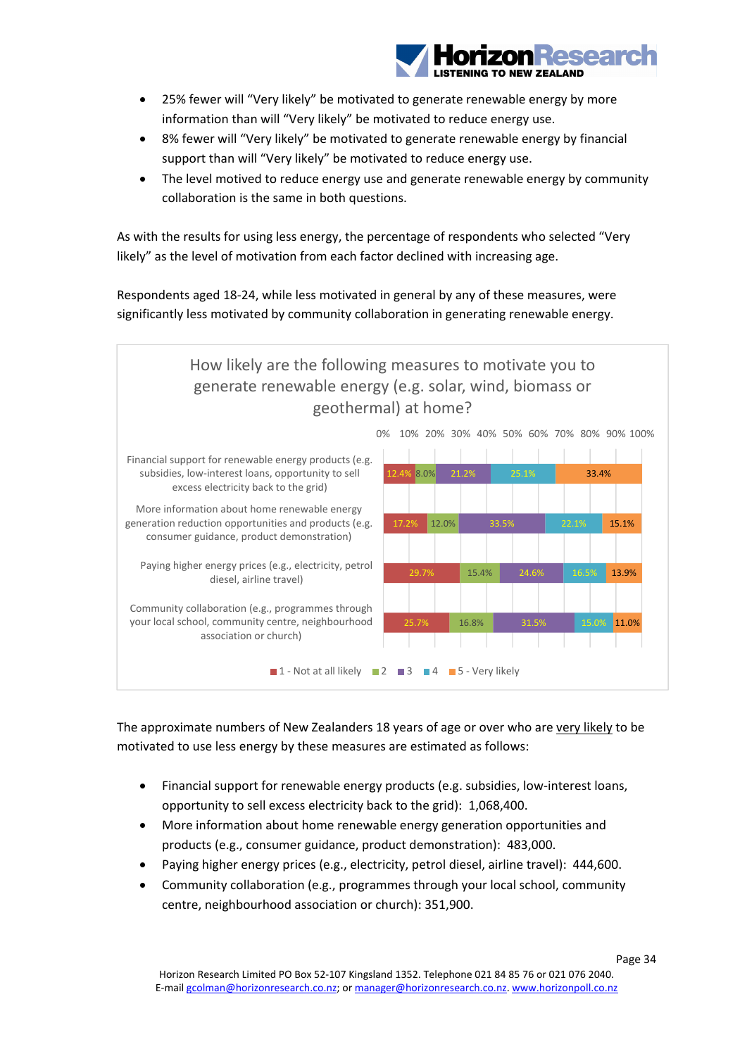- 25% fewer will "Very likely" be motivated to generate renewable energy by more information than will "Very likely" be motivated to reduce energy use.
- 8% fewer will "Very likely" be motivated to generate renewable energy by financial support than will "Very likely" be motivated to reduce energy use.
- The level motived to reduce energy use and generate renewable energy by community collaboration is the same in both questions.

As with the results for using less energy, the percentage of respondents who selected "Very likely" as the level of motivation from each factor declined with increasing age.

Respondents aged 18-24, while less motivated in general by any of these measures, were significantly less motivated by community collaboration in generating renewable energy.

**How likely are the following measures to motivate you to generate renewable energy (e.g. solar, wind, biomass or geothermal) at home?**

| Measure | 1 - Not at all likely | 2 | 3 | 4 | 5 - Very likely |
|---|---|---|---|---|---|
| Financial support for renewable energy products (e.g. subsidies, low-interest loans, opportunity to sell excess electricity back to the grid) | 12.4% | 8.0% | 21.2% | 25.1% | 33.4% |
| More information about home renewable energy generation reduction opportunities and products (e.g. consumer guidance, product demonstration) | 17.2% | 12.0% | 33.5% | 22.1% | 15.1% |
| Paying higher energy prices (e.g., electricity, petrol diesel, airline travel) | 29.7% | 15.4% | 24.6% | 16.5% | 13.9% |
| Community collaboration (e.g., programmes through your local school, community centre, neighbourhood association or church) | 25.7% | 16.8% | 31.5% | 15.0% | 11.0% |

The approximate numbers of New Zealanders 18 years of age or over who are very likely to be motivated to use less energy by these measures are estimated as follows:

- Financial support for renewable energy products (e.g. subsidies, low-interest loans, opportunity to sell excess electricity back to the grid): 1,068,400.
- More information about home renewable energy generation opportunities and products (e.g., consumer guidance, product demonstration): 483,000.
- Paying higher energy prices (e.g., electricity, petrol diesel, airline travel): 444,600.
- Community collaboration (e.g., programmes through your local school, community centre, neighbourhood association or church): 351,900.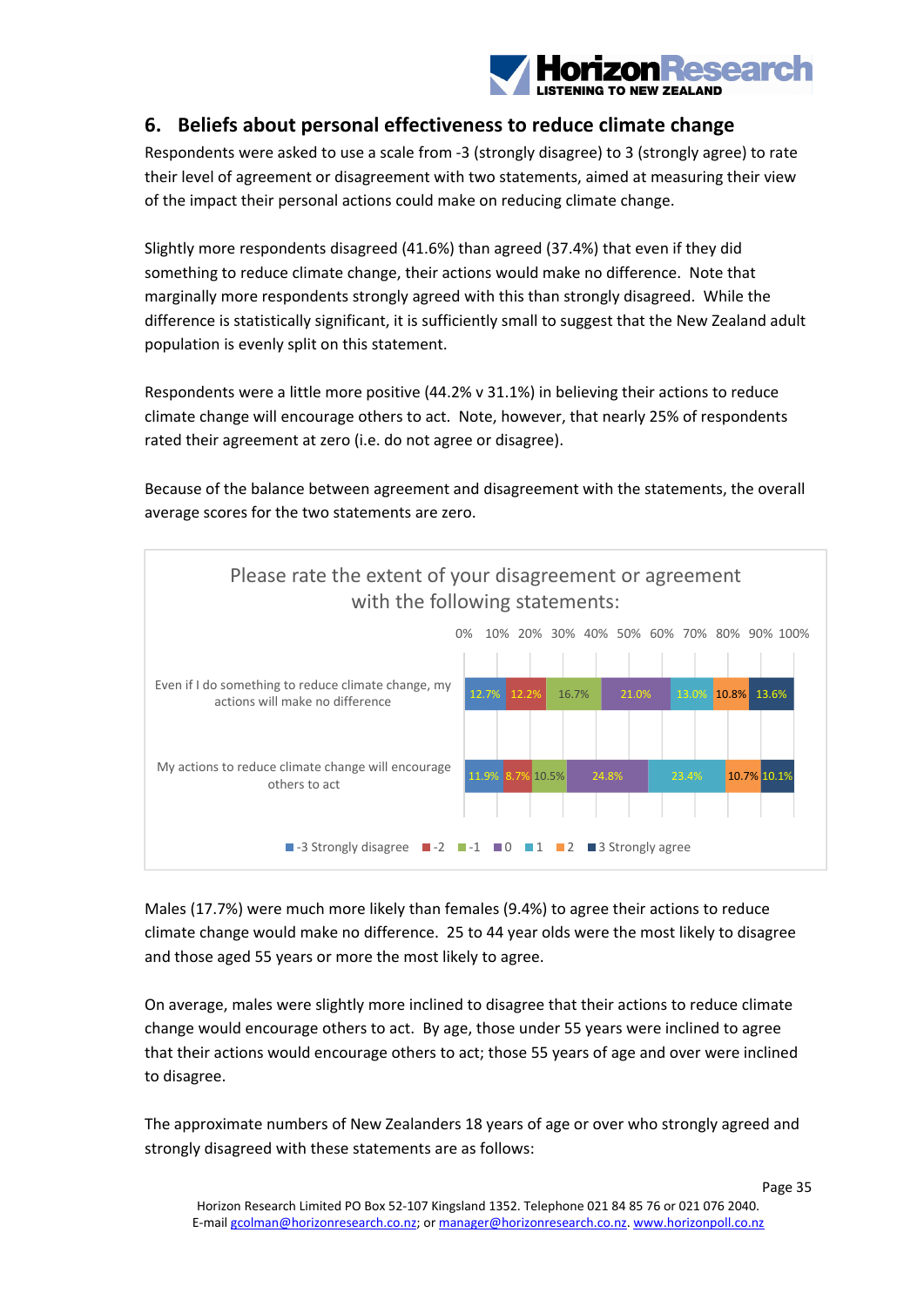## 6. Beliefs about personal effectiveness to reduce climate change

Respondents were asked to use a scale from -3 (strongly disagree) to 3 (strongly agree) to rate their level of agreement or disagreement with two statements, aimed at measuring their view of the impact their personal actions could make on reducing climate change.

Slightly more respondents disagreed (41.6%) than agreed (37.4%) that even if they did something to reduce climate change, their actions would make no difference. Note that marginally more respondents strongly agreed with this than strongly disagreed. While the difference is statistically significant, it is sufficiently small to suggest that the New Zealand adult population is evenly split on this statement.

Respondents were a little more positive (44.2% v 31.1%) in believing their actions to reduce climate change will encourage others to act. Note, however, that nearly 25% of respondents rated their agreement at zero (i.e. do not agree or disagree).

Because of the balance between agreement and disagreement with the statements, the overall average scores for the two statements are zero.

**Please rate the extent of your disagreement or agreement with the following statements:**

| Statement | -3 Strongly disagree | -2 | -1 | 0 | 1 | 2 | 3 Strongly agree |
|---|---|---|---|---|---|---|---|
| Even if I do something to reduce climate change, my actions will make no difference | 12.7% | 12.2% | 16.7% | 21.0% | 13.0% | 10.8% | 13.6% |
| My actions to reduce climate change will encourage others to act | 11.9% | 8.7% | 10.5% | 24.8% | 23.4% | 10.7% | 10.1% |

Males (17.7%) were much more likely than females (9.4%) to agree their actions to reduce climate change would make no difference. 25 to 44 year olds were the most likely to disagree and those aged 55 years or more the most likely to agree.

On average, males were slightly more inclined to disagree that their actions to reduce climate change would encourage others to act. By age, those under 55 years were inclined to agree that their actions would encourage others to act; those 55 years of age and over were inclined to disagree.

The approximate numbers of New Zealanders 18 years of age or over who strongly agreed and strongly disagreed with these statements are as follows: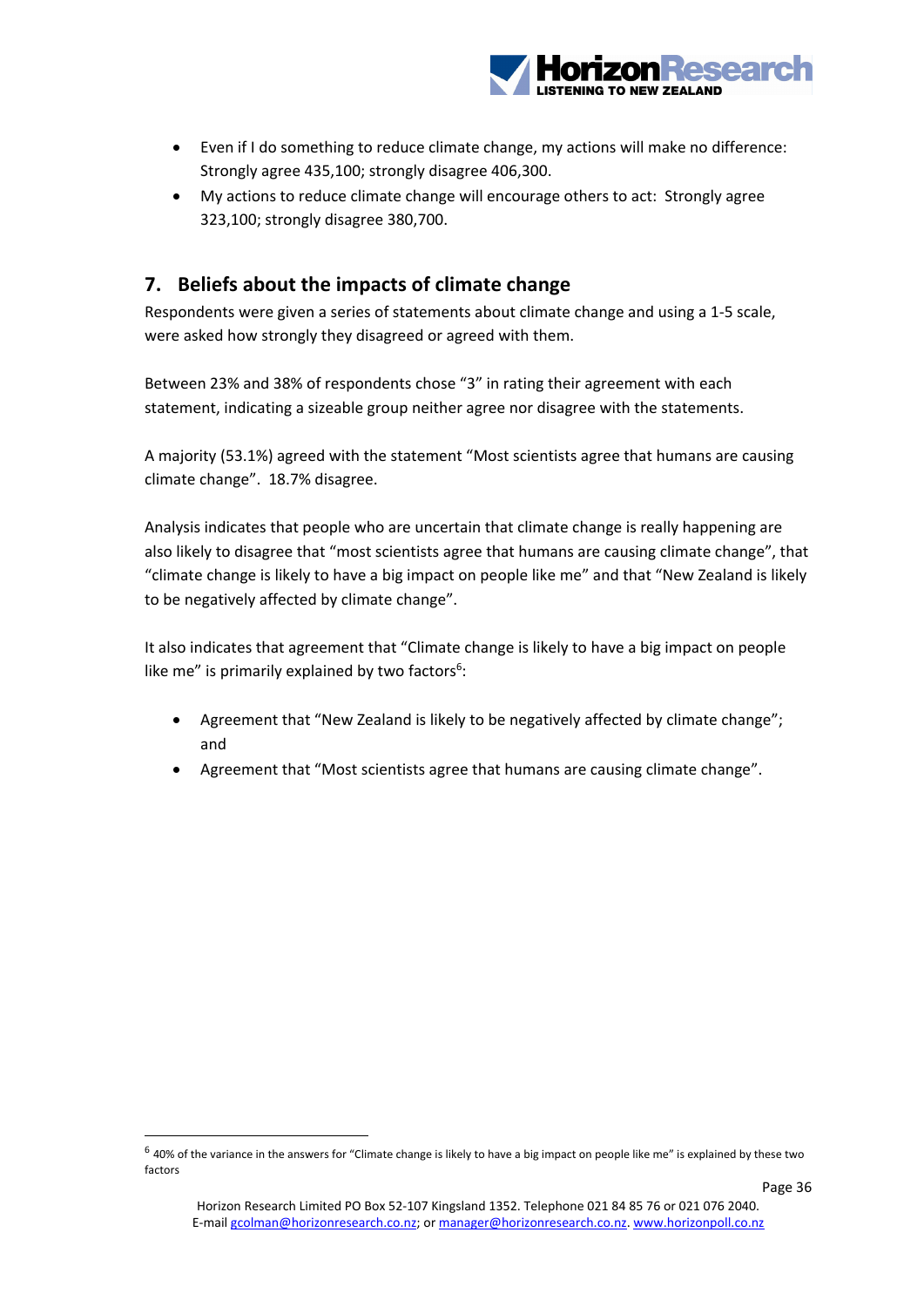- Even if I do something to reduce climate change, my actions will make no difference: Strongly agree 435,100; strongly disagree 406,300.
- My actions to reduce climate change will encourage others to act: Strongly agree 323,100; strongly disagree 380,700.

## 7. Beliefs about the impacts of climate change

Respondents were given a series of statements about climate change and using a 1-5 scale, were asked how strongly they disagreed or agreed with them.

Between 23% and 38% of respondents chose "3" in rating their agreement with each statement, indicating a sizeable group neither agree nor disagree with the statements.

A majority (53.1%) agreed with the statement "Most scientists agree that humans are causing climate change". 18.7% disagree.

Analysis indicates that people who are uncertain that climate change is really happening are also likely to disagree that "most scientists agree that humans are causing climate change", that "climate change is likely to have a big impact on people like me" and that "New Zealand is likely to be negatively affected by climate change".

It also indicates that agreement that "Climate change is likely to have a big impact on people like me" is primarily explained by two factors[6]:

- Agreement that "New Zealand is likely to be negatively affected by climate change"; and
- Agreement that "Most scientists agree that humans are causing climate change".

[6] 40% of the variance in the answers for "Climate change is likely to have a big impact on people like me" is explained by these two factors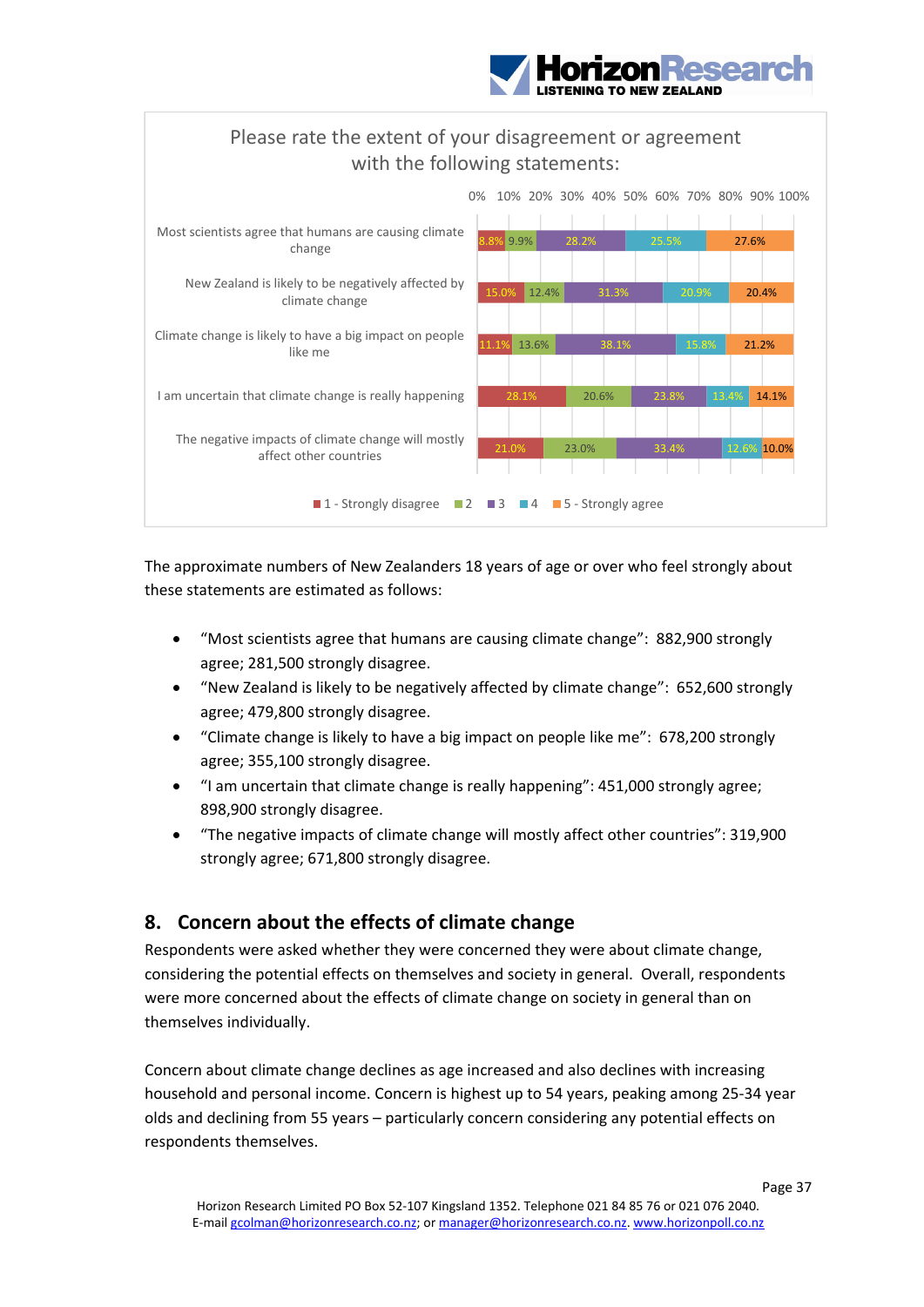Please rate the extent of your disagreement or agreement with the following statements:

| Statement | 1 - Strongly disagree | 2 | 3 | 4 | 5 - Strongly agree |
|---|---|---|---|---|---|
| Most scientists agree that humans are causing climate change | 8.8% | 9.9% | 28.2% | 25.5% | 27.6% |
| New Zealand is likely to be negatively affected by climate change | 15.0% | 12.4% | 31.3% | 20.9% | 20.4% |
| Climate change is likely to have a big impact on people like me | 11.1% | 13.6% | 38.1% | 15.8% | 21.2% |
| I am uncertain that climate change is really happening | 28.1% | 20.6% | 23.8% | 13.4% | 14.1% |
| The negative impacts of climate change will mostly affect other countries | 21.0% | 23.0% | 33.4% | 12.6% | 10.0% |

The approximate numbers of New Zealanders 18 years of age or over who feel strongly about these statements are estimated as follows:

- "Most scientists agree that humans are causing climate change": 882,900 strongly agree; 281,500 strongly disagree.
- "New Zealand is likely to be negatively affected by climate change": 652,600 strongly agree; 479,800 strongly disagree.
- "Climate change is likely to have a big impact on people like me": 678,200 strongly agree; 355,100 strongly disagree.
- "I am uncertain that climate change is really happening": 451,000 strongly agree; 898,900 strongly disagree.
- "The negative impacts of climate change will mostly affect other countries": 319,900 strongly agree; 671,800 strongly disagree.

## 8. Concern about the effects of climate change

Respondents were asked whether they were concerned they were about climate change, considering the potential effects on themselves and society in general. Overall, respondents were more concerned about the effects of climate change on society in general than on themselves individually.

Concern about climate change declines as age increased and also declines with increasing household and personal income. Concern is highest up to 54 years, peaking among 25-34 year olds and declining from 55 years – particularly concern considering any potential effects on respondents themselves.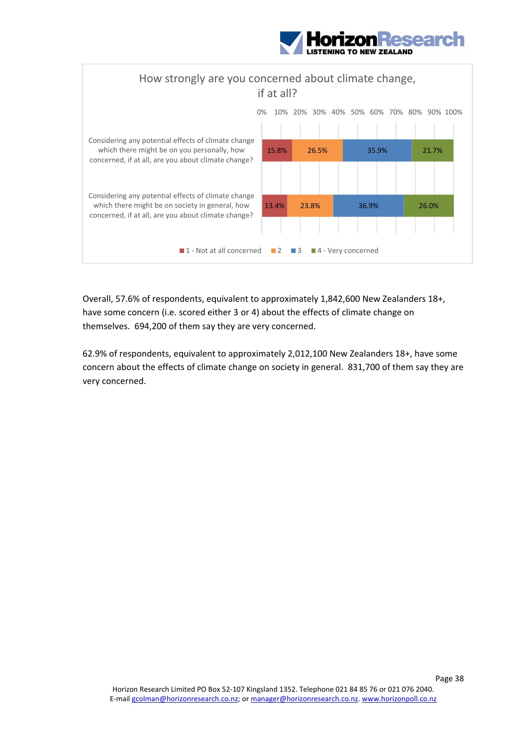**How strongly are you concerned about climate change, if at all?**

| | 1 - Not at all concerned | 2 | 3 | 4 - Very concerned |
|---|---|---|---|---|
| Considering any potential effects of climate change which there might be on you personally, how concerned, if at all, are you about climate change? | 15.8% | 26.5% | 35.9% | 21.7% |
| Considering any potential effects of climate change which there might be on society in general, how concerned, if at all, are you about climate change? | 13.4% | 23.8% | 36.9% | 26.0% |

Overall, 57.6% of respondents, equivalent to approximately 1,842,600 New Zealanders 18+, have some concern (i.e. scored either 3 or 4) about the effects of climate change on themselves. 694,200 of them say they are very concerned.

62.9% of respondents, equivalent to approximately 2,012,100 New Zealanders 18+, have some concern about the effects of climate change on society in general. 831,700 of them say they are very concerned.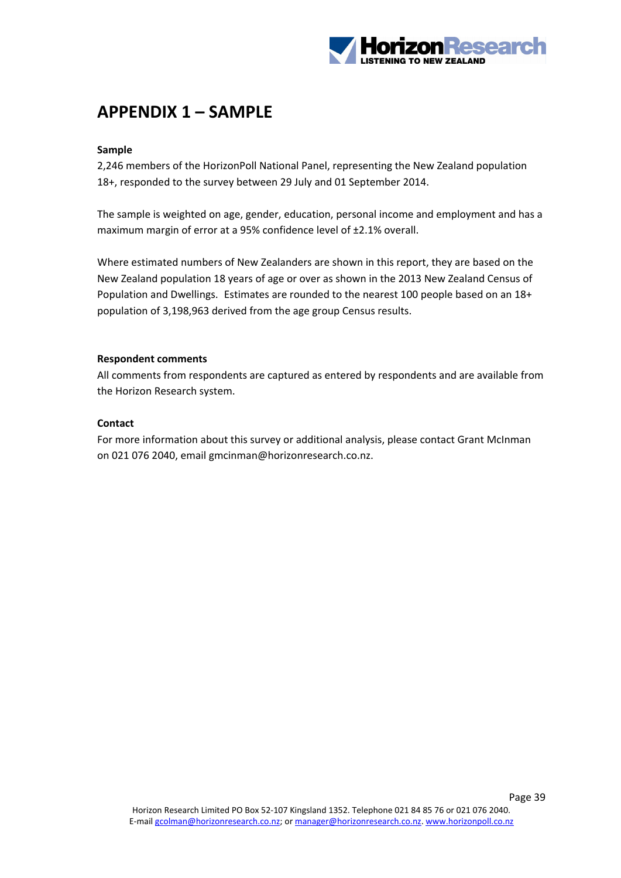# APPENDIX 1 – SAMPLE

**Sample**

2,246 members of the HorizonPoll National Panel, representing the New Zealand population 18+, responded to the survey between 29 July and 01 September 2014.

The sample is weighted on age, gender, education, personal income and employment and has a maximum margin of error at a 95% confidence level of ±2.1% overall.

Where estimated numbers of New Zealanders are shown in this report, they are based on the New Zealand population 18 years of age or over as shown in the 2013 New Zealand Census of Population and Dwellings. Estimates are rounded to the nearest 100 people based on an 18+ population of 3,198,963 derived from the age group Census results.

**Respondent comments**

All comments from respondents are captured as entered by respondents and are available from the Horizon Research system.

**Contact**

For more information about this survey or additional analysis, please contact Grant McInman on 021 076 2040, email gmcinman@horizonresearch.co.nz.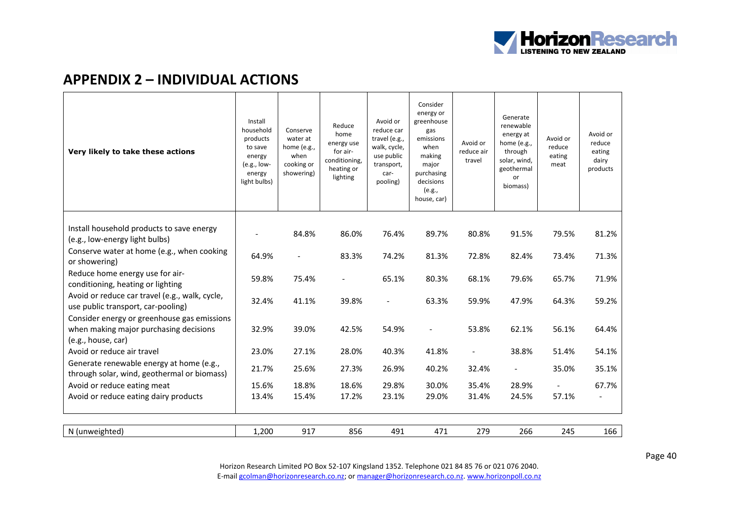## APPENDIX 2 – INDIVIDUAL ACTIONS

| Very likely to take these actions | Install household products to save energy (e.g., low-energy light bulbs) | Conserve water at home (e.g., when cooking or showering) | Reduce home energy use for air-conditioning, heating or lighting | Avoid or reduce car travel (e.g., walk, cycle, use public transport, car-pooling) | Consider energy or greenhouse gas emissions when making major purchasing decisions (e.g., house, car) | Avoid or reduce air travel | Generate renewable energy at home (e.g., through solar, wind, geothermal or biomass) | Avoid or reduce eating meat | Avoid or reduce eating dairy products |
|---|---|---|---|---|---|---|---|---|---|
| Install household products to save energy (e.g., low-energy light bulbs) | - | 84.8% | 86.0% | 76.4% | 89.7% | 80.8% | 91.5% | 79.5% | 81.2% |
| Conserve water at home (e.g., when cooking or showering) | 64.9% | - | 83.3% | 74.2% | 81.3% | 72.8% | 82.4% | 73.4% | 71.3% |
| Reduce home energy use for air-conditioning, heating or lighting | 59.8% | 75.4% | - | 65.1% | 80.3% | 68.1% | 79.6% | 65.7% | 71.9% |
| Avoid or reduce car travel (e.g., walk, cycle, use public transport, car-pooling) | 32.4% | 41.1% | 39.8% | - | 63.3% | 59.9% | 47.9% | 64.3% | 59.2% |
| Consider energy or greenhouse gas emissions when making major purchasing decisions (e.g., house, car) | 32.9% | 39.0% | 42.5% | 54.9% | - | 53.8% | 62.1% | 56.1% | 64.4% |
| Avoid or reduce air travel | 23.0% | 27.1% | 28.0% | 40.3% | 41.8% | - | 38.8% | 51.4% | 54.1% |
| Generate renewable energy at home (e.g., through solar, wind, geothermal or biomass) | 21.7% | 25.6% | 27.3% | 26.9% | 40.2% | 32.4% | - | 35.0% | 35.1% |
| Avoid or reduce eating meat | 15.6% | 18.8% | 18.6% | 29.8% | 30.0% | 35.4% | 28.9% | - | 67.7% |
| Avoid or reduce eating dairy products | 13.4% | 15.4% | 17.2% | 23.1% | 29.0% | 31.4% | 24.5% | 57.1% | - |
| N (unweighted) | 1,200 | 917 | 856 | 491 | 471 | 279 | 266 | 245 | 166 |

Horizon Research Limited PO Box 52-107 Kingsland 1352. Telephone 021 84 85 76 or 021 076 2040.
E-mail gcolman@horizonresearch.co.nz; or manager@horizonresearch.co.nz. www.horizonpoll.co.nz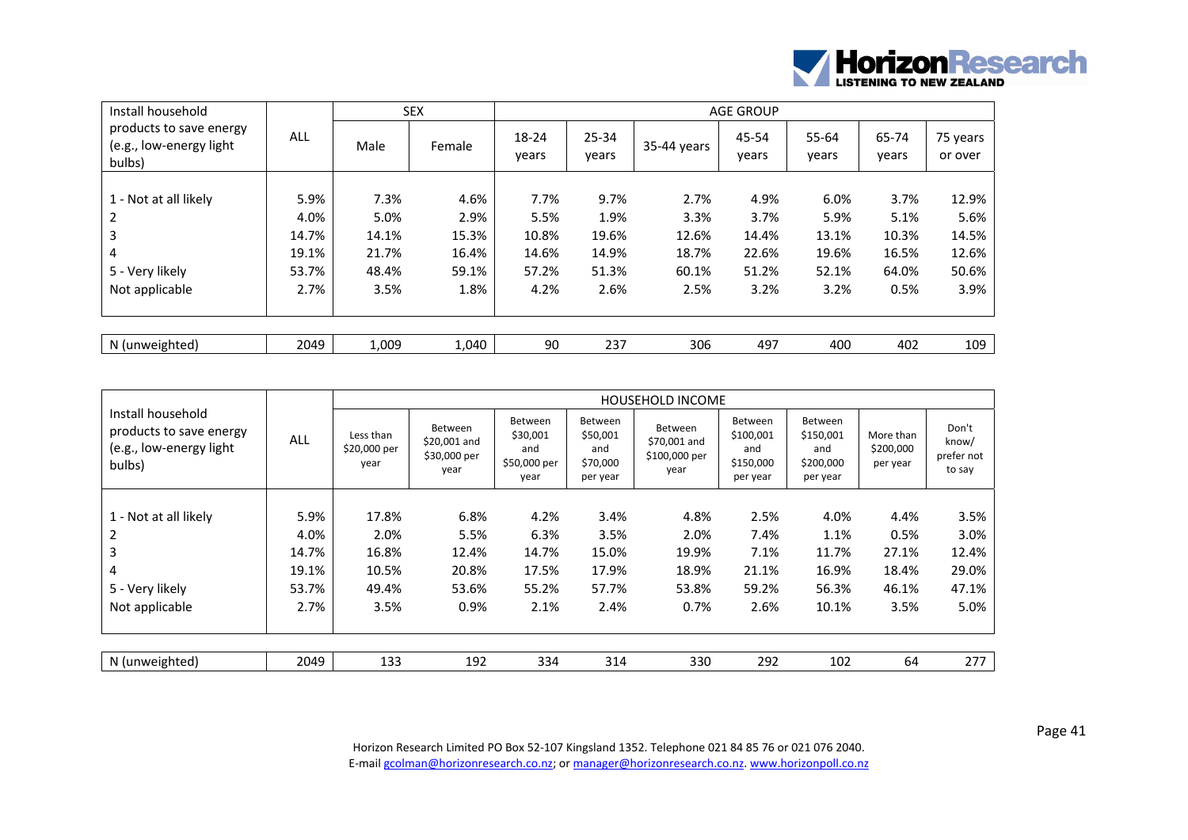| Install household products to save energy (e.g., low-energy light bulbs) | ALL | SEX | | AGE GROUP | | | | | | |
|---|---|---|---|---|---|---|---|---|---|---|
| | | Male | Female | 18-24 years | 25-34 years | 35-44 years | 45-54 years | 55-64 years | 65-74 years | 75 years or over |
| 1 - Not at all likely | 5.9% | 7.3% | 4.6% | 7.7% | 9.7% | 2.7% | 4.9% | 6.0% | 3.7% | 12.9% |
| 2 | 4.0% | 5.0% | 2.9% | 5.5% | 1.9% | 3.3% | 3.7% | 5.9% | 5.1% | 5.6% |
| 3 | 14.7% | 14.1% | 15.3% | 10.8% | 19.6% | 12.6% | 14.4% | 13.1% | 10.3% | 14.5% |
| 4 | 19.1% | 21.7% | 16.4% | 14.6% | 14.9% | 18.7% | 22.6% | 19.6% | 16.5% | 12.6% |
| 5 - Very likely | 53.7% | 48.4% | 59.1% | 57.2% | 51.3% | 60.1% | 51.2% | 52.1% | 64.0% | 50.6% |
| Not applicable | 2.7% | 3.5% | 1.8% | 4.2% | 2.6% | 2.5% | 3.2% | 3.2% | 0.5% | 3.9% |
| N (unweighted) | 2049 | 1,009 | 1,040 | 90 | 237 | 306 | 497 | 400 | 402 | 109 |

| Install household products to save energy (e.g., low-energy light bulbs) | ALL | HOUSEHOLD INCOME | | | | | | | | |
|---|---|---|---|---|---|---|---|---|---|---|
| | | Less than $20,000 per year | Between $20,001 and $30,000 per year | Between $30,001 and $50,000 per year | Between $50,001 and $70,000 per year | Between $70,001 and $100,000 per year | Between $100,001 and $150,000 per year | Between $150,001 and $200,000 per year | More than $200,000 per year | Don't know/ prefer not to say |
| 1 - Not at all likely | 5.9% | 17.8% | 6.8% | 4.2% | 3.4% | 4.8% | 2.5% | 4.0% | 4.4% | 3.5% |
| 2 | 4.0% | 2.0% | 5.5% | 6.3% | 3.5% | 2.0% | 7.4% | 1.1% | 0.5% | 3.0% |
| 3 | 14.7% | 16.8% | 12.4% | 14.7% | 15.0% | 19.9% | 7.1% | 11.7% | 27.1% | 12.4% |
| 4 | 19.1% | 10.5% | 20.8% | 17.5% | 17.9% | 18.9% | 21.1% | 16.9% | 18.4% | 29.0% |
| 5 - Very likely | 53.7% | 49.4% | 53.6% | 55.2% | 57.7% | 53.8% | 59.2% | 56.3% | 46.1% | 47.1% |
| Not applicable | 2.7% | 3.5% | 0.9% | 2.1% | 2.4% | 0.7% | 2.6% | 10.1% | 3.5% | 5.0% |
| N (unweighted) | 2049 | 133 | 192 | 334 | 314 | 330 | 292 | 102 | 64 | 277 |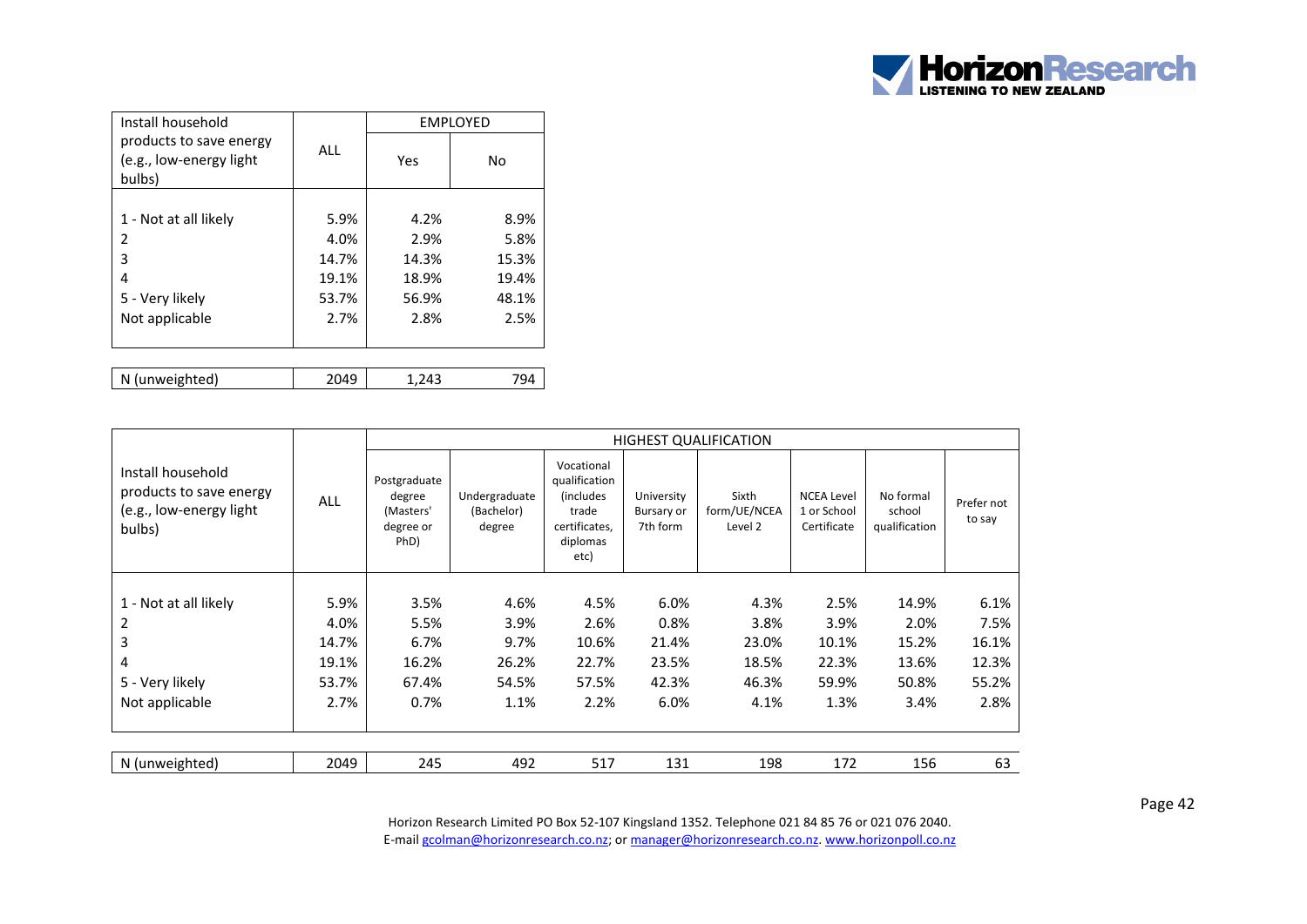| Install household products to save energy (e.g., low-energy light bulbs) | ALL | EMPLOYED | |
|---|---|---|---|
| | | Yes | No |
| 1 - Not at all likely | 5.9% | 4.2% | 8.9% |
| 2 | 4.0% | 2.9% | 5.8% |
| 3 | 14.7% | 14.3% | 15.3% |
| 4 | 19.1% | 18.9% | 19.4% |
| 5 - Very likely | 53.7% | 56.9% | 48.1% |
| Not applicable | 2.7% | 2.8% | 2.5% |
| N (unweighted) | 2049 | 1,243 | 794 |

| Install household products to save energy (e.g., low-energy light bulbs) | ALL | HIGHEST QUALIFICATION | | | | | | | |
|---|---|---|---|---|---|---|---|---|---|
| | | Postgraduate degree (Masters' degree or PhD) | Undergraduate (Bachelor) degree | Vocational qualification (includes trade certificates, diplomas etc) | University Bursary or 7th form | Sixth form/UE/NCEA Level 2 | NCEA Level 1 or School Certificate | No formal school qualification | Prefer not to say |
| 1 - Not at all likely | 5.9% | 3.5% | 4.6% | 4.5% | 6.0% | 4.3% | 2.5% | 14.9% | 6.1% |
| 2 | 4.0% | 5.5% | 3.9% | 2.6% | 0.8% | 3.8% | 3.9% | 2.0% | 7.5% |
| 3 | 14.7% | 6.7% | 9.7% | 10.6% | 21.4% | 23.0% | 10.1% | 15.2% | 16.1% |
| 4 | 19.1% | 16.2% | 26.2% | 22.7% | 23.5% | 18.5% | 22.3% | 13.6% | 12.3% |
| 5 - Very likely | 53.7% | 67.4% | 54.5% | 57.5% | 42.3% | 46.3% | 59.9% | 50.8% | 55.2% |
| Not applicable | 2.7% | 0.7% | 1.1% | 2.2% | 6.0% | 4.1% | 1.3% | 3.4% | 2.8% |
| N (unweighted) | 2049 | 245 | 492 | 517 | 131 | 198 | 172 | 156 | 63 |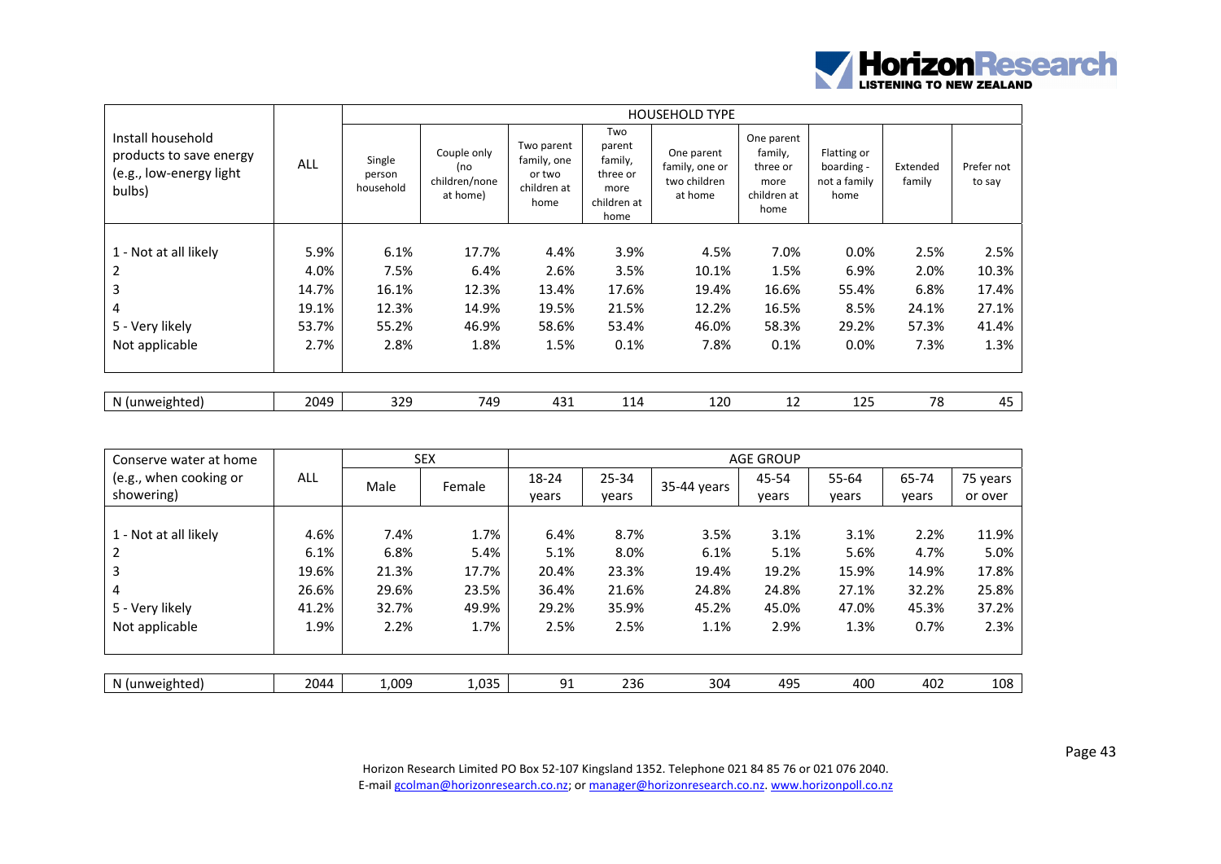| Install household products to save energy (e.g., low-energy light bulbs) | ALL | HOUSEHOLD TYPE | | | | | | | | |
|---|---|---|---|---|---|---|---|---|---|---|
| | | Single person household | Couple only (no children/none at home) | Two parent family, one or two children at home | Two parent family, three or more children at home | One parent family, one or two children at home | One parent family, three or more children at home | Flatting or boarding - not a family home | Extended family | Prefer not to say |
| 1 - Not at all likely | 5.9% | 6.1% | 17.7% | 4.4% | 3.9% | 4.5% | 7.0% | 0.0% | 2.5% | 2.5% |
| 2 | 4.0% | 7.5% | 6.4% | 2.6% | 3.5% | 10.1% | 1.5% | 6.9% | 2.0% | 10.3% |
| 3 | 14.7% | 16.1% | 12.3% | 13.4% | 17.6% | 19.4% | 16.6% | 55.4% | 6.8% | 17.4% |
| 4 | 19.1% | 12.3% | 14.9% | 19.5% | 21.5% | 12.2% | 16.5% | 8.5% | 24.1% | 27.1% |
| 5 - Very likely | 53.7% | 55.2% | 46.9% | 58.6% | 53.4% | 46.0% | 58.3% | 29.2% | 57.3% | 41.4% |
| Not applicable | 2.7% | 2.8% | 1.8% | 1.5% | 0.1% | 7.8% | 0.1% | 0.0% | 7.3% | 1.3% |
| N (unweighted) | 2049 | 329 | 749 | 431 | 114 | 120 | 12 | 125 | 78 | 45 |

| Conserve water at home (e.g., when cooking or showering) | ALL | SEX | | AGE GROUP | | | | | | |
|---|---|---|---|---|---|---|---|---|---|---|
| | | Male | Female | 18-24 years | 25-34 years | 35-44 years | 45-54 years | 55-64 years | 65-74 years | 75 years or over |
| 1 - Not at all likely | 4.6% | 7.4% | 1.7% | 6.4% | 8.7% | 3.5% | 3.1% | 3.1% | 2.2% | 11.9% |
| 2 | 6.1% | 6.8% | 5.4% | 5.1% | 8.0% | 6.1% | 5.1% | 5.6% | 4.7% | 5.0% |
| 3 | 19.6% | 21.3% | 17.7% | 20.4% | 23.3% | 19.4% | 19.2% | 15.9% | 14.9% | 17.8% |
| 4 | 26.6% | 29.6% | 23.5% | 36.4% | 21.6% | 24.8% | 24.8% | 27.1% | 32.2% | 25.8% |
| 5 - Very likely | 41.2% | 32.7% | 49.9% | 29.2% | 35.9% | 45.2% | 45.0% | 47.0% | 45.3% | 37.2% |
| Not applicable | 1.9% | 2.2% | 1.7% | 2.5% | 2.5% | 1.1% | 2.9% | 1.3% | 0.7% | 2.3% |
| N (unweighted) | 2044 | 1,009 | 1,035 | 91 | 236 | 304 | 495 | 400 | 402 | 108 |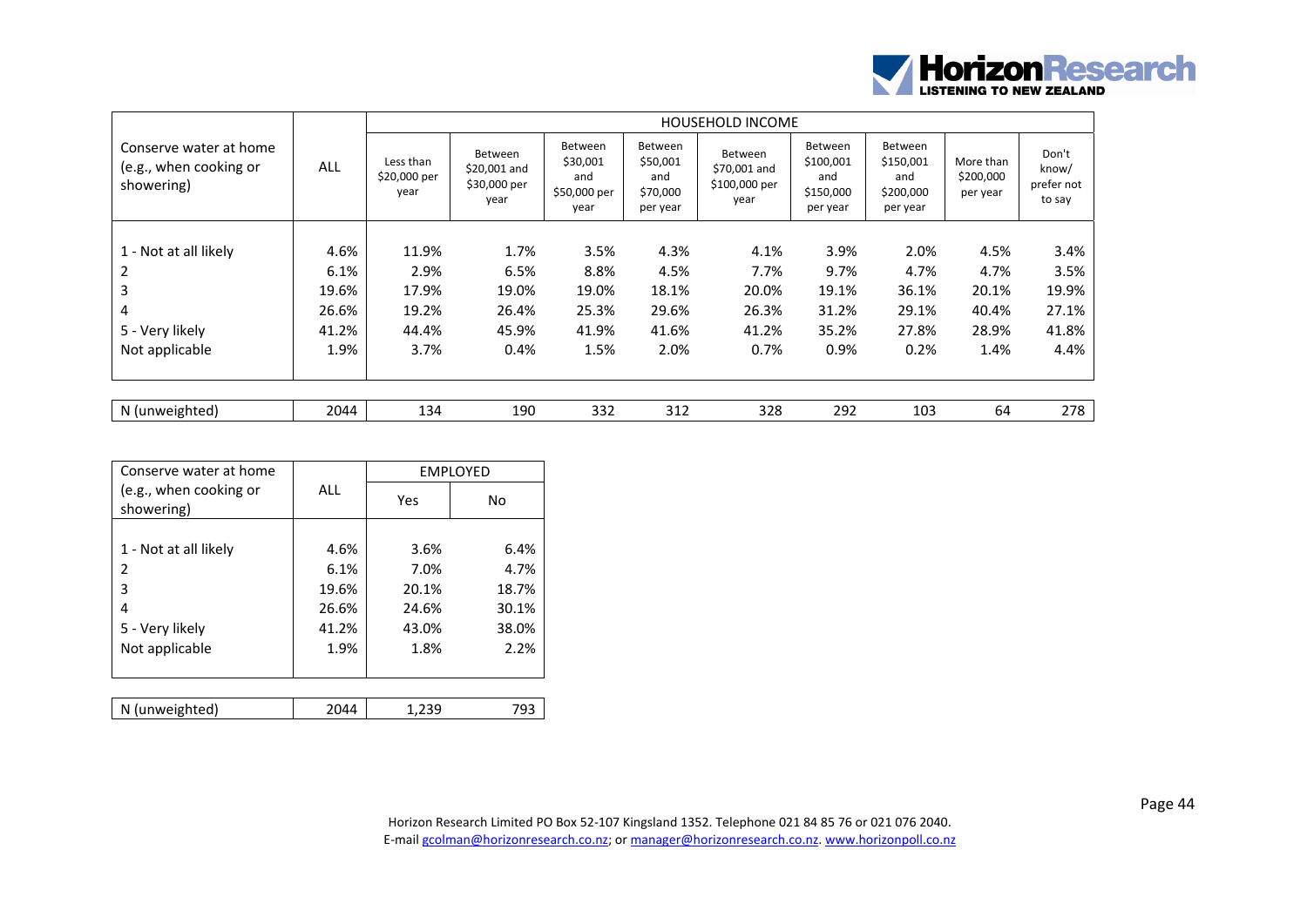| Conserve water at home (e.g., when cooking or showering) | ALL | HOUSEHOLD INCOME | | | | | | | | |
|---|---|---|---|---|---|---|---|---|---|---|
| | | Less than $20,000 per year | Between $20,001 and $30,000 per year | Between $30,001 and $50,000 per year | Between $50,001 and $70,000 per year | Between $70,001 and $100,000 per year | Between $100,001 and $150,000 per year | Between $150,001 and $200,000 per year | More than $200,000 per year | Don't know/ prefer not to say |
| 1 - Not at all likely | 4.6% | 11.9% | 1.7% | 3.5% | 4.3% | 4.1% | 3.9% | 2.0% | 4.5% | 3.4% |
| 2 | 6.1% | 2.9% | 6.5% | 8.8% | 4.5% | 7.7% | 9.7% | 4.7% | 4.7% | 3.5% |
| 3 | 19.6% | 17.9% | 19.0% | 19.0% | 18.1% | 20.0% | 19.1% | 36.1% | 20.1% | 19.9% |
| 4 | 26.6% | 19.2% | 26.4% | 25.3% | 29.6% | 26.3% | 31.2% | 29.1% | 40.4% | 27.1% |
| 5 - Very likely | 41.2% | 44.4% | 45.9% | 41.9% | 41.6% | 41.2% | 35.2% | 27.8% | 28.9% | 41.8% |
| Not applicable | 1.9% | 3.7% | 0.4% | 1.5% | 2.0% | 0.7% | 0.9% | 0.2% | 1.4% | 4.4% |
| N (unweighted) | 2044 | 134 | 190 | 332 | 312 | 328 | 292 | 103 | 64 | 278 |

| Conserve water at home (e.g., when cooking or showering) | ALL | EMPLOYED | |
|---|---|---|---|
| | | Yes | No |
| 1 - Not at all likely | 4.6% | 3.6% | 6.4% |
| 2 | 6.1% | 7.0% | 4.7% |
| 3 | 19.6% | 20.1% | 18.7% |
| 4 | 26.6% | 24.6% | 30.1% |
| 5 - Very likely | 41.2% | 43.0% | 38.0% |
| Not applicable | 1.9% | 1.8% | 2.2% |
| N (unweighted) | 2044 | 1,239 | 793 |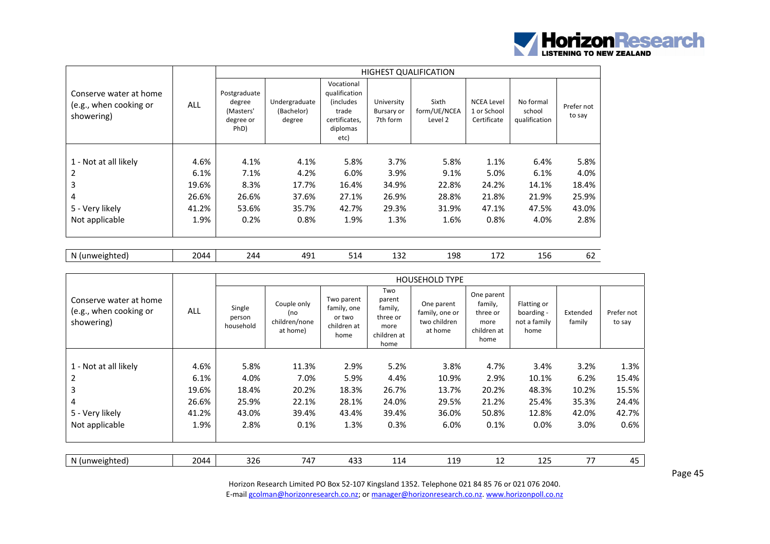| Conserve water at home (e.g., when cooking or showering) | ALL | HIGHEST QUALIFICATION | | | | | | | |
|---|---|---|---|---|---|---|---|---|---|
| | | Postgraduate degree (Masters' degree or PhD) | Undergraduate (Bachelor) degree | Vocational qualification (includes trade certificates, diplomas etc) | University Bursary or 7th form | Sixth form/UE/NCEA Level 2 | NCEA Level 1 or School Certificate | No formal school qualification | Prefer not to say |
| 1 - Not at all likely | 4.6% | 4.1% | 4.1% | 5.8% | 3.7% | 5.8% | 1.1% | 6.4% | 5.8% |
| 2 | 6.1% | 7.1% | 4.2% | 6.0% | 3.9% | 9.1% | 5.0% | 6.1% | 4.0% |
| 3 | 19.6% | 8.3% | 17.7% | 16.4% | 34.9% | 22.8% | 24.2% | 14.1% | 18.4% |
| 4 | 26.6% | 26.6% | 37.6% | 27.1% | 26.9% | 28.8% | 21.8% | 21.9% | 25.9% |
| 5 - Very likely | 41.2% | 53.6% | 35.7% | 42.7% | 29.3% | 31.9% | 47.1% | 47.5% | 43.0% |
| Not applicable | 1.9% | 0.2% | 0.8% | 1.9% | 1.3% | 1.6% | 0.8% | 4.0% | 2.8% |
| N (unweighted) | 2044 | 244 | 491 | 514 | 132 | 198 | 172 | 156 | 62 |

| Conserve water at home (e.g., when cooking or showering) | ALL | HOUSEHOLD TYPE | | | | | | | | |
|---|---|---|---|---|---|---|---|---|---|---|
| | | Single person household | Couple only (no children/none at home) | Two parent family, one or two children at home | Two parent family, three or more children at home | One parent family, one or two children at home | One parent family, three or more children at home | Flatting or boarding - not a family home | Extended family | Prefer not to say |
| 1 - Not at all likely | 4.6% | 5.8% | 11.3% | 2.9% | 5.2% | 3.8% | 4.7% | 3.4% | 3.2% | 1.3% |
| 2 | 6.1% | 4.0% | 7.0% | 5.9% | 4.4% | 10.9% | 2.9% | 10.1% | 6.2% | 15.4% |
| 3 | 19.6% | 18.4% | 20.2% | 18.3% | 26.7% | 13.7% | 20.2% | 48.3% | 10.2% | 15.5% |
| 4 | 26.6% | 25.9% | 22.1% | 28.1% | 24.0% | 29.5% | 21.2% | 25.4% | 35.3% | 24.4% |
| 5 - Very likely | 41.2% | 43.0% | 39.4% | 43.4% | 39.4% | 36.0% | 50.8% | 12.8% | 42.0% | 42.7% |
| Not applicable | 1.9% | 2.8% | 0.1% | 1.3% | 0.3% | 6.0% | 0.1% | 0.0% | 3.0% | 0.6% |
| N (unweighted) | 2044 | 326 | 747 | 433 | 114 | 119 | 12 | 125 | 77 | 45 |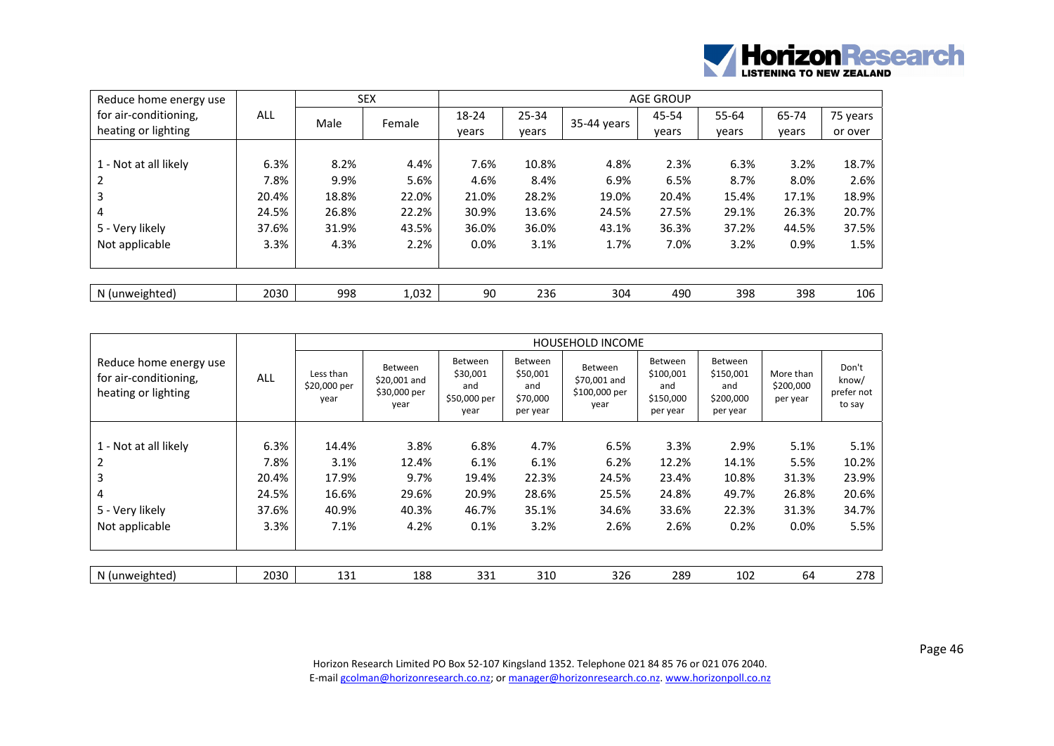| Reduce home energy use for air-conditioning, heating or lighting | ALL | SEX | | AGE GROUP | | | | | | |
|---|---|---|---|---|---|---|---|---|---|---|
| | | Male | Female | 18-24 years | 25-34 years | 35-44 years | 45-54 years | 55-64 years | 65-74 years | 75 years or over |
| 1 - Not at all likely | 6.3% | 8.2% | 4.4% | 7.6% | 10.8% | 4.8% | 2.3% | 6.3% | 3.2% | 18.7% |
| 2 | 7.8% | 9.9% | 5.6% | 4.6% | 8.4% | 6.9% | 6.5% | 8.7% | 8.0% | 2.6% |
| 3 | 20.4% | 18.8% | 22.0% | 21.0% | 28.2% | 19.0% | 20.4% | 15.4% | 17.1% | 18.9% |
| 4 | 24.5% | 26.8% | 22.2% | 30.9% | 13.6% | 24.5% | 27.5% | 29.1% | 26.3% | 20.7% |
| 5 - Very likely | 37.6% | 31.9% | 43.5% | 36.0% | 36.0% | 43.1% | 36.3% | 37.2% | 44.5% | 37.5% |
| Not applicable | 3.3% | 4.3% | 2.2% | 0.0% | 3.1% | 1.7% | 7.0% | 3.2% | 0.9% | 1.5% |
| N (unweighted) | 2030 | 998 | 1,032 | 90 | 236 | 304 | 490 | 398 | 398 | 106 |

| Reduce home energy use for air-conditioning, heating or lighting | ALL | HOUSEHOLD INCOME | | | | | | | | |
|---|---|---|---|---|---|---|---|---|---|---|
| | | Less than \$20,000 per year | Between \$20,001 and \$30,000 per year | Between \$30,001 and \$50,000 per year | Between \$50,001 and \$70,000 per year | Between \$70,001 and \$100,000 per year | Between \$100,001 and \$150,000 per year | Between \$150,001 and \$200,000 per year | More than \$200,000 per year | Don't know/ prefer not to say |
| 1 - Not at all likely | 6.3% | 14.4% | 3.8% | 6.8% | 4.7% | 6.5% | 3.3% | 2.9% | 5.1% | 5.1% |
| 2 | 7.8% | 3.1% | 12.4% | 6.1% | 6.1% | 6.2% | 12.2% | 14.1% | 5.5% | 10.2% |
| 3 | 20.4% | 17.9% | 9.7% | 19.4% | 22.3% | 24.5% | 23.4% | 10.8% | 31.3% | 23.9% |
| 4 | 24.5% | 16.6% | 29.6% | 20.9% | 28.6% | 25.5% | 24.8% | 49.7% | 26.8% | 20.6% |
| 5 - Very likely | 37.6% | 40.9% | 40.3% | 46.7% | 35.1% | 34.6% | 33.6% | 22.3% | 31.3% | 34.7% |
| Not applicable | 3.3% | 7.1% | 4.2% | 0.1% | 3.2% | 2.6% | 2.6% | 0.2% | 0.0% | 5.5% |
| N (unweighted) | 2030 | 131 | 188 | 331 | 310 | 326 | 289 | 102 | 64 | 278 |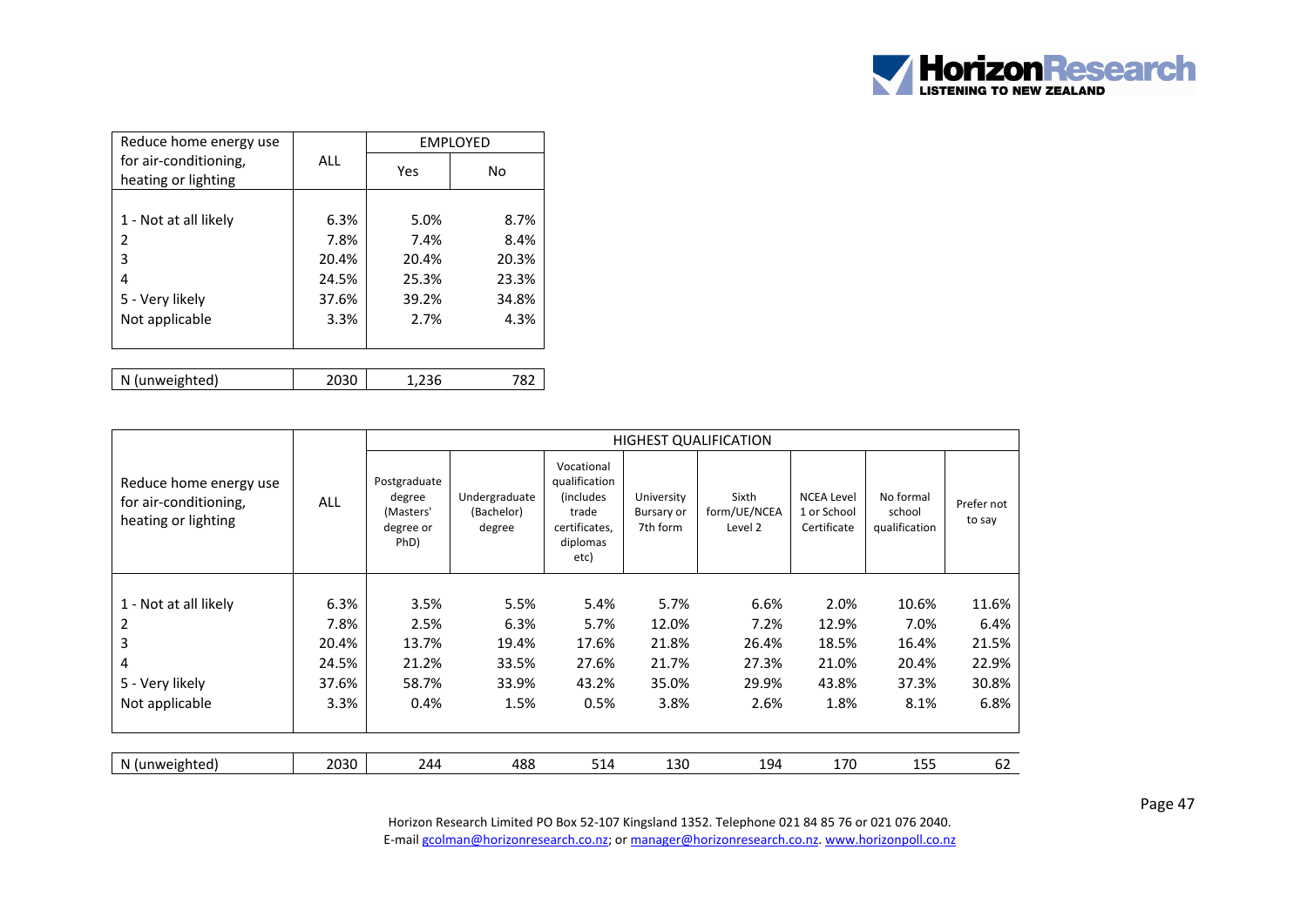| Reduce home energy use for air-conditioning, heating or lighting | ALL | EMPLOYED | |
|---|---|---|---|
| | | Yes | No |
| 1 - Not at all likely | 6.3% | 5.0% | 8.7% |
| 2 | 7.8% | 7.4% | 8.4% |
| 3 | 20.4% | 20.4% | 20.3% |
| 4 | 24.5% | 25.3% | 23.3% |
| 5 - Very likely | 37.6% | 39.2% | 34.8% |
| Not applicable | 3.3% | 2.7% | 4.3% |
| N (unweighted) | 2030 | 1,236 | 782 |

| Reduce home energy use for air-conditioning, heating or lighting | ALL | HIGHEST QUALIFICATION | | | | | | | |
|---|---|---|---|---|---|---|---|---|---|
| | | Postgraduate degree (Masters' degree or PhD) | Undergraduate (Bachelor) degree | Vocational qualification (includes trade certificates, diplomas etc) | University Bursary or 7th form | Sixth form/UE/NCEA Level 2 | NCEA Level 1 or School Certificate | No formal school qualification | Prefer not to say |
| 1 - Not at all likely | 6.3% | 3.5% | 5.5% | 5.4% | 5.7% | 6.6% | 2.0% | 10.6% | 11.6% |
| 2 | 7.8% | 2.5% | 6.3% | 5.7% | 12.0% | 7.2% | 12.9% | 7.0% | 6.4% |
| 3 | 20.4% | 13.7% | 19.4% | 17.6% | 21.8% | 26.4% | 18.5% | 16.4% | 21.5% |
| 4 | 24.5% | 21.2% | 33.5% | 27.6% | 21.7% | 27.3% | 21.0% | 20.4% | 22.9% |
| 5 - Very likely | 37.6% | 58.7% | 33.9% | 43.2% | 35.0% | 29.9% | 43.8% | 37.3% | 30.8% |
| Not applicable | 3.3% | 0.4% | 1.5% | 0.5% | 3.8% | 2.6% | 1.8% | 8.1% | 6.8% |
| N (unweighted) | 2030 | 244 | 488 | 514 | 130 | 194 | 170 | 155 | 62 |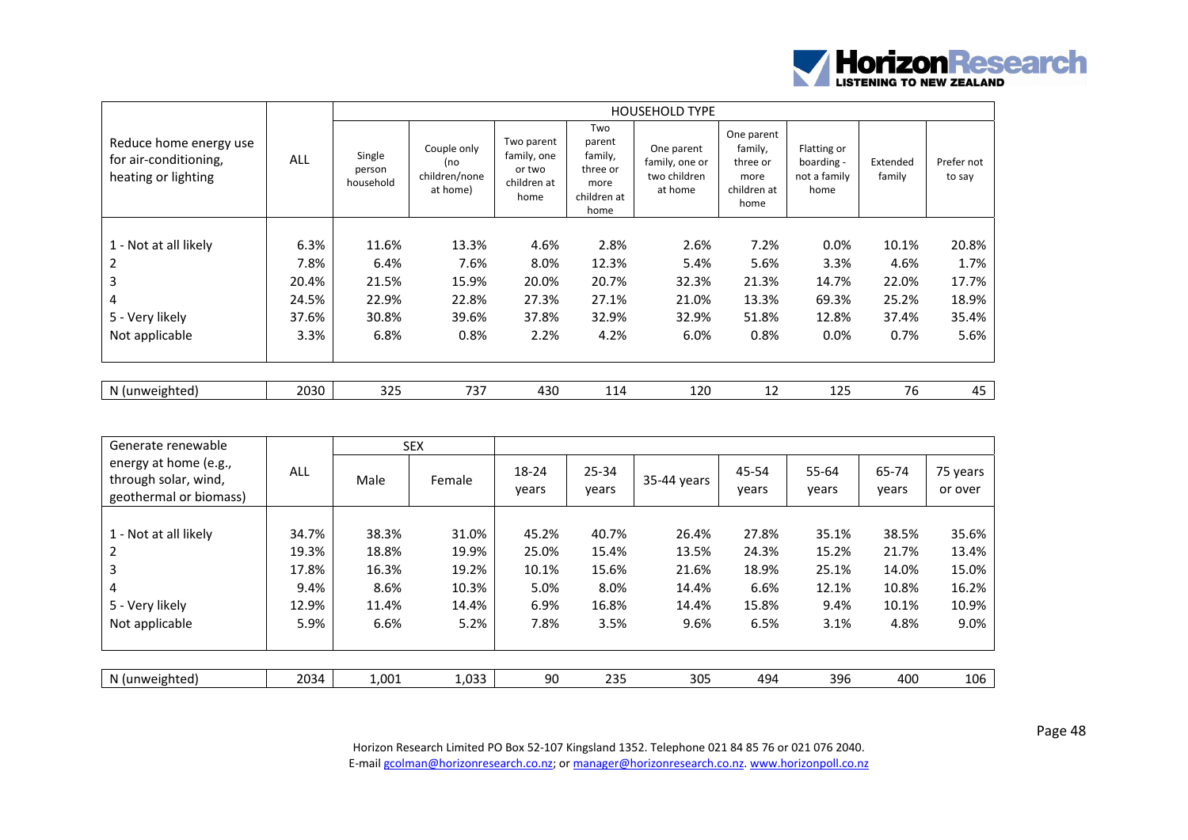| Reduce home energy use for air-conditioning, heating or lighting | ALL | HOUSEHOLD TYPE | | | | | | | | |
|---|---|---|---|---|---|---|---|---|---|---|
| | | Single person household | Couple only (no children/none at home) | Two parent family, one or two children at home | Two parent family, three or more children at home | One parent family, one or two children at home | One parent family, three or more children at home | Flatting or boarding - not a family home | Extended family | Prefer not to say |
| 1 - Not at all likely | 6.3% | 11.6% | 13.3% | 4.6% | 2.8% | 2.6% | 7.2% | 0.0% | 10.1% | 20.8% |
| 2 | 7.8% | 6.4% | 7.6% | 8.0% | 12.3% | 5.4% | 5.6% | 3.3% | 4.6% | 1.7% |
| 3 | 20.4% | 21.5% | 15.9% | 20.0% | 20.7% | 32.3% | 21.3% | 14.7% | 22.0% | 17.7% |
| 4 | 24.5% | 22.9% | 22.8% | 27.3% | 27.1% | 21.0% | 13.3% | 69.3% | 25.2% | 18.9% |
| 5 - Very likely | 37.6% | 30.8% | 39.6% | 37.8% | 32.9% | 32.9% | 51.8% | 12.8% | 37.4% | 35.4% |
| Not applicable | 3.3% | 6.8% | 0.8% | 2.2% | 4.2% | 6.0% | 0.8% | 0.0% | 0.7% | 5.6% |
| N (unweighted) | 2030 | 325 | 737 | 430 | 114 | 120 | 12 | 125 | 76 | 45 |

| Generate renewable energy at home (e.g., through solar, wind, geothermal or biomass) | ALL | SEX | | | | | | | | |
|---|---|---|---|---|---|---|---|---|---|---|
| | | Male | Female | 18-24 years | 25-34 years | 35-44 years | 45-54 years | 55-64 years | 65-74 years | 75 years or over |
| 1 - Not at all likely | 34.7% | 38.3% | 31.0% | 45.2% | 40.7% | 26.4% | 27.8% | 35.1% | 38.5% | 35.6% |
| 2 | 19.3% | 18.8% | 19.9% | 25.0% | 15.4% | 13.5% | 24.3% | 15.2% | 21.7% | 13.4% |
| 3 | 17.8% | 16.3% | 19.2% | 10.1% | 15.6% | 21.6% | 18.9% | 25.1% | 14.0% | 15.0% |
| 4 | 9.4% | 8.6% | 10.3% | 5.0% | 8.0% | 14.4% | 6.6% | 12.1% | 10.8% | 16.2% |
| 5 - Very likely | 12.9% | 11.4% | 14.4% | 6.9% | 16.8% | 14.4% | 15.8% | 9.4% | 10.1% | 10.9% |
| Not applicable | 5.9% | 6.6% | 5.2% | 7.8% | 3.5% | 9.6% | 6.5% | 3.1% | 4.8% | 9.0% |
| N (unweighted) | 2034 | 1,001 | 1,033 | 90 | 235 | 305 | 494 | 396 | 400 | 106 |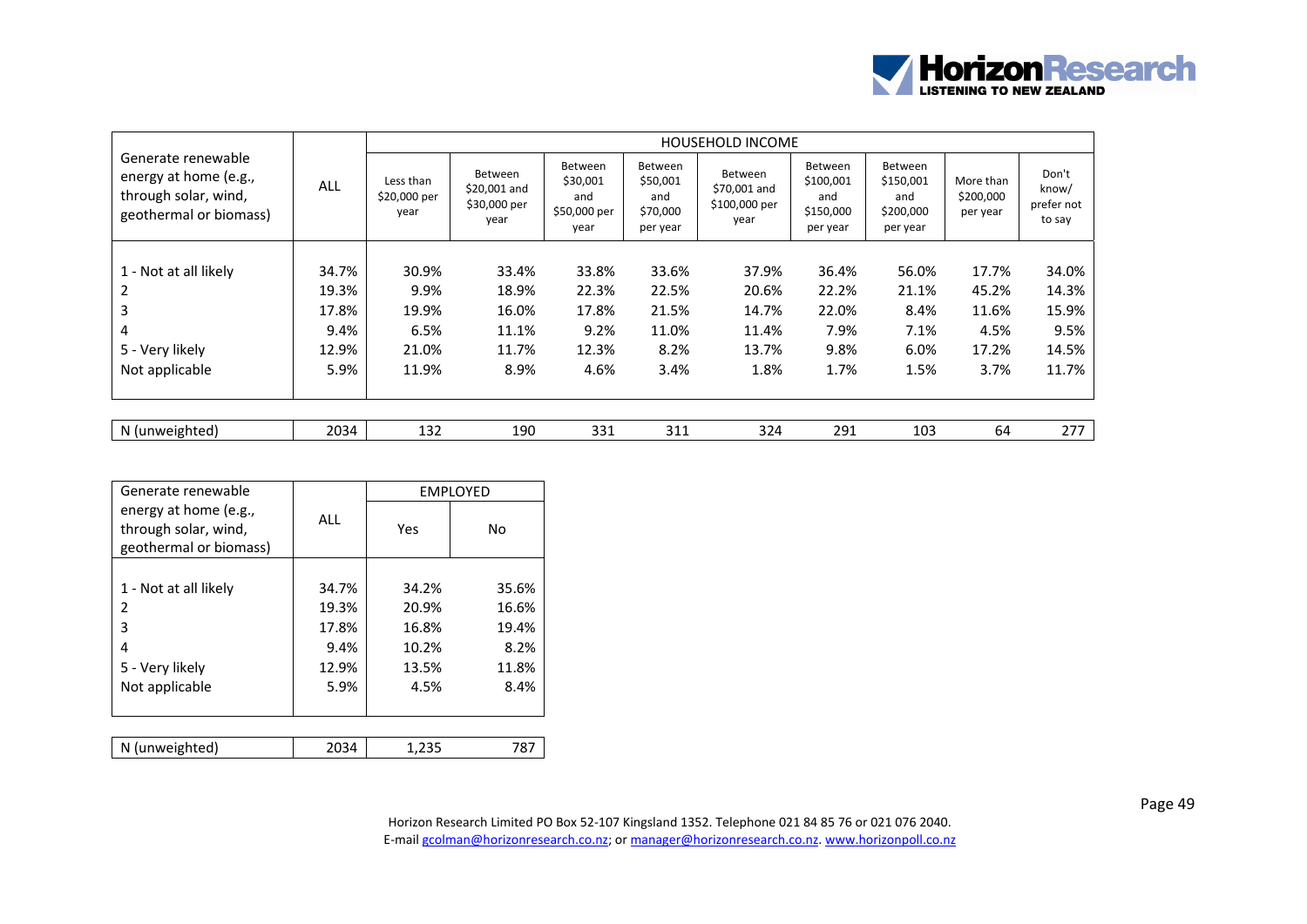| Generate renewable energy at home (e.g., through solar, wind, geothermal or biomass) | ALL | HOUSEHOLD INCOME | | | | | | | | |
|---|---|---|---|---|---|---|---|---|---|---|
| | | Less than $20,000 per year | Between $20,001 and $30,000 per year | Between $30,001 and $50,000 per year | Between $50,001 and $70,000 per year | Between $70,001 and $100,000 per year | Between $100,001 and $150,000 per year | Between $150,001 and $200,000 per year | More than $200,000 per year | Don't know/ prefer not to say |
| 1 - Not at all likely | 34.7% | 30.9% | 33.4% | 33.8% | 33.6% | 37.9% | 36.4% | 56.0% | 17.7% | 34.0% |
| 2 | 19.3% | 9.9% | 18.9% | 22.3% | 22.5% | 20.6% | 22.2% | 21.1% | 45.2% | 14.3% |
| 3 | 17.8% | 19.9% | 16.0% | 17.8% | 21.5% | 14.7% | 22.0% | 8.4% | 11.6% | 15.9% |
| 4 | 9.4% | 6.5% | 11.1% | 9.2% | 11.0% | 11.4% | 7.9% | 7.1% | 4.5% | 9.5% |
| 5 - Very likely | 12.9% | 21.0% | 11.7% | 12.3% | 8.2% | 13.7% | 9.8% | 6.0% | 17.2% | 14.5% |
| Not applicable | 5.9% | 11.9% | 8.9% | 4.6% | 3.4% | 1.8% | 1.7% | 1.5% | 3.7% | 11.7% |
| N (unweighted) | 2034 | 132 | 190 | 331 | 311 | 324 | 291 | 103 | 64 | 277 |

| Generate renewable energy at home (e.g., through solar, wind, geothermal or biomass) | ALL | EMPLOYED | |
|---|---|---|---|
| | | Yes | No |
| 1 - Not at all likely | 34.7% | 34.2% | 35.6% |
| 2 | 19.3% | 20.9% | 16.6% |
| 3 | 17.8% | 16.8% | 19.4% |
| 4 | 9.4% | 10.2% | 8.2% |
| 5 - Very likely | 12.9% | 13.5% | 11.8% |
| Not applicable | 5.9% | 4.5% | 8.4% |
| N (unweighted) | 2034 | 1,235 | 787 |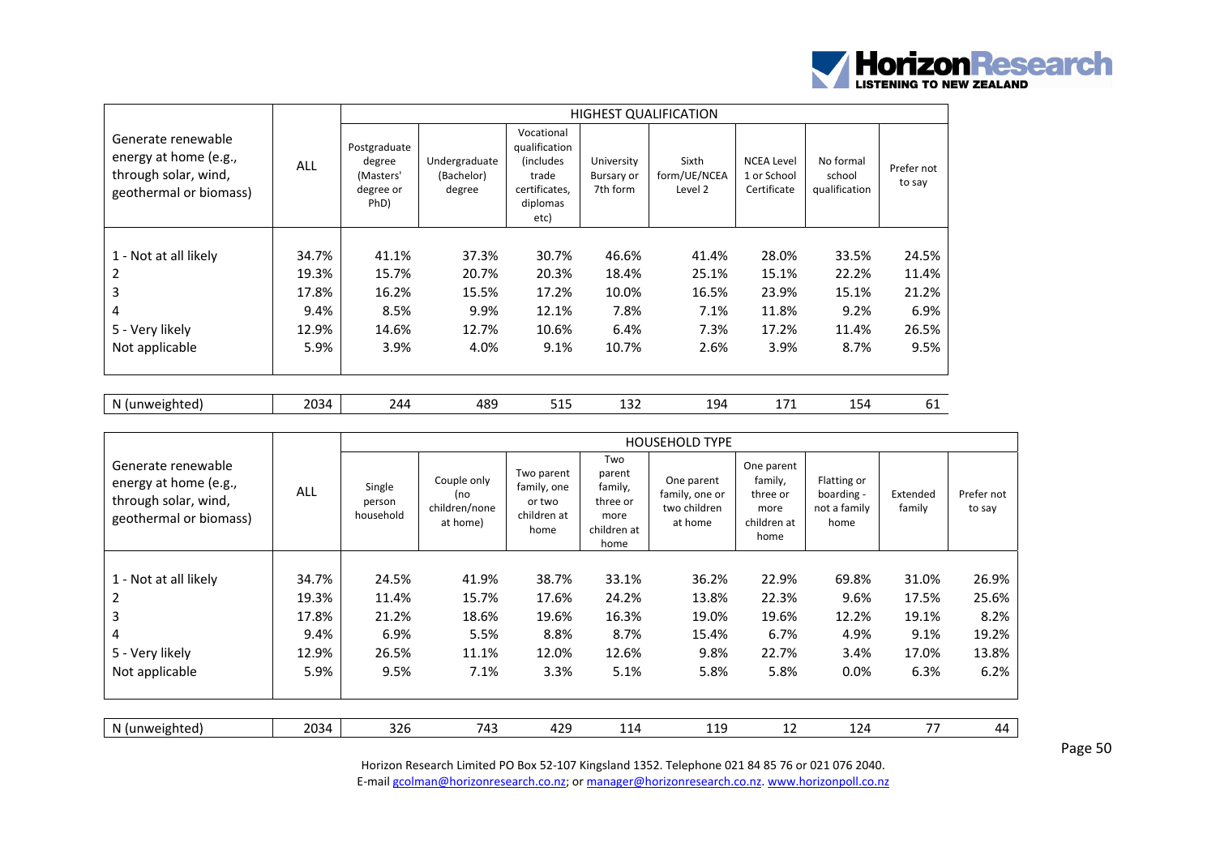| Generate renewable energy at home (e.g., through solar, wind, geothermal or biomass) | ALL | HIGHEST QUALIFICATION | | | | | | | |
|---|---|---|---|---|---|---|---|---|---|
| | | Postgraduate degree (Masters' degree or PhD) | Undergraduate (Bachelor) degree | Vocational qualification (includes trade certificates, diplomas etc) | University Bursary or 7th form | Sixth form/UE/NCEA Level 2 | NCEA Level 1 or School Certificate | No formal school qualification | Prefer not to say |
| 1 - Not at all likely | 34.7% | 41.1% | 37.3% | 30.7% | 46.6% | 41.4% | 28.0% | 33.5% | 24.5% |
| 2 | 19.3% | 15.7% | 20.7% | 20.3% | 18.4% | 25.1% | 15.1% | 22.2% | 11.4% |
| 3 | 17.8% | 16.2% | 15.5% | 17.2% | 10.0% | 16.5% | 23.9% | 15.1% | 21.2% |
| 4 | 9.4% | 8.5% | 9.9% | 12.1% | 7.8% | 7.1% | 11.8% | 9.2% | 6.9% |
| 5 - Very likely | 12.9% | 14.6% | 12.7% | 10.6% | 6.4% | 7.3% | 17.2% | 11.4% | 26.5% |
| Not applicable | 5.9% | 3.9% | 4.0% | 9.1% | 10.7% | 2.6% | 3.9% | 8.7% | 9.5% |
| N (unweighted) | 2034 | 244 | 489 | 515 | 132 | 194 | 171 | 154 | 61 |

| Generate renewable energy at home (e.g., through solar, wind, geothermal or biomass) | ALL | HOUSEHOLD TYPE | | | | | | | | |
|---|---|---|---|---|---|---|---|---|---|---|
| | | Single person household | Couple only (no children/none at home) | Two parent family, one or two children at home | Two parent family, three or more children at home | One parent family, one or two children at home | One parent family, three or more children at home | Flatting or boarding - not a family home | Extended family | Prefer not to say |
| 1 - Not at all likely | 34.7% | 24.5% | 41.9% | 38.7% | 33.1% | 36.2% | 22.9% | 69.8% | 31.0% | 26.9% |
| 2 | 19.3% | 11.4% | 15.7% | 17.6% | 24.2% | 13.8% | 22.3% | 9.6% | 17.5% | 25.6% |
| 3 | 17.8% | 21.2% | 18.6% | 19.6% | 16.3% | 19.0% | 19.6% | 12.2% | 19.1% | 8.2% |
| 4 | 9.4% | 6.9% | 5.5% | 8.8% | 8.7% | 15.4% | 6.7% | 4.9% | 9.1% | 19.2% |
| 5 - Very likely | 12.9% | 26.5% | 11.1% | 12.0% | 12.6% | 9.8% | 22.7% | 3.4% | 17.0% | 13.8% |
| Not applicable | 5.9% | 9.5% | 7.1% | 3.3% | 5.1% | 5.8% | 5.8% | 0.0% | 6.3% | 6.2% |
| N (unweighted) | 2034 | 326 | 743 | 429 | 114 | 119 | 12 | 124 | 77 | 44 |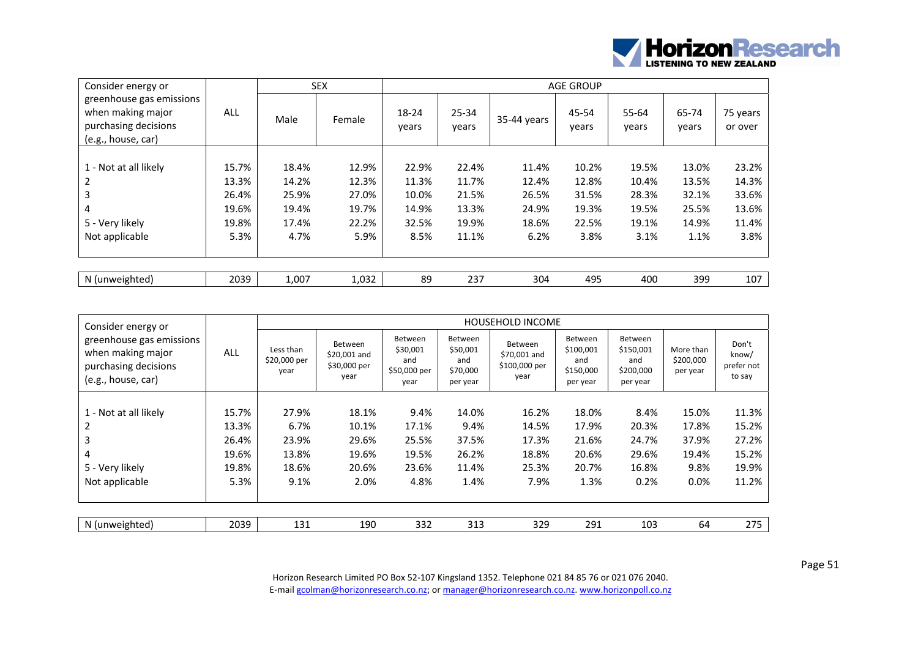| Consider energy or greenhouse gas emissions when making major purchasing decisions (e.g., house, car) | ALL | SEX | | AGE GROUP | | | | | | |
|---|---|---|---|---|---|---|---|---|---|---|
| | | Male | Female | 18-24 years | 25-34 years | 35-44 years | 45-54 years | 55-64 years | 65-74 years | 75 years or over |
| 1 - Not at all likely | 15.7% | 18.4% | 12.9% | 22.9% | 22.4% | 11.4% | 10.2% | 19.5% | 13.0% | 23.2% |
| 2 | 13.3% | 14.2% | 12.3% | 11.3% | 11.7% | 12.4% | 12.8% | 10.4% | 13.5% | 14.3% |
| 3 | 26.4% | 25.9% | 27.0% | 10.0% | 21.5% | 26.5% | 31.5% | 28.3% | 32.1% | 33.6% |
| 4 | 19.6% | 19.4% | 19.7% | 14.9% | 13.3% | 24.9% | 19.3% | 19.5% | 25.5% | 13.6% |
| 5 - Very likely | 19.8% | 17.4% | 22.2% | 32.5% | 19.9% | 18.6% | 22.5% | 19.1% | 14.9% | 11.4% |
| Not applicable | 5.3% | 4.7% | 5.9% | 8.5% | 11.1% | 6.2% | 3.8% | 3.1% | 1.1% | 3.8% |
| N (unweighted) | 2039 | 1,007 | 1,032 | 89 | 237 | 304 | 495 | 400 | 399 | 107 |

| Consider energy or greenhouse gas emissions when making major purchasing decisions (e.g., house, car) | ALL | HOUSEHOLD INCOME | | | | | | | | |
|---|---|---|---|---|---|---|---|---|---|---|
| | | Less than $20,000 per year | Between $20,001 and $30,000 per year | Between $30,001 and $50,000 per year | Between $50,001 and $70,000 per year | Between $70,001 and $100,000 per year | Between $100,001 and $150,000 per year | Between $150,001 and $200,000 per year | More than $200,000 per year | Don't know/ prefer not to say |
| 1 - Not at all likely | 15.7% | 27.9% | 18.1% | 9.4% | 14.0% | 16.2% | 18.0% | 8.4% | 15.0% | 11.3% |
| 2 | 13.3% | 6.7% | 10.1% | 17.1% | 9.4% | 14.5% | 17.9% | 20.3% | 17.8% | 15.2% |
| 3 | 26.4% | 23.9% | 29.6% | 25.5% | 37.5% | 17.3% | 21.6% | 24.7% | 37.9% | 27.2% |
| 4 | 19.6% | 13.8% | 19.6% | 19.5% | 26.2% | 18.8% | 20.6% | 29.6% | 19.4% | 15.2% |
| 5 - Very likely | 19.8% | 18.6% | 20.6% | 23.6% | 11.4% | 25.3% | 20.7% | 16.8% | 9.8% | 19.9% |
| Not applicable | 5.3% | 9.1% | 2.0% | 4.8% | 1.4% | 7.9% | 1.3% | 0.2% | 0.0% | 11.2% |
| N (unweighted) | 2039 | 131 | 190 | 332 | 313 | 329 | 291 | 103 | 64 | 275 |

Horizon Research Limited PO Box 52-107 Kingsland 1352. Telephone 021 84 85 76 or 021 076 2040.
E-mail gcolman@horizonresearch.co.nz; or manager@horizonresearch.co.nz. www.horizonpoll.co.nz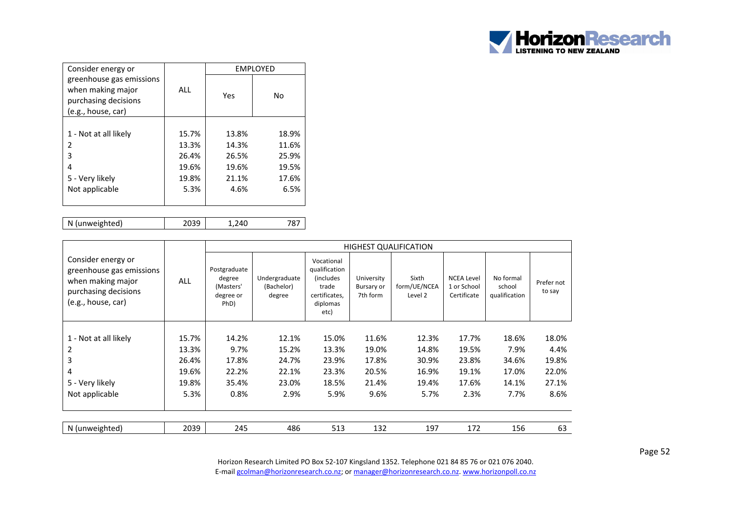| Consider energy or greenhouse gas emissions when making major purchasing decisions (e.g., house, car) | ALL | EMPLOYED | |
|---|---|---|---|
| | | Yes | No |
| 1 - Not at all likely | 15.7% | 13.8% | 18.9% |
| 2 | 13.3% | 14.3% | 11.6% |
| 3 | 26.4% | 26.5% | 25.9% |
| 4 | 19.6% | 19.6% | 19.5% |
| 5 - Very likely | 19.8% | 21.1% | 17.6% |
| Not applicable | 5.3% | 4.6% | 6.5% |
| N (unweighted) | 2039 | 1,240 | 787 |

| Consider energy or greenhouse gas emissions when making major purchasing decisions (e.g., house, car) | ALL | HIGHEST QUALIFICATION | | | | | | | |
|---|---|---|---|---|---|---|---|---|---|
| | | Postgraduate degree (Masters' degree or PhD) | Undergraduate (Bachelor) degree | Vocational qualification (includes trade certificates, diplomas etc) | University Bursary or 7th form | Sixth form/UE/NCEA Level 2 | NCEA Level 1 or School Certificate | No formal school qualification | Prefer not to say |
| 1 - Not at all likely | 15.7% | 14.2% | 12.1% | 15.0% | 11.6% | 12.3% | 17.7% | 18.6% | 18.0% |
| 2 | 13.3% | 9.7% | 15.2% | 13.3% | 19.0% | 14.8% | 19.5% | 7.9% | 4.4% |
| 3 | 26.4% | 17.8% | 24.7% | 23.9% | 17.8% | 30.9% | 23.8% | 34.6% | 19.8% |
| 4 | 19.6% | 22.2% | 22.1% | 23.3% | 20.5% | 16.9% | 19.1% | 17.0% | 22.0% |
| 5 - Very likely | 19.8% | 35.4% | 23.0% | 18.5% | 21.4% | 19.4% | 17.6% | 14.1% | 27.1% |
| Not applicable | 5.3% | 0.8% | 2.9% | 5.9% | 9.6% | 5.7% | 2.3% | 7.7% | 8.6% |
| N (unweighted) | 2039 | 245 | 486 | 513 | 132 | 197 | 172 | 156 | 63 |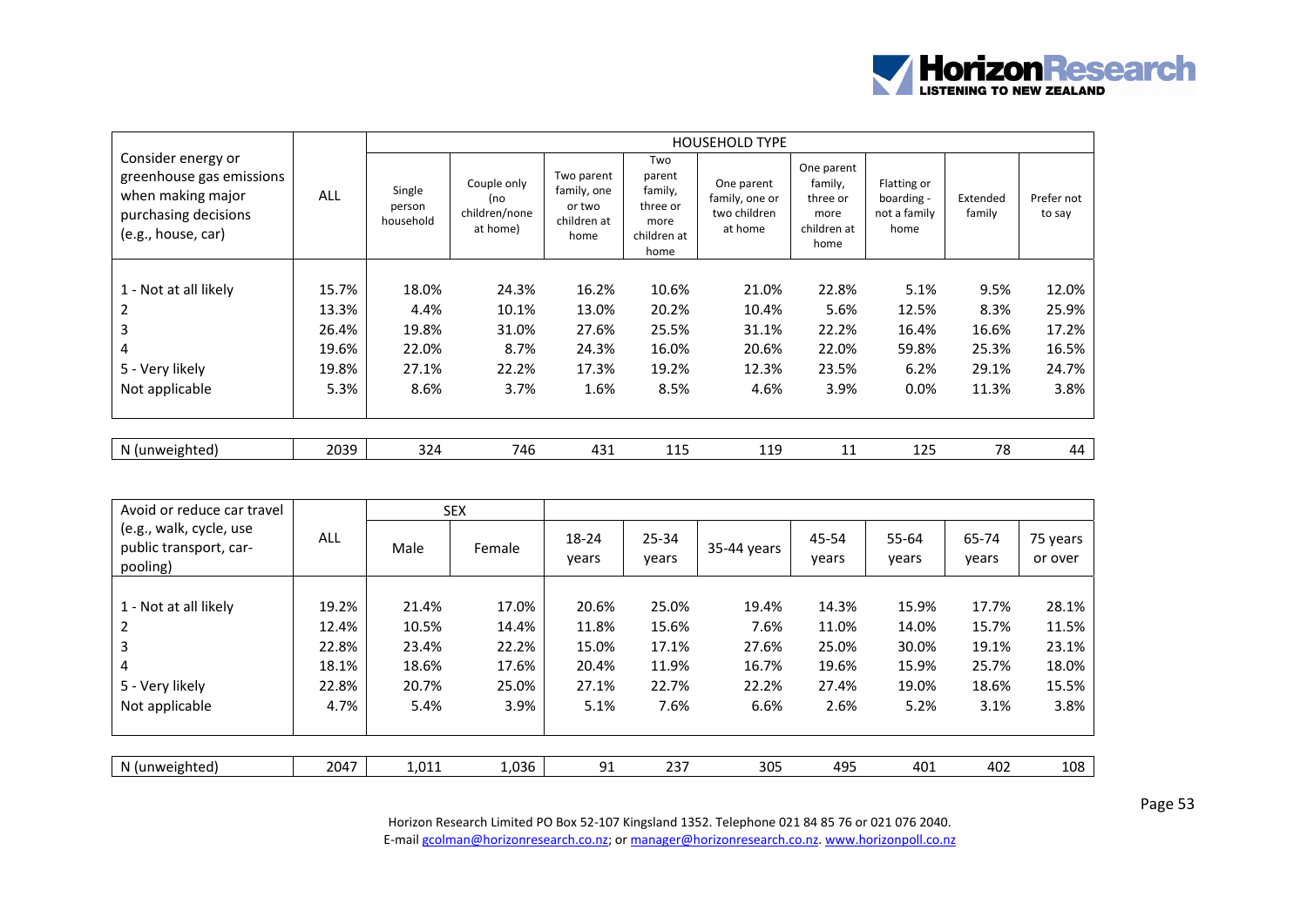| Consider energy or greenhouse gas emissions when making major purchasing decisions (e.g., house, car) | ALL | HOUSEHOLD TYPE | | | | | | | | |
|---|---|---|---|---|---|---|---|---|---|---|
| | | Single person household | Couple only (no children/none at home) | Two parent family, one or two children at home | Two parent family, three or more children at home | One parent family, one or two children at home | One parent family, three or more children at home | Flatting or boarding - not a family home | Extended family | Prefer not to say |
| 1 - Not at all likely | 15.7% | 18.0% | 24.3% | 16.2% | 10.6% | 21.0% | 22.8% | 5.1% | 9.5% | 12.0% |
| 2 | 13.3% | 4.4% | 10.1% | 13.0% | 20.2% | 10.4% | 5.6% | 12.5% | 8.3% | 25.9% |
| 3 | 26.4% | 19.8% | 31.0% | 27.6% | 25.5% | 31.1% | 22.2% | 16.4% | 16.6% | 17.2% |
| 4 | 19.6% | 22.0% | 8.7% | 24.3% | 16.0% | 20.6% | 22.0% | 59.8% | 25.3% | 16.5% |
| 5 - Very likely | 19.8% | 27.1% | 22.2% | 17.3% | 19.2% | 12.3% | 23.5% | 6.2% | 29.1% | 24.7% |
| Not applicable | 5.3% | 8.6% | 3.7% | 1.6% | 8.5% | 4.6% | 3.9% | 0.0% | 11.3% | 3.8% |
| N (unweighted) | 2039 | 324 | 746 | 431 | 115 | 119 | 11 | 125 | 78 | 44 |

| Avoid or reduce car travel (e.g., walk, cycle, use public transport, car-pooling) | ALL | SEX | | | | | | | | |
|---|---|---|---|---|---|---|---|---|---|---|
| | | Male | Female | 18-24 years | 25-34 years | 35-44 years | 45-54 years | 55-64 years | 65-74 years | 75 years or over |
| 1 - Not at all likely | 19.2% | 21.4% | 17.0% | 20.6% | 25.0% | 19.4% | 14.3% | 15.9% | 17.7% | 28.1% |
| 2 | 12.4% | 10.5% | 14.4% | 11.8% | 15.6% | 7.6% | 11.0% | 14.0% | 15.7% | 11.5% |
| 3 | 22.8% | 23.4% | 22.2% | 15.0% | 17.1% | 27.6% | 25.0% | 30.0% | 19.1% | 23.1% |
| 4 | 18.1% | 18.6% | 17.6% | 20.4% | 11.9% | 16.7% | 19.6% | 15.9% | 25.7% | 18.0% |
| 5 - Very likely | 22.8% | 20.7% | 25.0% | 27.1% | 22.7% | 22.2% | 27.4% | 19.0% | 18.6% | 15.5% |
| Not applicable | 4.7% | 5.4% | 3.9% | 5.1% | 7.6% | 6.6% | 2.6% | 5.2% | 3.1% | 3.8% |
| N (unweighted) | 2047 | 1,011 | 1,036 | 91 | 237 | 305 | 495 | 401 | 402 | 108 |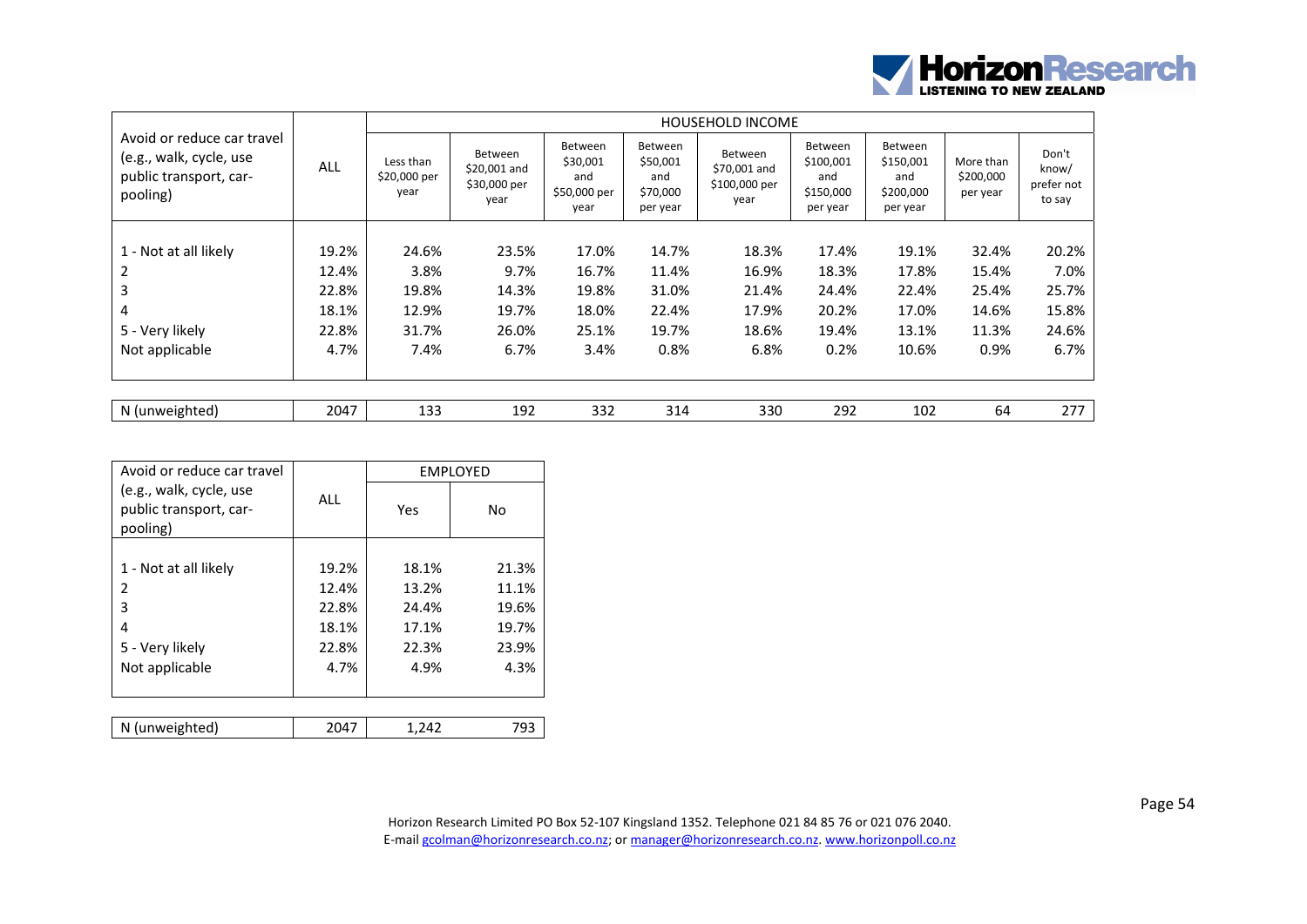| Avoid or reduce car travel (e.g., walk, cycle, use public transport, car-pooling) | ALL | HOUSEHOLD INCOME | | | | | | | | |
|---|---|---|---|---|---|---|---|---|---|---|
| | | Less than $20,000 per year | Between $20,001 and $30,000 per year | Between $30,001 and $50,000 per year | Between $50,001 and $70,000 per year | Between $70,001 and $100,000 per year | Between $100,001 and $150,000 per year | Between $150,001 and $200,000 per year | More than $200,000 per year | Don't know/ prefer not to say |
| 1 - Not at all likely | 19.2% | 24.6% | 23.5% | 17.0% | 14.7% | 18.3% | 17.4% | 19.1% | 32.4% | 20.2% |
| 2 | 12.4% | 3.8% | 9.7% | 16.7% | 11.4% | 16.9% | 18.3% | 17.8% | 15.4% | 7.0% |
| 3 | 22.8% | 19.8% | 14.3% | 19.8% | 31.0% | 21.4% | 24.4% | 22.4% | 25.4% | 25.7% |
| 4 | 18.1% | 12.9% | 19.7% | 18.0% | 22.4% | 17.9% | 20.2% | 17.0% | 14.6% | 15.8% |
| 5 - Very likely | 22.8% | 31.7% | 26.0% | 25.1% | 19.7% | 18.6% | 19.4% | 13.1% | 11.3% | 24.6% |
| Not applicable | 4.7% | 7.4% | 6.7% | 3.4% | 0.8% | 6.8% | 0.2% | 10.6% | 0.9% | 6.7% |
| N (unweighted) | 2047 | 133 | 192 | 332 | 314 | 330 | 292 | 102 | 64 | 277 |

| Avoid or reduce car travel (e.g., walk, cycle, use public transport, car-pooling) | ALL | EMPLOYED | |
|---|---|---|---|
| | | Yes | No |
| 1 - Not at all likely | 19.2% | 18.1% | 21.3% |
| 2 | 12.4% | 13.2% | 11.1% |
| 3 | 22.8% | 24.4% | 19.6% |
| 4 | 18.1% | 17.1% | 19.7% |
| 5 - Very likely | 22.8% | 22.3% | 23.9% |
| Not applicable | 4.7% | 4.9% | 4.3% |
| N (unweighted) | 2047 | 1,242 | 793 |

Horizon Research Limited PO Box 52-107 Kingsland 1352. Telephone 021 84 85 76 or 021 076 2040.
E-mail gcolman@horizonresearch.co.nz; or manager@horizonresearch.co.nz. www.horizonpoll.co.nz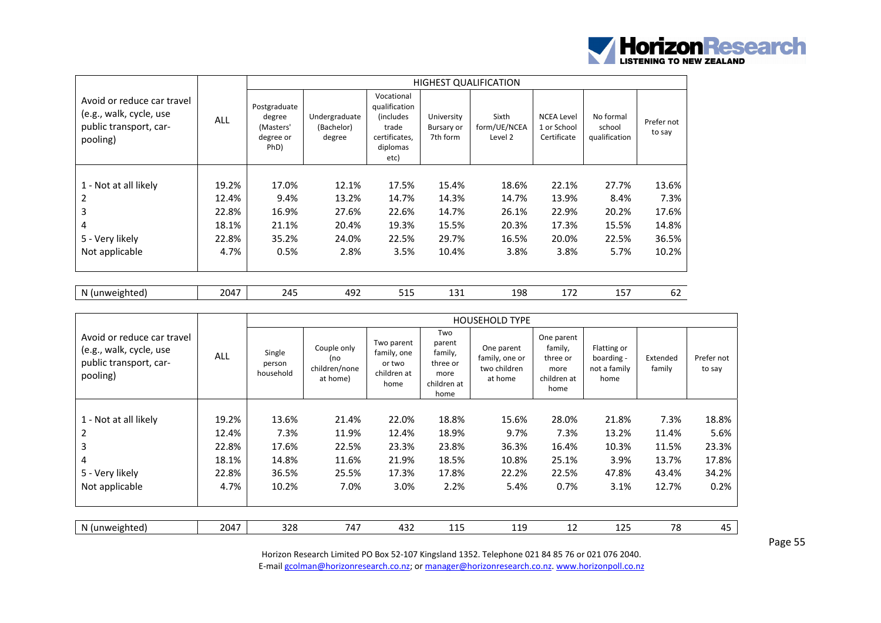| Avoid or reduce car travel (e.g., walk, cycle, use public transport, car-pooling) | ALL | HIGHEST QUALIFICATION | | | | | | | |
|---|---|---|---|---|---|---|---|---|---|
| | | Postgraduate degree (Masters' degree or PhD) | Undergraduate (Bachelor) degree | Vocational qualification (includes trade certificates, diplomas etc) | University Bursary or 7th form | Sixth form/UE/NCEA Level 2 | NCEA Level 1 or School Certificate | No formal school qualification | Prefer not to say |
| 1 - Not at all likely | 19.2% | 17.0% | 12.1% | 17.5% | 15.4% | 18.6% | 22.1% | 27.7% | 13.6% |
| 2 | 12.4% | 9.4% | 13.2% | 14.7% | 14.3% | 14.7% | 13.9% | 8.4% | 7.3% |
| 3 | 22.8% | 16.9% | 27.6% | 22.6% | 14.7% | 26.1% | 22.9% | 20.2% | 17.6% |
| 4 | 18.1% | 21.1% | 20.4% | 19.3% | 15.5% | 20.3% | 17.3% | 15.5% | 14.8% |
| 5 - Very likely | 22.8% | 35.2% | 24.0% | 22.5% | 29.7% | 16.5% | 20.0% | 22.5% | 36.5% |
| Not applicable | 4.7% | 0.5% | 2.8% | 3.5% | 10.4% | 3.8% | 3.8% | 5.7% | 10.2% |
| N (unweighted) | 2047 | 245 | 492 | 515 | 131 | 198 | 172 | 157 | 62 |

| Avoid or reduce car travel (e.g., walk, cycle, use public transport, car-pooling) | ALL | HOUSEHOLD TYPE | | | | | | | | |
|---|---|---|---|---|---|---|---|---|---|---|
| | | Single person household | Couple only (no children/none at home) | Two parent family, one or two children at home | Two parent family, three or more children at home | One parent family, one or two children at home | One parent family, three or more children at home | Flatting or boarding - not a family home | Extended family | Prefer not to say |
| 1 - Not at all likely | 19.2% | 13.6% | 21.4% | 22.0% | 18.8% | 15.6% | 28.0% | 21.8% | 7.3% | 18.8% |
| 2 | 12.4% | 7.3% | 11.9% | 12.4% | 18.9% | 9.7% | 7.3% | 13.2% | 11.4% | 5.6% |
| 3 | 22.8% | 17.6% | 22.5% | 23.3% | 23.8% | 36.3% | 16.4% | 10.3% | 11.5% | 23.3% |
| 4 | 18.1% | 14.8% | 11.6% | 21.9% | 18.5% | 10.8% | 25.1% | 3.9% | 13.7% | 17.8% |
| 5 - Very likely | 22.8% | 36.5% | 25.5% | 17.3% | 17.8% | 22.2% | 22.5% | 47.8% | 43.4% | 34.2% |
| Not applicable | 4.7% | 10.2% | 7.0% | 3.0% | 2.2% | 5.4% | 0.7% | 3.1% | 12.7% | 0.2% |
| N (unweighted) | 2047 | 328 | 747 | 432 | 115 | 119 | 12 | 125 | 78 | 45 |

Horizon Research Limited PO Box 52-107 Kingsland 1352. Telephone 021 84 85 76 or 021 076 2040.
E-mail gcolman@horizonresearch.co.nz; or manager@horizonresearch.co.nz. www.horizonpoll.co.nz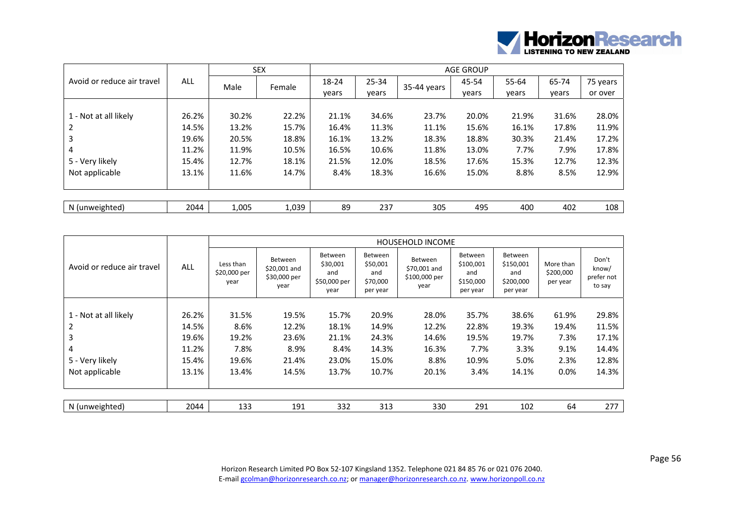| Avoid or reduce air travel | ALL | SEX | | AGE GROUP | | | | | | |
|---|---|---|---|---|---|---|---|---|---|---|
| | | Male | Female | 18-24 years | 25-34 years | 35-44 years | 45-54 years | 55-64 years | 65-74 years | 75 years or over |
| 1 - Not at all likely | 26.2% | 30.2% | 22.2% | 21.1% | 34.6% | 23.7% | 20.0% | 21.9% | 31.6% | 28.0% |
| 2 | 14.5% | 13.2% | 15.7% | 16.4% | 11.3% | 11.1% | 15.6% | 16.1% | 17.8% | 11.9% |
| 3 | 19.6% | 20.5% | 18.8% | 16.1% | 13.2% | 18.3% | 18.8% | 30.3% | 21.4% | 17.2% |
| 4 | 11.2% | 11.9% | 10.5% | 16.5% | 10.6% | 11.8% | 13.0% | 7.7% | 7.9% | 17.8% |
| 5 - Very likely | 15.4% | 12.7% | 18.1% | 21.5% | 12.0% | 18.5% | 17.6% | 15.3% | 12.7% | 12.3% |
| Not applicable | 13.1% | 11.6% | 14.7% | 8.4% | 18.3% | 16.6% | 15.0% | 8.8% | 8.5% | 12.9% |
| N (unweighted) | 2044 | 1,005 | 1,039 | 89 | 237 | 305 | 495 | 400 | 402 | 108 |

| Avoid or reduce air travel | ALL | HOUSEHOLD INCOME | | | | | | | | |
|---|---|---|---|---|---|---|---|---|---|---|
| | | Less than $20,000 per year | Between $20,001 and $30,000 per year | Between $30,001 and $50,000 per year | Between $50,001 and $70,000 per year | Between $70,001 and $100,000 per year | Between $100,001 and $150,000 per year | Between $150,001 and $200,000 per year | More than $200,000 per year | Don't know/ prefer not to say |
| 1 - Not at all likely | 26.2% | 31.5% | 19.5% | 15.7% | 20.9% | 28.0% | 35.7% | 38.6% | 61.9% | 29.8% |
| 2 | 14.5% | 8.6% | 12.2% | 18.1% | 14.9% | 12.2% | 22.8% | 19.3% | 19.4% | 11.5% |
| 3 | 19.6% | 19.2% | 23.6% | 21.1% | 24.3% | 14.6% | 19.5% | 19.7% | 7.3% | 17.1% |
| 4 | 11.2% | 7.8% | 8.9% | 8.4% | 14.3% | 16.3% | 7.7% | 3.3% | 9.1% | 14.4% |
| 5 - Very likely | 15.4% | 19.6% | 21.4% | 23.0% | 15.0% | 8.8% | 10.9% | 5.0% | 2.3% | 12.8% |
| Not applicable | 13.1% | 13.4% | 14.5% | 13.7% | 10.7% | 20.1% | 3.4% | 14.1% | 0.0% | 14.3% |
| N (unweighted) | 2044 | 133 | 191 | 332 | 313 | 330 | 291 | 102 | 64 | 277 |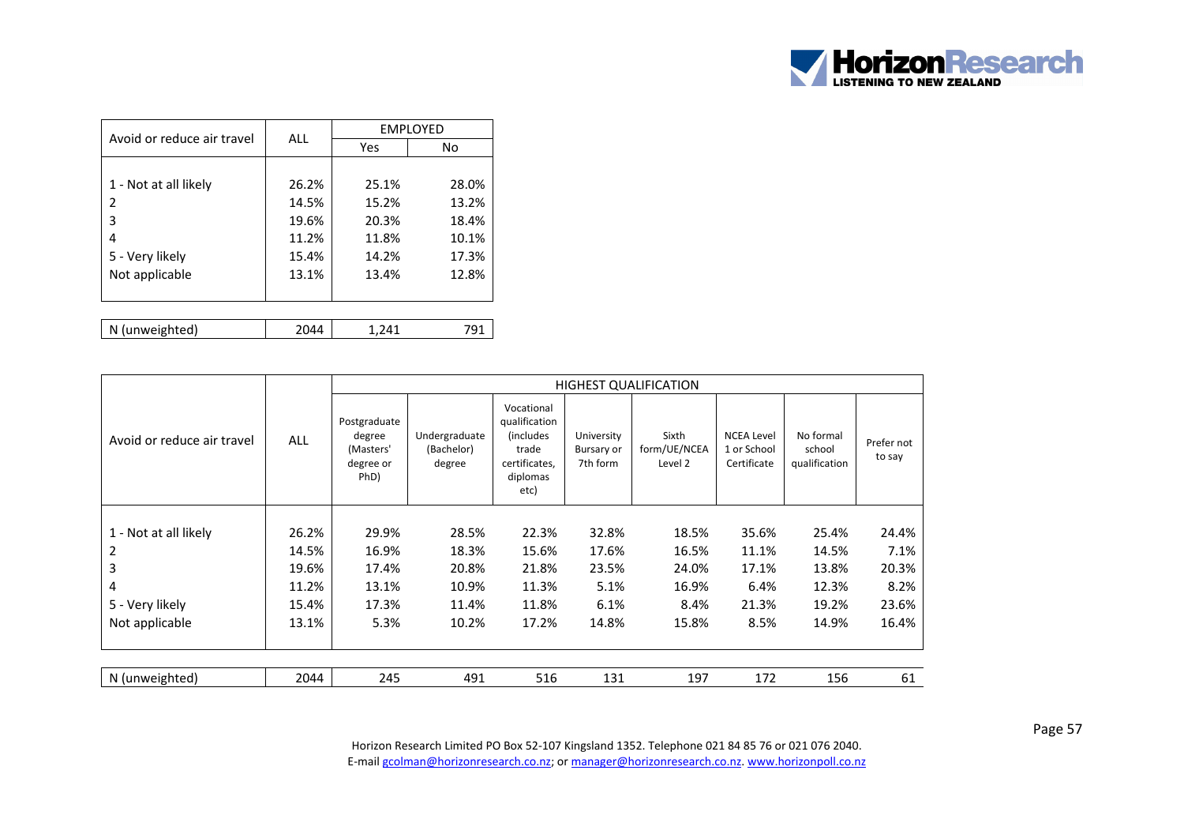| Avoid or reduce air travel | ALL | EMPLOYED | |
|---|---|---|---|
| | | Yes | No |
| 1 - Not at all likely | 26.2% | 25.1% | 28.0% |
| 2 | 14.5% | 15.2% | 13.2% |
| 3 | 19.6% | 20.3% | 18.4% |
| 4 | 11.2% | 11.8% | 10.1% |
| 5 - Very likely | 15.4% | 14.2% | 17.3% |
| Not applicable | 13.1% | 13.4% | 12.8% |
| N (unweighted) | 2044 | 1,241 | 791 |

| Avoid or reduce air travel | ALL | HIGHEST QUALIFICATION | | | | | | | |
|---|---|---|---|---|---|---|---|---|---|
| | | Postgraduate degree (Masters' degree or PhD) | Undergraduate (Bachelor) degree | Vocational qualification (includes trade certificates, diplomas etc) | University Bursary or 7th form | Sixth form/UE/NCEA Level 2 | NCEA Level 1 or School Certificate | No formal school qualification | Prefer not to say |
| 1 - Not at all likely | 26.2% | 29.9% | 28.5% | 22.3% | 32.8% | 18.5% | 35.6% | 25.4% | 24.4% |
| 2 | 14.5% | 16.9% | 18.3% | 15.6% | 17.6% | 16.5% | 11.1% | 14.5% | 7.1% |
| 3 | 19.6% | 17.4% | 20.8% | 21.8% | 23.5% | 24.0% | 17.1% | 13.8% | 20.3% |
| 4 | 11.2% | 13.1% | 10.9% | 11.3% | 5.1% | 16.9% | 6.4% | 12.3% | 8.2% |
| 5 - Very likely | 15.4% | 17.3% | 11.4% | 11.8% | 6.1% | 8.4% | 21.3% | 19.2% | 23.6% |
| Not applicable | 13.1% | 5.3% | 10.2% | 17.2% | 14.8% | 15.8% | 8.5% | 14.9% | 16.4% |
| N (unweighted) | 2044 | 245 | 491 | 516 | 131 | 197 | 172 | 156 | 61 |

Horizon Research Limited PO Box 52-107 Kingsland 1352. Telephone 021 84 85 76 or 021 076 2040.
E-mail gcolman@horizonresearch.co.nz; or manager@horizonresearch.co.nz. www.horizonpoll.co.nz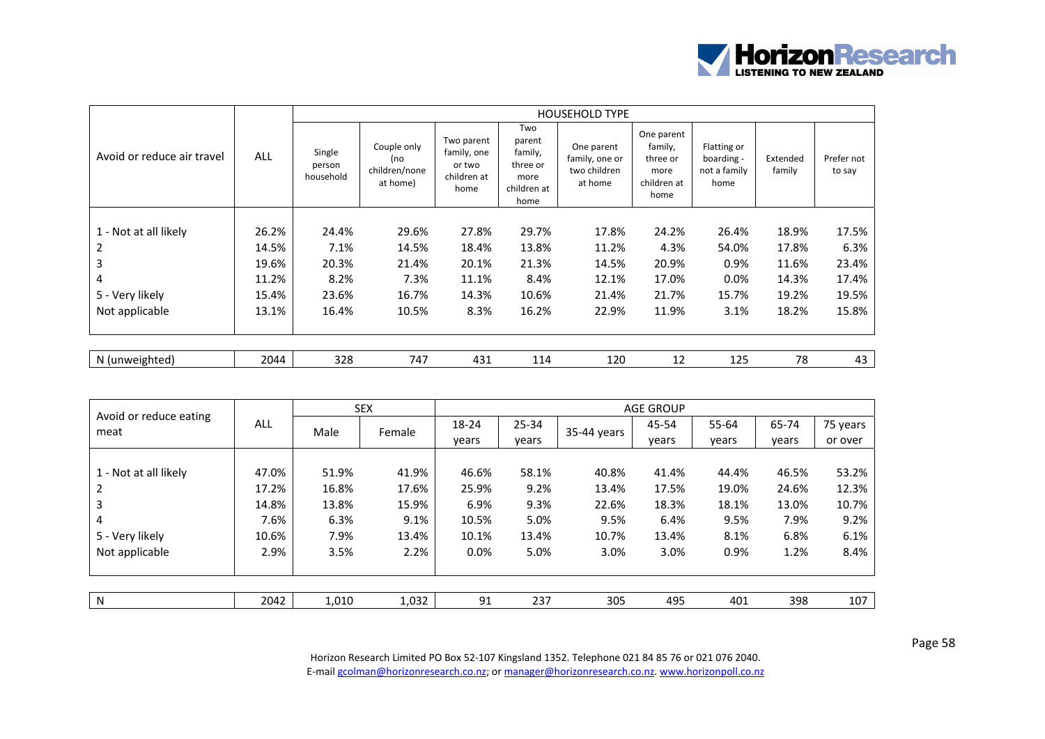| Avoid or reduce air travel | ALL | HOUSEHOLD TYPE | | | | | | | | |
|---|---|---|---|---|---|---|---|---|---|---|
| | | Single person household | Couple only (no children/none at home) | Two parent family, one or two children at home | Two parent family, three or more children at home | One parent family, one or two children at home | One parent family, three or more children at home | Flatting or boarding - not a family home | Extended family | Prefer not to say |
| 1 - Not at all likely | 26.2% | 24.4% | 29.6% | 27.8% | 29.7% | 17.8% | 24.2% | 26.4% | 18.9% | 17.5% |
| 2 | 14.5% | 7.1% | 14.5% | 18.4% | 13.8% | 11.2% | 4.3% | 54.0% | 17.8% | 6.3% |
| 3 | 19.6% | 20.3% | 21.4% | 20.1% | 21.3% | 14.5% | 20.9% | 0.9% | 11.6% | 23.4% |
| 4 | 11.2% | 8.2% | 7.3% | 11.1% | 8.4% | 12.1% | 17.0% | 0.0% | 14.3% | 17.4% |
| 5 - Very likely | 15.4% | 23.6% | 16.7% | 14.3% | 10.6% | 21.4% | 21.7% | 15.7% | 19.2% | 19.5% |
| Not applicable | 13.1% | 16.4% | 10.5% | 8.3% | 16.2% | 22.9% | 11.9% | 3.1% | 18.2% | 15.8% |
| N (unweighted) | 2044 | 328 | 747 | 431 | 114 | 120 | 12 | 125 | 78 | 43 |

| Avoid or reduce eating meat | ALL | SEX | | AGE GROUP | | | | | | |
|---|---|---|---|---|---|---|---|---|---|---|
| | | Male | Female | 18-24 years | 25-34 years | 35-44 years | 45-54 years | 55-64 years | 65-74 years | 75 years or over |
| 1 - Not at all likely | 47.0% | 51.9% | 41.9% | 46.6% | 58.1% | 40.8% | 41.4% | 44.4% | 46.5% | 53.2% |
| 2 | 17.2% | 16.8% | 17.6% | 25.9% | 9.2% | 13.4% | 17.5% | 19.0% | 24.6% | 12.3% |
| 3 | 14.8% | 13.8% | 15.9% | 6.9% | 9.3% | 22.6% | 18.3% | 18.1% | 13.0% | 10.7% |
| 4 | 7.6% | 6.3% | 9.1% | 10.5% | 5.0% | 9.5% | 6.4% | 9.5% | 7.9% | 9.2% |
| 5 - Very likely | 10.6% | 7.9% | 13.4% | 10.1% | 13.4% | 10.7% | 13.4% | 8.1% | 6.8% | 6.1% |
| Not applicable | 2.9% | 3.5% | 2.2% | 0.0% | 5.0% | 3.0% | 3.0% | 0.9% | 1.2% | 8.4% |
| N | 2042 | 1,010 | 1,032 | 91 | 237 | 305 | 495 | 401 | 398 | 107 |

Horizon Research Limited PO Box 52-107 Kingsland 1352. Telephone 021 84 85 76 or 021 076 2040.
E-mail gcolman@horizonresearch.co.nz; or manager@horizonresearch.co.nz. www.horizonpoll.co.nz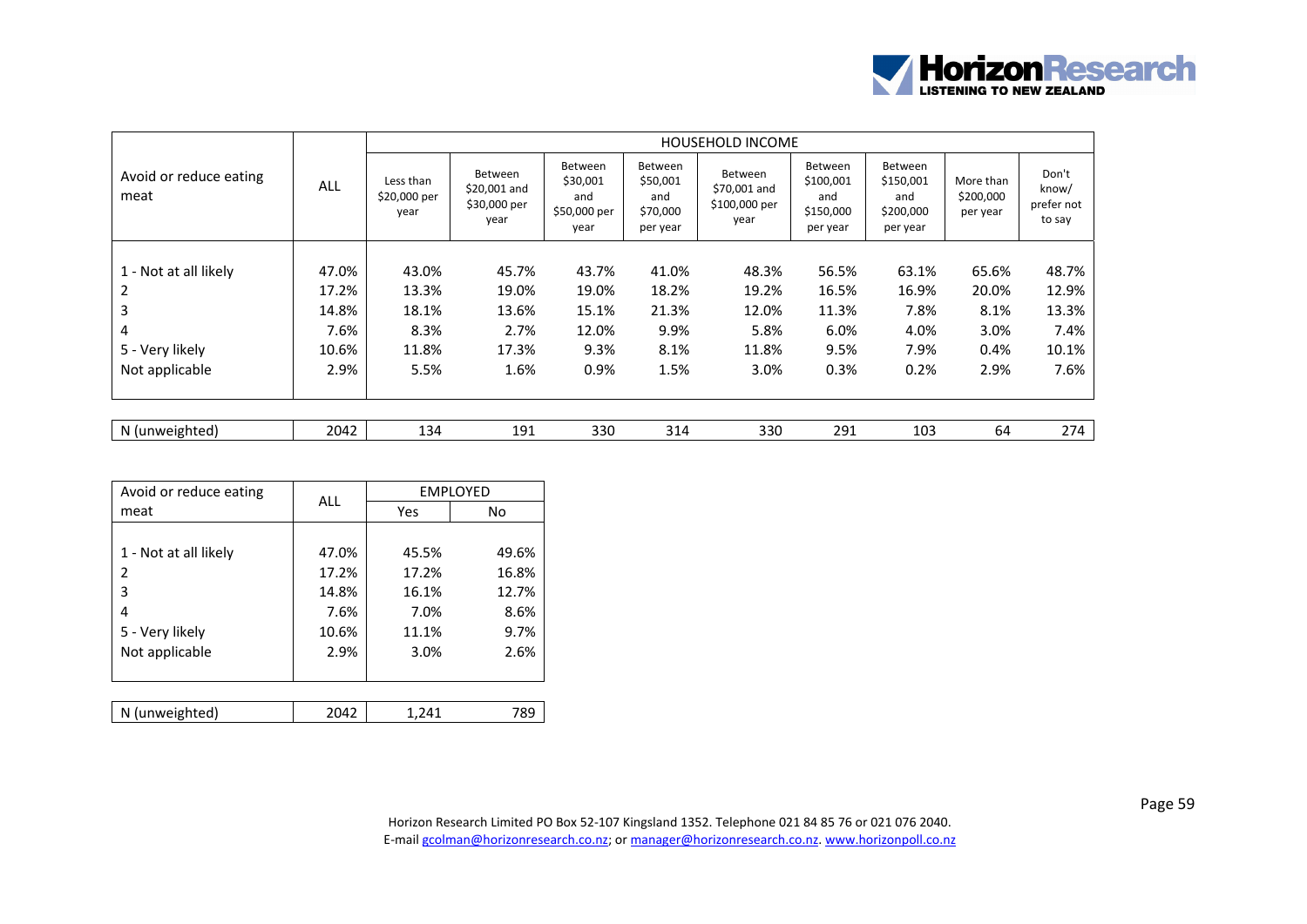| Avoid or reduce eating meat | ALL | HOUSEHOLD INCOME | | | | | | | | |
|---|---|---|---|---|---|---|---|---|---|---|
| | | Less than $20,000 per year | Between $20,001 and $30,000 per year | Between $30,001 and $50,000 per year | Between $50,001 and $70,000 per year | Between $70,001 and $100,000 per year | Between $100,001 and $150,000 per year | Between $150,001 and $200,000 per year | More than $200,000 per year | Don't know/ prefer not to say |
| 1 - Not at all likely | 47.0% | 43.0% | 45.7% | 43.7% | 41.0% | 48.3% | 56.5% | 63.1% | 65.6% | 48.7% |
| 2 | 17.2% | 13.3% | 19.0% | 19.0% | 18.2% | 19.2% | 16.5% | 16.9% | 20.0% | 12.9% |
| 3 | 14.8% | 18.1% | 13.6% | 15.1% | 21.3% | 12.0% | 11.3% | 7.8% | 8.1% | 13.3% |
| 4 | 7.6% | 8.3% | 2.7% | 12.0% | 9.9% | 5.8% | 6.0% | 4.0% | 3.0% | 7.4% |
| 5 - Very likely | 10.6% | 11.8% | 17.3% | 9.3% | 8.1% | 11.8% | 9.5% | 7.9% | 0.4% | 10.1% |
| Not applicable | 2.9% | 5.5% | 1.6% | 0.9% | 1.5% | 3.0% | 0.3% | 0.2% | 2.9% | 7.6% |
| N (unweighted) | 2042 | 134 | 191 | 330 | 314 | 330 | 291 | 103 | 64 | 274 |

| Avoid or reduce eating meat | ALL | EMPLOYED | |
|---|---|---|---|
| | | Yes | No |
| 1 - Not at all likely | 47.0% | 45.5% | 49.6% |
| 2 | 17.2% | 17.2% | 16.8% |
| 3 | 14.8% | 16.1% | 12.7% |
| 4 | 7.6% | 7.0% | 8.6% |
| 5 - Very likely | 10.6% | 11.1% | 9.7% |
| Not applicable | 2.9% | 3.0% | 2.6% |
| N (unweighted) | 2042 | 1,241 | 789 |

Horizon Research Limited PO Box 52-107 Kingsland 1352. Telephone 021 84 85 76 or 021 076 2040.
E-mail gcolman@horizonresearch.co.nz; or manager@horizonresearch.co.nz. www.horizonpoll.co.nz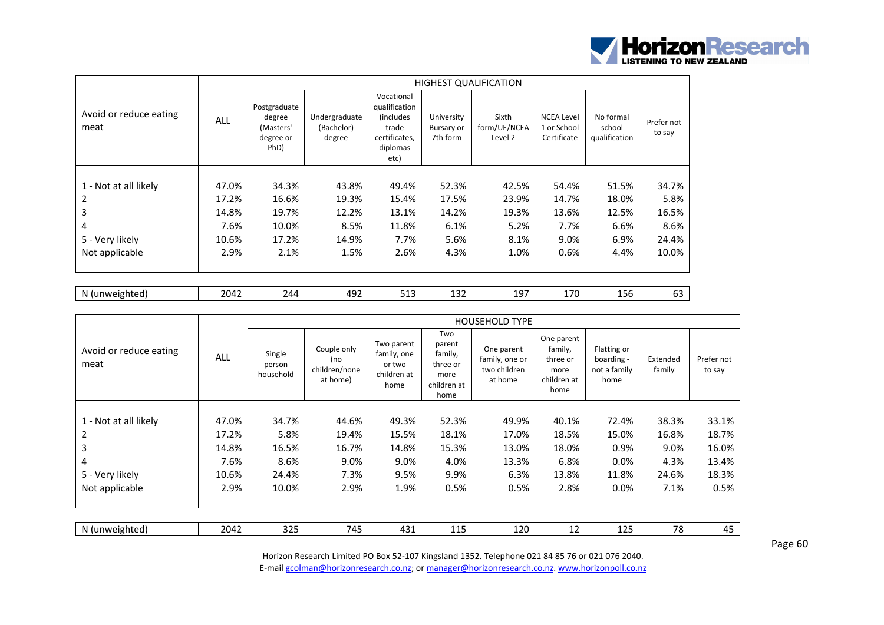| Avoid or reduce eating meat | ALL | HIGHEST QUALIFICATION | | | | | | | |
|---|---|---|---|---|---|---|---|---|---|
| | | Postgraduate degree (Masters' degree or PhD) | Undergraduate (Bachelor) degree | Vocational qualification (includes trade certificates, diplomas etc) | University Bursary or 7th form | Sixth form/UE/NCEA Level 2 | NCEA Level 1 or School Certificate | No formal school qualification | Prefer not to say |
| 1 - Not at all likely | 47.0% | 34.3% | 43.8% | 49.4% | 52.3% | 42.5% | 54.4% | 51.5% | 34.7% |
| 2 | 17.2% | 16.6% | 19.3% | 15.4% | 17.5% | 23.9% | 14.7% | 18.0% | 5.8% |
| 3 | 14.8% | 19.7% | 12.2% | 13.1% | 14.2% | 19.3% | 13.6% | 12.5% | 16.5% |
| 4 | 7.6% | 10.0% | 8.5% | 11.8% | 6.1% | 5.2% | 7.7% | 6.6% | 8.6% |
| 5 - Very likely | 10.6% | 17.2% | 14.9% | 7.7% | 5.6% | 8.1% | 9.0% | 6.9% | 24.4% |
| Not applicable | 2.9% | 2.1% | 1.5% | 2.6% | 4.3% | 1.0% | 0.6% | 4.4% | 10.0% |
| N (unweighted) | 2042 | 244 | 492 | 513 | 132 | 197 | 170 | 156 | 63 |

| Avoid or reduce eating meat | ALL | HOUSEHOLD TYPE | | | | | | | | |
|---|---|---|---|---|---|---|---|---|---|---|
| | | Single person household | Couple only (no children/none at home) | Two parent family, one or two children at home | Two parent family, three or more children at home | One parent family, one or two children at home | One parent family, three or more children at home | Flatting or boarding - not a family home | Extended family | Prefer not to say |
| 1 - Not at all likely | 47.0% | 34.7% | 44.6% | 49.3% | 52.3% | 49.9% | 40.1% | 72.4% | 38.3% | 33.1% |
| 2 | 17.2% | 5.8% | 19.4% | 15.5% | 18.1% | 17.0% | 18.5% | 15.0% | 16.8% | 18.7% |
| 3 | 14.8% | 16.5% | 16.7% | 14.8% | 15.3% | 13.0% | 18.0% | 0.9% | 9.0% | 16.0% |
| 4 | 7.6% | 8.6% | 9.0% | 9.0% | 4.0% | 13.3% | 6.8% | 0.0% | 4.3% | 13.4% |
| 5 - Very likely | 10.6% | 24.4% | 7.3% | 9.5% | 9.9% | 6.3% | 13.8% | 11.8% | 24.6% | 18.3% |
| Not applicable | 2.9% | 10.0% | 2.9% | 1.9% | 0.5% | 0.5% | 2.8% | 0.0% | 7.1% | 0.5% |
| N (unweighted) | 2042 | 325 | 745 | 431 | 115 | 120 | 12 | 125 | 78 | 45 |

Horizon Research Limited PO Box 52-107 Kingsland 1352. Telephone 021 84 85 76 or 021 076 2040.
E-mail gcolman@horizonresearch.co.nz; or manager@horizonresearch.co.nz. www.horizonpoll.co.nz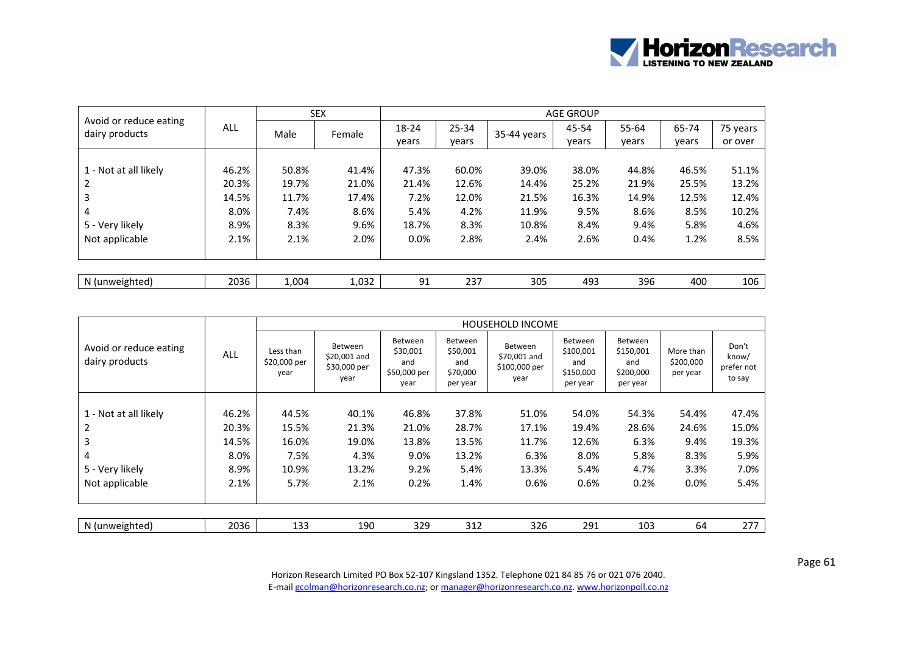| Avoid or reduce eating dairy products | ALL | SEX | | AGE GROUP | | | | | | |
|---|---|---|---|---|---|---|---|---|---|---|
| | | Male | Female | 18-24 years | 25-34 years | 35-44 years | 45-54 years | 55-64 years | 65-74 years | 75 years or over |
| 1 - Not at all likely | 46.2% | 50.8% | 41.4% | 47.3% | 60.0% | 39.0% | 38.0% | 44.8% | 46.5% | 51.1% |
| 2 | 20.3% | 19.7% | 21.0% | 21.4% | 12.6% | 14.4% | 25.2% | 21.9% | 25.5% | 13.2% |
| 3 | 14.5% | 11.7% | 17.4% | 7.2% | 12.0% | 21.5% | 16.3% | 14.9% | 12.5% | 12.4% |
| 4 | 8.0% | 7.4% | 8.6% | 5.4% | 4.2% | 11.9% | 9.5% | 8.6% | 8.5% | 10.2% |
| 5 - Very likely | 8.9% | 8.3% | 9.6% | 18.7% | 8.3% | 10.8% | 8.4% | 9.4% | 5.8% | 4.6% |
| Not applicable | 2.1% | 2.1% | 2.0% | 0.0% | 2.8% | 2.4% | 2.6% | 0.4% | 1.2% | 8.5% |
| N (unweighted) | 2036 | 1,004 | 1,032 | 91 | 237 | 305 | 493 | 396 | 400 | 106 |

| Avoid or reduce eating dairy products | ALL | HOUSEHOLD INCOME | | | | | | | | |
|---|---|---|---|---|---|---|---|---|---|---|
| | | Less than $20,000 per year | Between $20,001 and $30,000 per year | Between $30,001 and $50,000 per year | Between $50,001 and $70,000 per year | Between $70,001 and $100,000 per year | Between $100,001 and $150,000 per year | Between $150,001 and $200,000 per year | More than $200,000 per year | Don't know/ prefer not to say |
| 1 - Not at all likely | 46.2% | 44.5% | 40.1% | 46.8% | 37.8% | 51.0% | 54.0% | 54.3% | 54.4% | 47.4% |
| 2 | 20.3% | 15.5% | 21.3% | 21.0% | 28.7% | 17.1% | 19.4% | 28.6% | 24.6% | 15.0% |
| 3 | 14.5% | 16.0% | 19.0% | 13.8% | 13.5% | 11.7% | 12.6% | 6.3% | 9.4% | 19.3% |
| 4 | 8.0% | 7.5% | 4.3% | 9.0% | 13.2% | 6.3% | 8.0% | 5.8% | 8.3% | 5.9% |
| 5 - Very likely | 8.9% | 10.9% | 13.2% | 9.2% | 5.4% | 13.3% | 5.4% | 4.7% | 3.3% | 7.0% |
| Not applicable | 2.1% | 5.7% | 2.1% | 0.2% | 1.4% | 0.6% | 0.6% | 0.2% | 0.0% | 5.4% |
| N (unweighted) | 2036 | 133 | 190 | 329 | 312 | 326 | 291 | 103 | 64 | 277 |

Horizon Research Limited PO Box 52-107 Kingsland 1352. Telephone 021 84 85 76 or 021 076 2040.
E-mail gcolman@horizonresearch.co.nz; or manager@horizonresearch.co.nz. www.horizonpoll.co.nz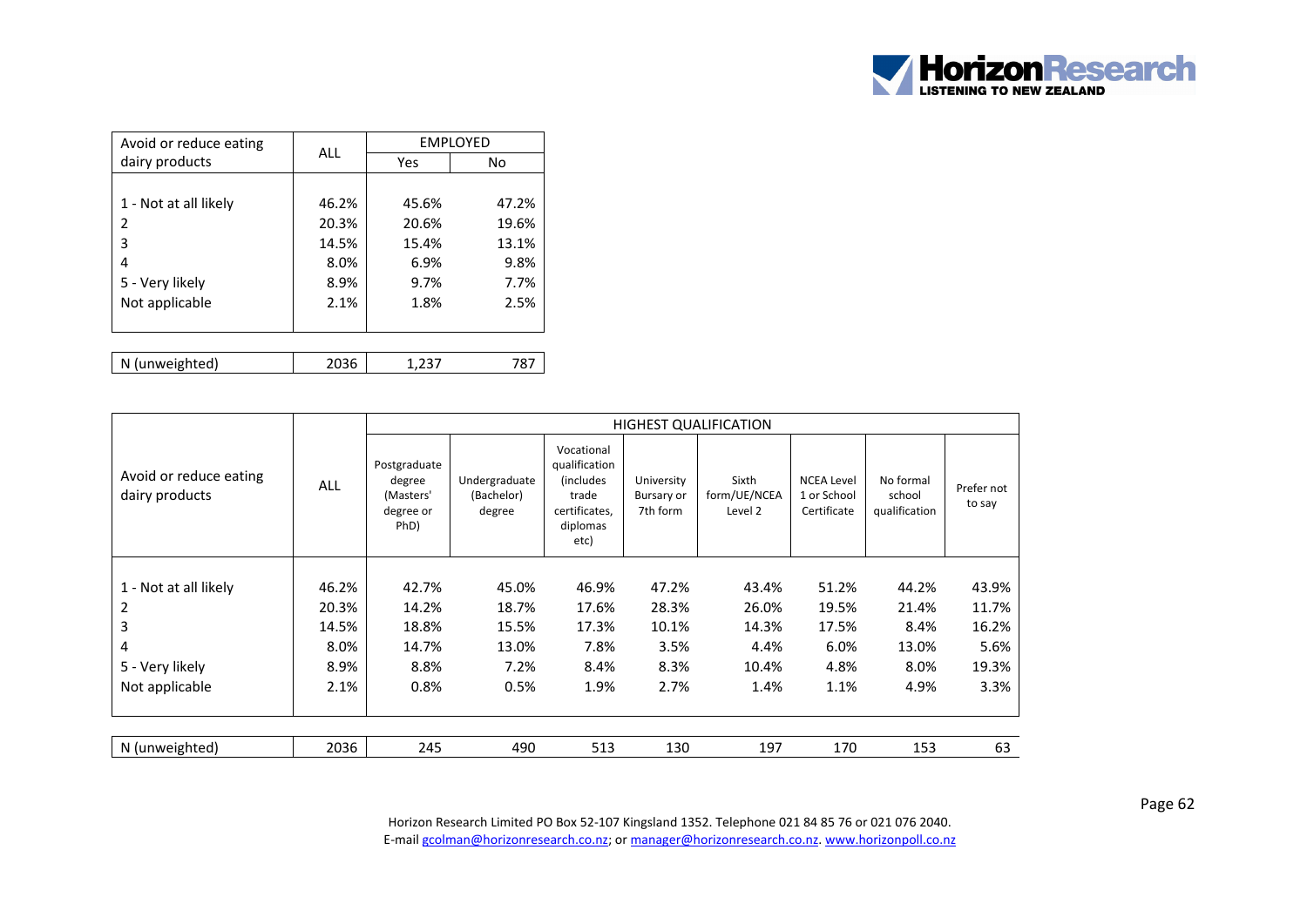| Avoid or reduce eating dairy products | ALL | EMPLOYED | |
|---|---|---|---|
| | | Yes | No |
| 1 - Not at all likely | 46.2% | 45.6% | 47.2% |
| 2 | 20.3% | 20.6% | 19.6% |
| 3 | 14.5% | 15.4% | 13.1% |
| 4 | 8.0% | 6.9% | 9.8% |
| 5 - Very likely | 8.9% | 9.7% | 7.7% |
| Not applicable | 2.1% | 1.8% | 2.5% |
| N (unweighted) | 2036 | 1,237 | 787 |

| Avoid or reduce eating dairy products | ALL | HIGHEST QUALIFICATION | | | | | | | |
|---|---|---|---|---|---|---|---|---|---|
| | | Postgraduate degree (Masters' degree or PhD) | Undergraduate (Bachelor) degree | Vocational qualification (includes trade certificates, diplomas etc) | University Bursary or 7th form | Sixth form/UE/NCEA Level 2 | NCEA Level 1 or School Certificate | No formal school qualification | Prefer not to say |
| 1 - Not at all likely | 46.2% | 42.7% | 45.0% | 46.9% | 47.2% | 43.4% | 51.2% | 44.2% | 43.9% |
| 2 | 20.3% | 14.2% | 18.7% | 17.6% | 28.3% | 26.0% | 19.5% | 21.4% | 11.7% |
| 3 | 14.5% | 18.8% | 15.5% | 17.3% | 10.1% | 14.3% | 17.5% | 8.4% | 16.2% |
| 4 | 8.0% | 14.7% | 13.0% | 7.8% | 3.5% | 4.4% | 6.0% | 13.0% | 5.6% |
| 5 - Very likely | 8.9% | 8.8% | 7.2% | 8.4% | 8.3% | 10.4% | 4.8% | 8.0% | 19.3% |
| Not applicable | 2.1% | 0.8% | 0.5% | 1.9% | 2.7% | 1.4% | 1.1% | 4.9% | 3.3% |
| N (unweighted) | 2036 | 245 | 490 | 513 | 130 | 197 | 170 | 153 | 63 |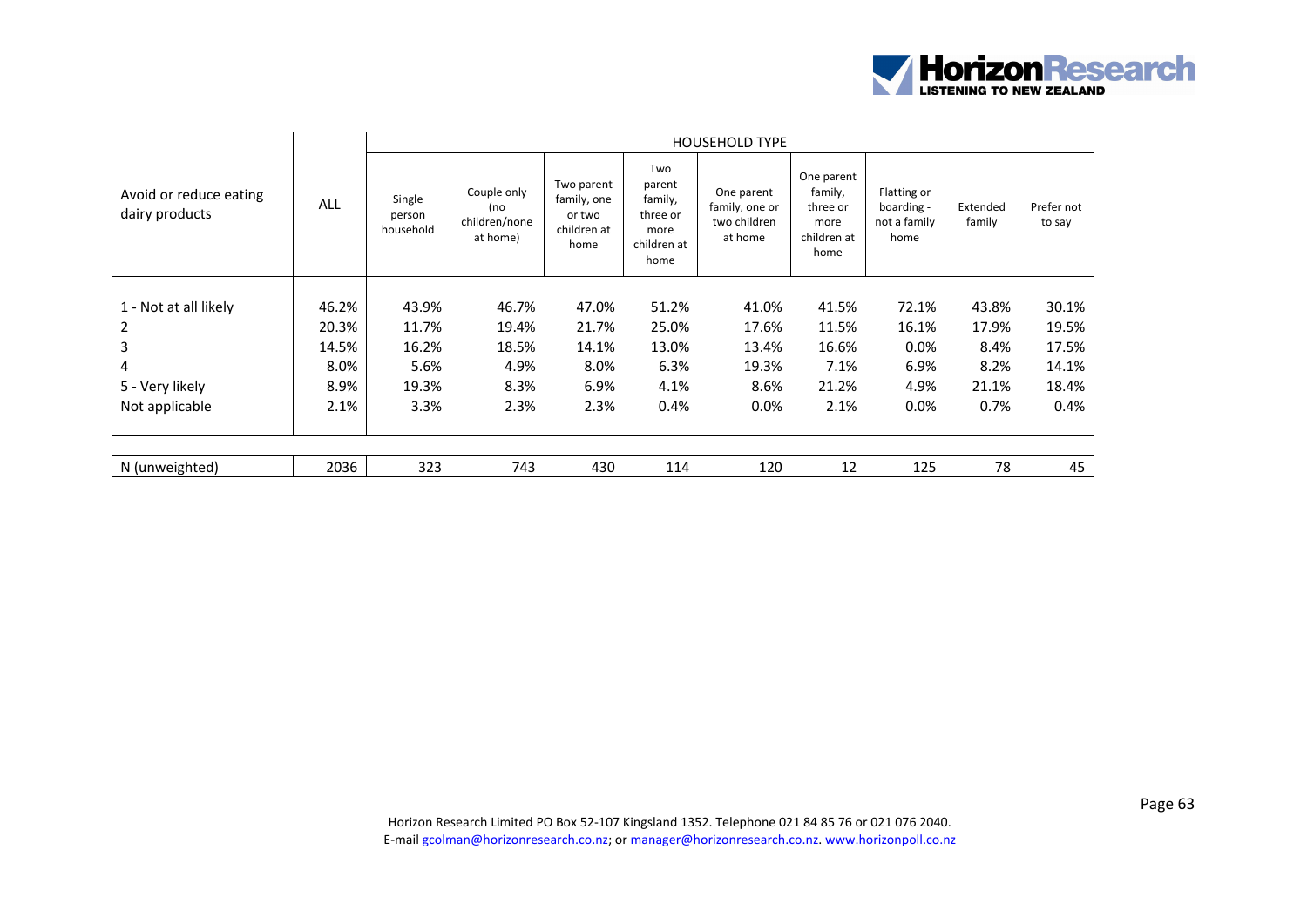| Avoid or reduce eating dairy products | ALL | HOUSEHOLD TYPE | | | | | | | | |
|---|---|---|---|---|---|---|---|---|---|---|
| | | Single person household | Couple only (no children/none at home) | Two parent family, one or two children at home | Two parent family, three or more children at home | One parent family, one or two children at home | One parent family, three or more children at home | Flatting or boarding - not a family home | Extended family | Prefer not to say |
| 1 - Not at all likely | 46.2% | 43.9% | 46.7% | 47.0% | 51.2% | 41.0% | 41.5% | 72.1% | 43.8% | 30.1% |
| 2 | 20.3% | 11.7% | 19.4% | 21.7% | 25.0% | 17.6% | 11.5% | 16.1% | 17.9% | 19.5% |
| 3 | 14.5% | 16.2% | 18.5% | 14.1% | 13.0% | 13.4% | 16.6% | 0.0% | 8.4% | 17.5% |
| 4 | 8.0% | 5.6% | 4.9% | 8.0% | 6.3% | 19.3% | 7.1% | 6.9% | 8.2% | 14.1% |
| 5 - Very likely | 8.9% | 19.3% | 8.3% | 6.9% | 4.1% | 8.6% | 21.2% | 4.9% | 21.1% | 18.4% |
| Not applicable | 2.1% | 3.3% | 2.3% | 2.3% | 0.4% | 0.0% | 2.1% | 0.0% | 0.7% | 0.4% |
| N (unweighted) | 2036 | 323 | 743 | 430 | 114 | 120 | 12 | 125 | 78 | 45 |

Horizon Research Limited PO Box 52-107 Kingsland 1352. Telephone 021 84 85 76 or 021 076 2040.
E-mail gcolman@horizonresearch.co.nz; or manager@horizonresearch.co.nz. www.horizonpoll.co.nz